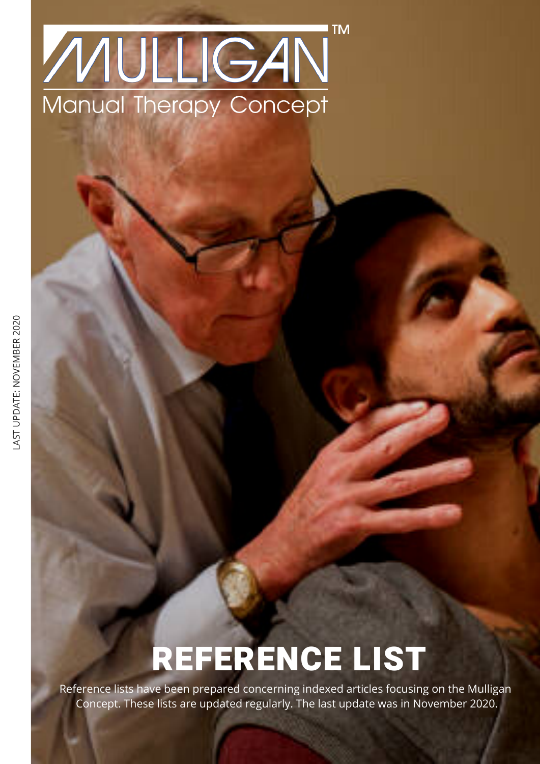# MULLIGAN™

Manual Therapy Concept

LAST UPDATE: NOVEMBER 2020

## REFERENCE LIST

Reference lists have been prepared concerning indexed articles focusing on the Mulligan Concept. These lists are updated regularly. The last update was in November 2020.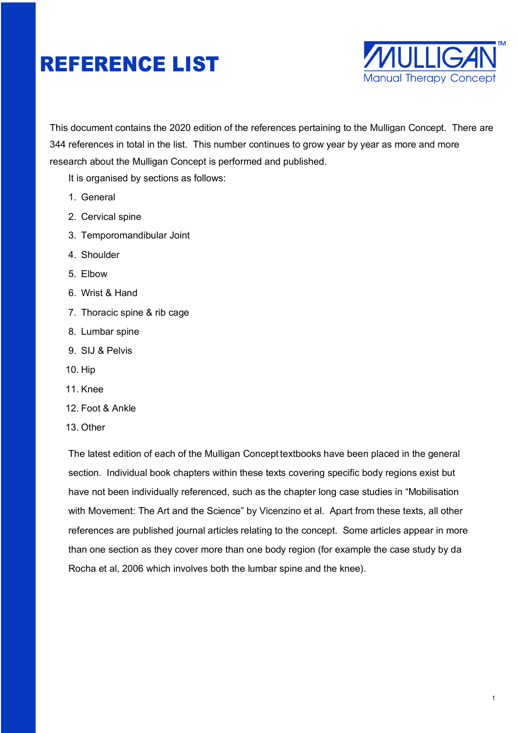# REFERENCE LIST

MULLIGAN™
Manual Therapy Concept

This document contains the 2020 edition of the references pertaining to the Mulligan Concept. There are 344 references in total in the list. This number continues to grow year by year as more and more research about the Mulligan Concept is performed and published.

It is organised by sections as follows:

1. General
2. Cervical spine
3. Temporomandibular Joint
4. Shoulder
5. Elbow
6. Wrist & Hand
7. Thoracic spine & rib cage
8. Lumbar spine
9. SIJ & Pelvis
10. Hip
11. Knee
12. Foot & Ankle
13. Other

The latest edition of each of the Mulligan Concept textbooks have been placed in the general section. Individual book chapters within these texts covering specific body regions exist but have not been individually referenced, such as the chapter long case studies in "Mobilisation with Movement: The Art and the Science" by Vicenzino et al. Apart from these texts, all other references are published journal articles relating to the concept. Some articles appear in more than one section as they cover more than one body region (for example the case study by da Rocha et al, 2006 which involves both the lumbar spine and the knee).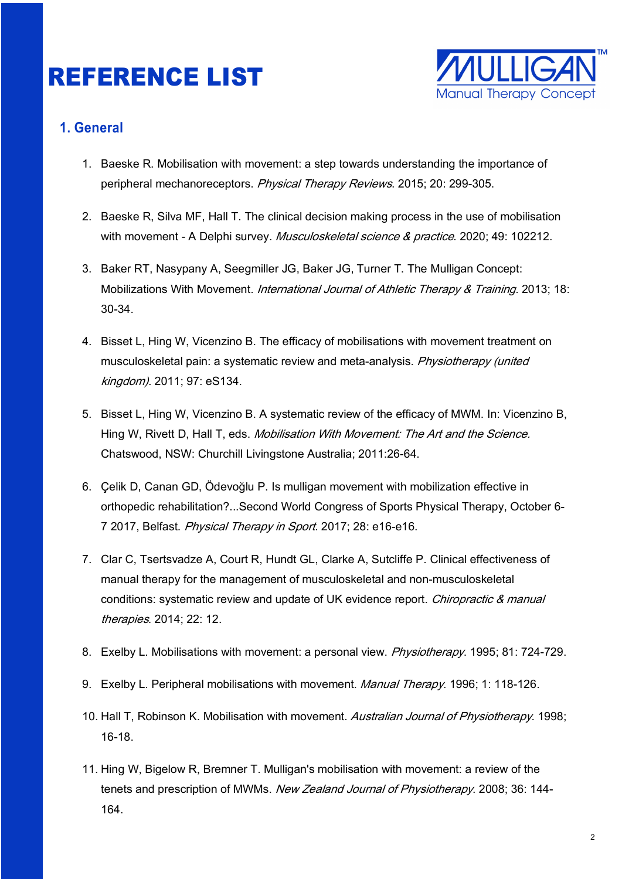# REFERENCE LIST

MULLIGAN™
Manual Therapy Concept

## 1. General

1. Baeske R. Mobilisation with movement: a step towards understanding the importance of peripheral mechanoreceptors. *Physical Therapy Reviews*. 2015; 20: 299-305.

2. Baeske R, Silva MF, Hall T. The clinical decision making process in the use of mobilisation with movement - A Delphi survey. *Musculoskeletal science & practice*. 2020; 49: 102212.

3. Baker RT, Nasypany A, Seegmiller JG, Baker JG, Turner T. The Mulligan Concept: Mobilizations With Movement. *International Journal of Athletic Therapy & Training*. 2013; 18: 30-34.

4. Bisset L, Hing W, Vicenzino B. The efficacy of mobilisations with movement treatment on musculoskeletal pain: a systematic review and meta-analysis. *Physiotherapy (united kingdom)*. 2011; 97: eS134.

5. Bisset L, Hing W, Vicenzino B. A systematic review of the efficacy of MWM. In: Vicenzino B, Hing W, Rivett D, Hall T, eds. *Mobilisation With Movement: The Art and the Science.* Chatswood, NSW: Churchill Livingstone Australia; 2011:26-64.

6. Çelik D, Canan GD, Ödevoğlu P. Is mulligan movement with mobilization effective in orthopedic rehabilitation?...Second World Congress of Sports Physical Therapy, October 6-7 2017, Belfast. *Physical Therapy in Sport*. 2017; 28: e16-e16.

7. Clar C, Tsertsvadze A, Court R, Hundt GL, Clarke A, Sutcliffe P. Clinical effectiveness of manual therapy for the management of musculoskeletal and non-musculoskeletal conditions: systematic review and update of UK evidence report. *Chiropractic & manual therapies*. 2014; 22: 12.

8. Exelby L. Mobilisations with movement: a personal view. *Physiotherapy*. 1995; 81: 724-729.

9. Exelby L. Peripheral mobilisations with movement. *Manual Therapy*. 1996; 1: 118-126.

10. Hall T, Robinson K. Mobilisation with movement. *Australian Journal of Physiotherapy*. 1998; 16-18.

11. Hing W, Bigelow R, Bremner T. Mulligan's mobilisation with movement: a review of the tenets and prescription of MWMs. *New Zealand Journal of Physiotherapy*. 2008; 36: 144-164.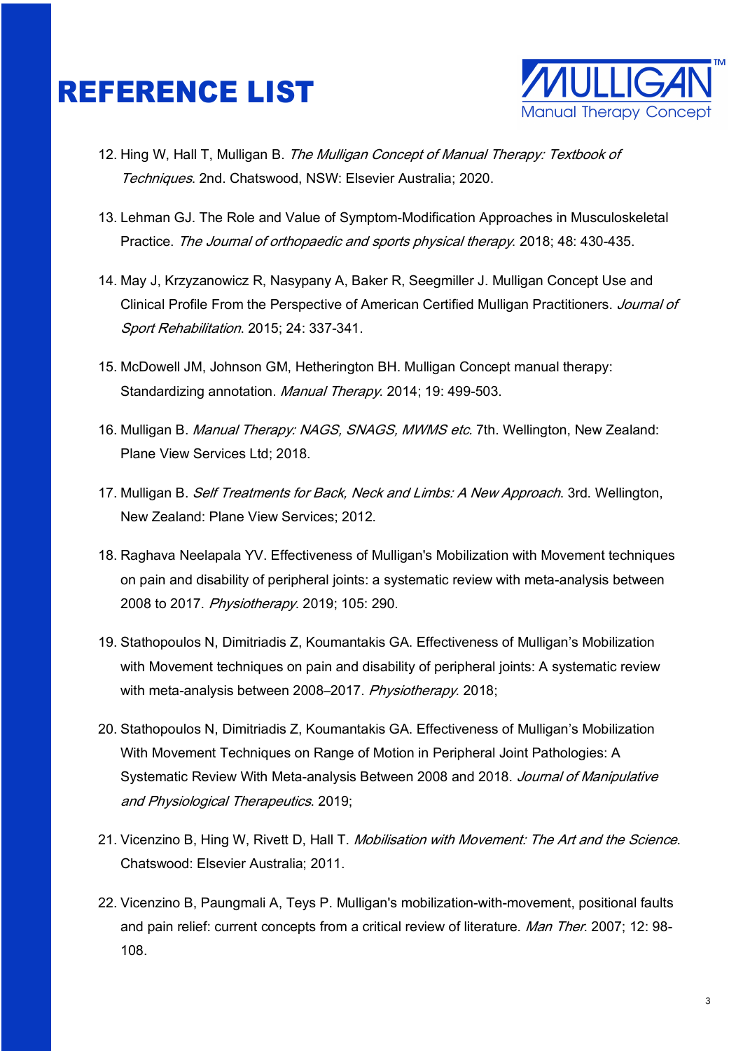# REFERENCE LIST

12. Hing W, Hall T, Mulligan B. *The Mulligan Concept of Manual Therapy: Textbook of Techniques*. 2nd. Chatswood, NSW: Elsevier Australia; 2020.

13. Lehman GJ. The Role and Value of Symptom-Modification Approaches in Musculoskeletal Practice. *The Journal of orthopaedic and sports physical therapy*. 2018; 48: 430-435.

14. May J, Krzyzanowicz R, Nasypany A, Baker R, Seegmiller J. Mulligan Concept Use and Clinical Profile From the Perspective of American Certified Mulligan Practitioners. *Journal of Sport Rehabilitation*. 2015; 24: 337-341.

15. McDowell JM, Johnson GM, Hetherington BH. Mulligan Concept manual therapy: Standardizing annotation. *Manual Therapy*. 2014; 19: 499-503.

16. Mulligan B. *Manual Therapy: NAGS, SNAGS, MWMS etc*. 7th. Wellington, New Zealand: Plane View Services Ltd; 2018.

17. Mulligan B. *Self Treatments for Back, Neck and Limbs: A New Approach*. 3rd. Wellington, New Zealand: Plane View Services; 2012.

18. Raghava Neelapala YV. Effectiveness of Mulligan's Mobilization with Movement techniques on pain and disability of peripheral joints: a systematic review with meta-analysis between 2008 to 2017. *Physiotherapy*. 2019; 105: 290.

19. Stathopoulos N, Dimitriadis Z, Koumantakis GA. Effectiveness of Mulligan's Mobilization with Movement techniques on pain and disability of peripheral joints: A systematic review with meta-analysis between 2008–2017. *Physiotherapy*. 2018;

20. Stathopoulos N, Dimitriadis Z, Koumantakis GA. Effectiveness of Mulligan's Mobilization With Movement Techniques on Range of Motion in Peripheral Joint Pathologies: A Systematic Review With Meta-analysis Between 2008 and 2018. *Journal of Manipulative and Physiological Therapeutics*. 2019;

21. Vicenzino B, Hing W, Rivett D, Hall T. *Mobilisation with Movement: The Art and the Science*. Chatswood: Elsevier Australia; 2011.

22. Vicenzino B, Paungmali A, Teys P. Mulligan's mobilization-with-movement, positional faults and pain relief: current concepts from a critical review of literature. *Man Ther*. 2007; 12: 98-108.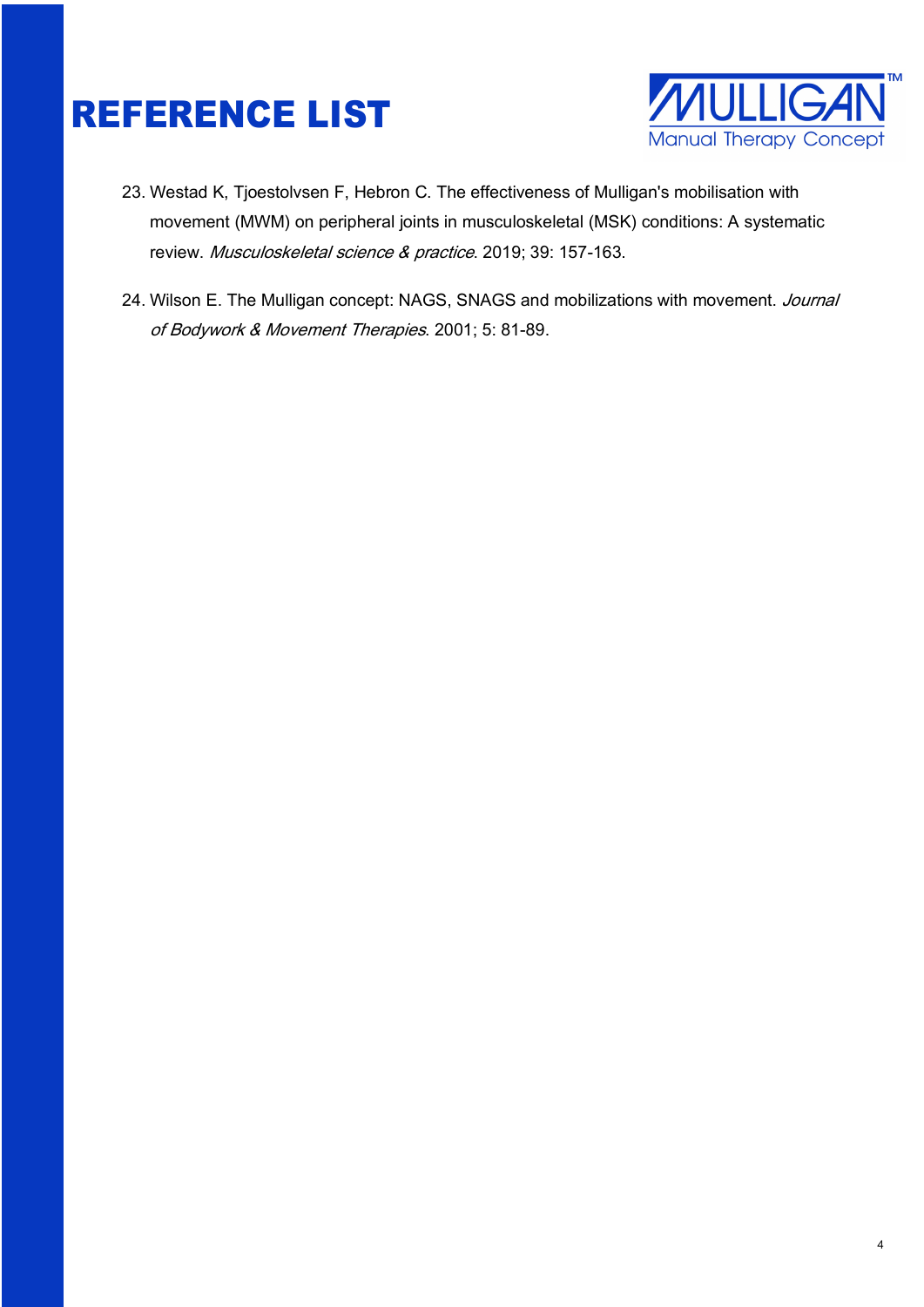# REFERENCE LIST

23. Westad K, Tjoestolvsen F, Hebron C. The effectiveness of Mulligan's mobilisation with movement (MWM) on peripheral joints in musculoskeletal (MSK) conditions: A systematic review. *Musculoskeletal science & practice*. 2019; 39: 157-163.

24. Wilson E. The Mulligan concept: NAGS, SNAGS and mobilizations with movement. *Journal of Bodywork & Movement Therapies*. 2001; 5: 81-89.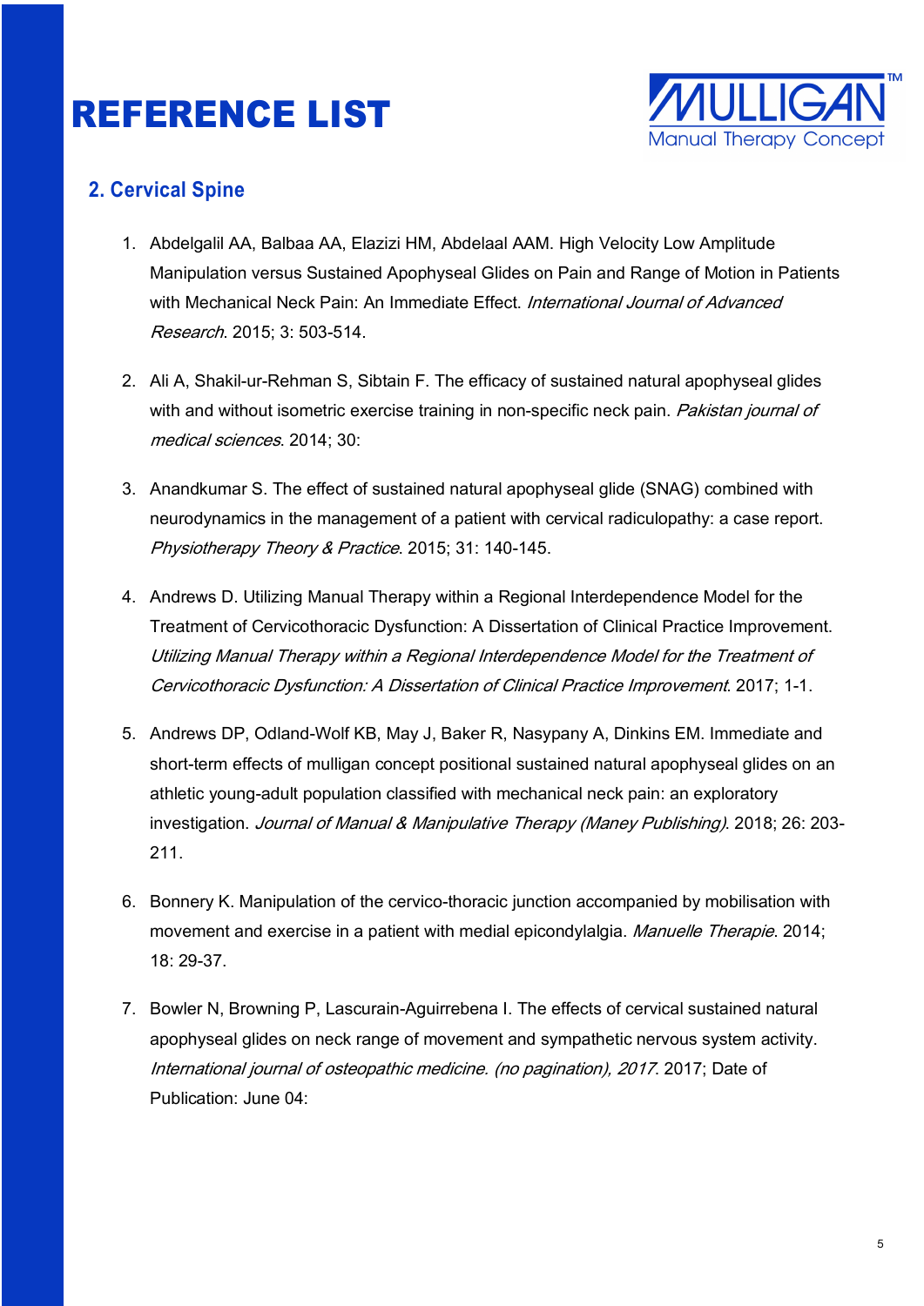# REFERENCE LIST

## 2. Cervical Spine

1. Abdelgalil AA, Balbaa AA, Elazizi HM, Abdelaal AAM. High Velocity Low Amplitude Manipulation versus Sustained Apophyseal Glides on Pain and Range of Motion in Patients with Mechanical Neck Pain: An Immediate Effect. *International Journal of Advanced Research*. 2015; 3: 503-514.

2. Ali A, Shakil-ur-Rehman S, Sibtain F. The efficacy of sustained natural apophyseal glides with and without isometric exercise training in non-specific neck pain. *Pakistan journal of medical sciences*. 2014; 30:

3. Anandkumar S. The effect of sustained natural apophyseal glide (SNAG) combined with neurodynamics in the management of a patient with cervical radiculopathy: a case report. *Physiotherapy Theory & Practice*. 2015; 31: 140-145.

4. Andrews D. Utilizing Manual Therapy within a Regional Interdependence Model for the Treatment of Cervicothoracic Dysfunction: A Dissertation of Clinical Practice Improvement. *Utilizing Manual Therapy within a Regional Interdependence Model for the Treatment of Cervicothoracic Dysfunction: A Dissertation of Clinical Practice Improvement*. 2017; 1-1.

5. Andrews DP, Odland-Wolf KB, May J, Baker R, Nasypany A, Dinkins EM. Immediate and short-term effects of mulligan concept positional sustained natural apophyseal glides on an athletic young-adult population classified with mechanical neck pain: an exploratory investigation. *Journal of Manual & Manipulative Therapy (Maney Publishing)*. 2018; 26: 203-211.

6. Bonnery K. Manipulation of the cervico-thoracic junction accompanied by mobilisation with movement and exercise in a patient with medial epicondylalgia. *Manuelle Therapie*. 2014; 18: 29-37.

7. Bowler N, Browning P, Lascurain-Aguirrebena I. The effects of cervical sustained natural apophyseal glides on neck range of movement and sympathetic nervous system activity. *International journal of osteopathic medicine. (no pagination), 2017*. 2017; Date of Publication: June 04: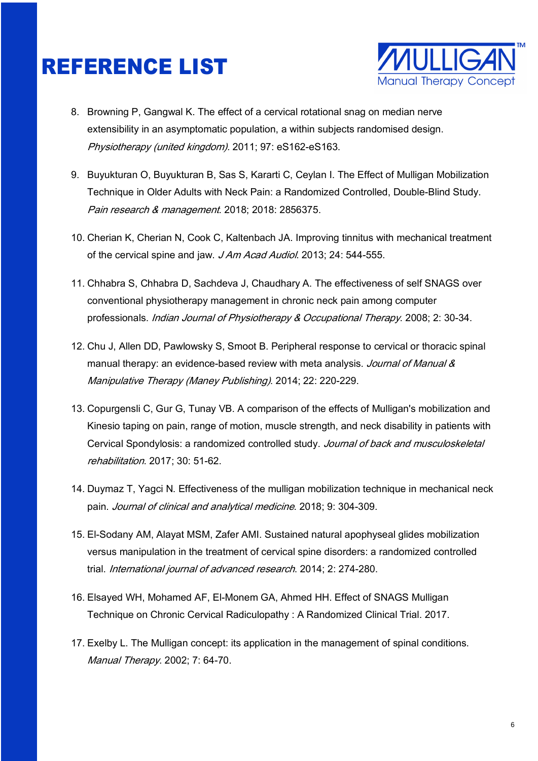# REFERENCE LIST

8. Browning P, Gangwal K. The effect of a cervical rotational snag on median nerve extensibility in an asymptomatic population, a within subjects randomised design. *Physiotherapy (united kingdom)*. 2011; 97: eS162-eS163.

9. Buyukturan O, Buyukturan B, Sas S, Kararti C, Ceylan I. The Effect of Mulligan Mobilization Technique in Older Adults with Neck Pain: a Randomized Controlled, Double-Blind Study. *Pain research & management*. 2018; 2018: 2856375.

10. Cherian K, Cherian N, Cook C, Kaltenbach JA. Improving tinnitus with mechanical treatment of the cervical spine and jaw. *J Am Acad Audiol*. 2013; 24: 544-555.

11. Chhabra S, Chhabra D, Sachdeva J, Chaudhary A. The effectiveness of self SNAGS over conventional physiotherapy management in chronic neck pain among computer professionals. *Indian Journal of Physiotherapy & Occupational Therapy*. 2008; 2: 30-34.

12. Chu J, Allen DD, Pawlowsky S, Smoot B. Peripheral response to cervical or thoracic spinal manual therapy: an evidence-based review with meta analysis. *Journal of Manual & Manipulative Therapy (Maney Publishing)*. 2014; 22: 220-229.

13. Copurgensli C, Gur G, Tunay VB. A comparison of the effects of Mulligan's mobilization and Kinesio taping on pain, range of motion, muscle strength, and neck disability in patients with Cervical Spondylosis: a randomized controlled study. *Journal of back and musculoskeletal rehabilitation*. 2017; 30: 51-62.

14. Duymaz T, Yagci N. Effectiveness of the mulligan mobilization technique in mechanical neck pain. *Journal of clinical and analytical medicine*. 2018; 9: 304-309.

15. El-Sodany AM, Alayat MSM, Zafer AMI. Sustained natural apophyseal glides mobilization versus manipulation in the treatment of cervical spine disorders: a randomized controlled trial. *International journal of advanced research*. 2014; 2: 274-280.

16. Elsayed WH, Mohamed AF, El-Monem GA, Ahmed HH. Effect of SNAGS Mulligan Technique on Chronic Cervical Radiculopathy : A Randomized Clinical Trial. 2017.

17. Exelby L. The Mulligan concept: its application in the management of spinal conditions. *Manual Therapy*. 2002; 7: 64-70.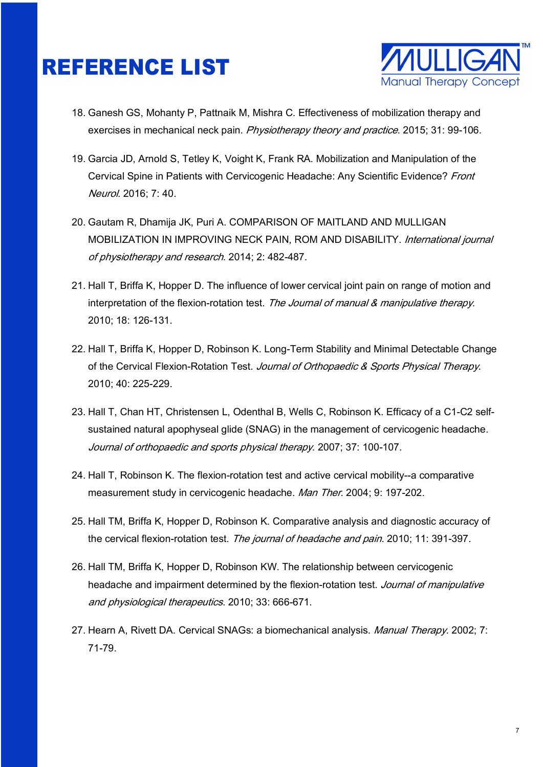# REFERENCE LIST

18. Ganesh GS, Mohanty P, Pattnaik M, Mishra C. Effectiveness of mobilization therapy and exercises in mechanical neck pain. *Physiotherapy theory and practice*. 2015; 31: 99-106.

19. Garcia JD, Arnold S, Tetley K, Voight K, Frank RA. Mobilization and Manipulation of the Cervical Spine in Patients with Cervicogenic Headache: Any Scientific Evidence? *Front Neurol*. 2016; 7: 40.

20. Gautam R, Dhamija JK, Puri A. COMPARISON OF MAITLAND AND MULLIGAN MOBILIZATION IN IMPROVING NECK PAIN, ROM AND DISABILITY. *International journal of physiotherapy and research*. 2014; 2: 482-487.

21. Hall T, Briffa K, Hopper D. The influence of lower cervical joint pain on range of motion and interpretation of the flexion-rotation test. *The Journal of manual & manipulative therapy*. 2010; 18: 126-131.

22. Hall T, Briffa K, Hopper D, Robinson K. Long-Term Stability and Minimal Detectable Change of the Cervical Flexion-Rotation Test. *Journal of Orthopaedic & Sports Physical Therapy*. 2010; 40: 225-229.

23. Hall T, Chan HT, Christensen L, Odenthal B, Wells C, Robinson K. Efficacy of a C1-C2 self-sustained natural apophyseal glide (SNAG) in the management of cervicogenic headache. *Journal of orthopaedic and sports physical therapy*. 2007; 37: 100-107.

24. Hall T, Robinson K. The flexion-rotation test and active cervical mobility--a comparative measurement study in cervicogenic headache. *Man Ther*. 2004; 9: 197-202.

25. Hall TM, Briffa K, Hopper D, Robinson K. Comparative analysis and diagnostic accuracy of the cervical flexion-rotation test. *The journal of headache and pain*. 2010; 11: 391-397.

26. Hall TM, Briffa K, Hopper D, Robinson KW. The relationship between cervicogenic headache and impairment determined by the flexion-rotation test. *Journal of manipulative and physiological therapeutics*. 2010; 33: 666-671.

27. Hearn A, Rivett DA. Cervical SNAGs: a biomechanical analysis. *Manual Therapy*. 2002; 7: 71-79.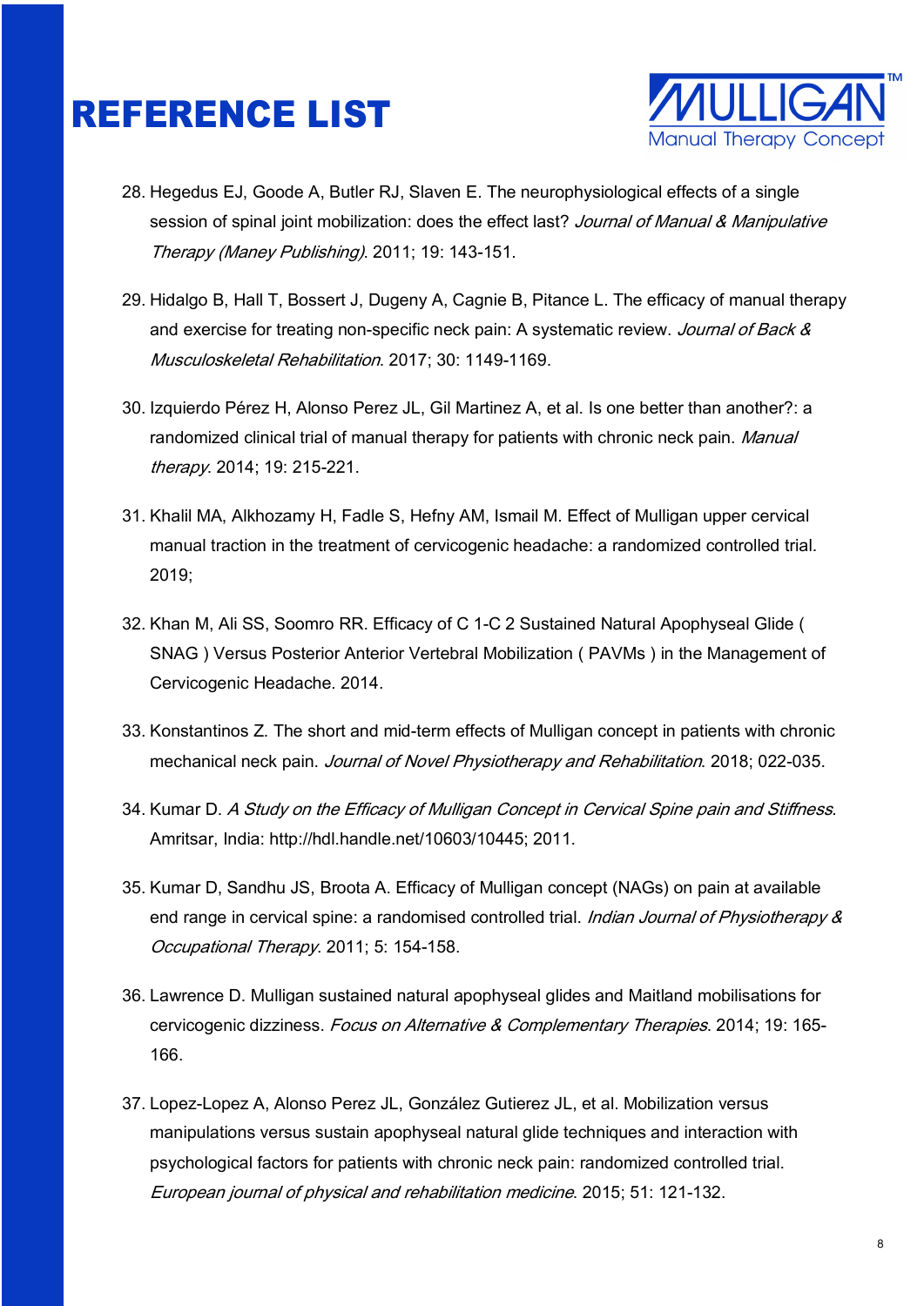# REFERENCE LIST

28. Hegedus EJ, Goode A, Butler RJ, Slaven E. The neurophysiological effects of a single session of spinal joint mobilization: does the effect last? *Journal of Manual & Manipulative Therapy (Maney Publishing)*. 2011; 19: 143-151.

29. Hidalgo B, Hall T, Bossert J, Dugeny A, Cagnie B, Pitance L. The efficacy of manual therapy and exercise for treating non-specific neck pain: A systematic review. *Journal of Back & Musculoskeletal Rehabilitation*. 2017; 30: 1149-1169.

30. Izquierdo Pérez H, Alonso Perez JL, Gil Martinez A, et al. Is one better than another?: a randomized clinical trial of manual therapy for patients with chronic neck pain. *Manual therapy*. 2014; 19: 215-221.

31. Khalil MA, Alkhozamy H, Fadle S, Hefny AM, Ismail M. Effect of Mulligan upper cervical manual traction in the treatment of cervicogenic headache: a randomized controlled trial. 2019;

32. Khan M, Ali SS, Soomro RR. Efficacy of C 1-C 2 Sustained Natural Apophyseal Glide ( SNAG ) Versus Posterior Anterior Vertebral Mobilization ( PAVMs ) in the Management of Cervicogenic Headache. 2014.

33. Konstantinos Z. The short and mid-term effects of Mulligan concept in patients with chronic mechanical neck pain. *Journal of Novel Physiotherapy and Rehabilitation*. 2018; 022-035.

34. Kumar D. *A Study on the Efficacy of Mulligan Concept in Cervical Spine pain and Stiffness*. Amritsar, India: http://hdl.handle.net/10603/10445; 2011.

35. Kumar D, Sandhu JS, Broota A. Efficacy of Mulligan concept (NAGs) on pain at available end range in cervical spine: a randomised controlled trial. *Indian Journal of Physiotherapy & Occupational Therapy*. 2011; 5: 154-158.

36. Lawrence D. Mulligan sustained natural apophyseal glides and Maitland mobilisations for cervicogenic dizziness. *Focus on Alternative & Complementary Therapies*. 2014; 19: 165-166.

37. Lopez-Lopez A, Alonso Perez JL, González Gutierez JL, et al. Mobilization versus manipulations versus sustain apophyseal natural glide techniques and interaction with psychological factors for patients with chronic neck pain: randomized controlled trial. *European journal of physical and rehabilitation medicine*. 2015; 51: 121-132.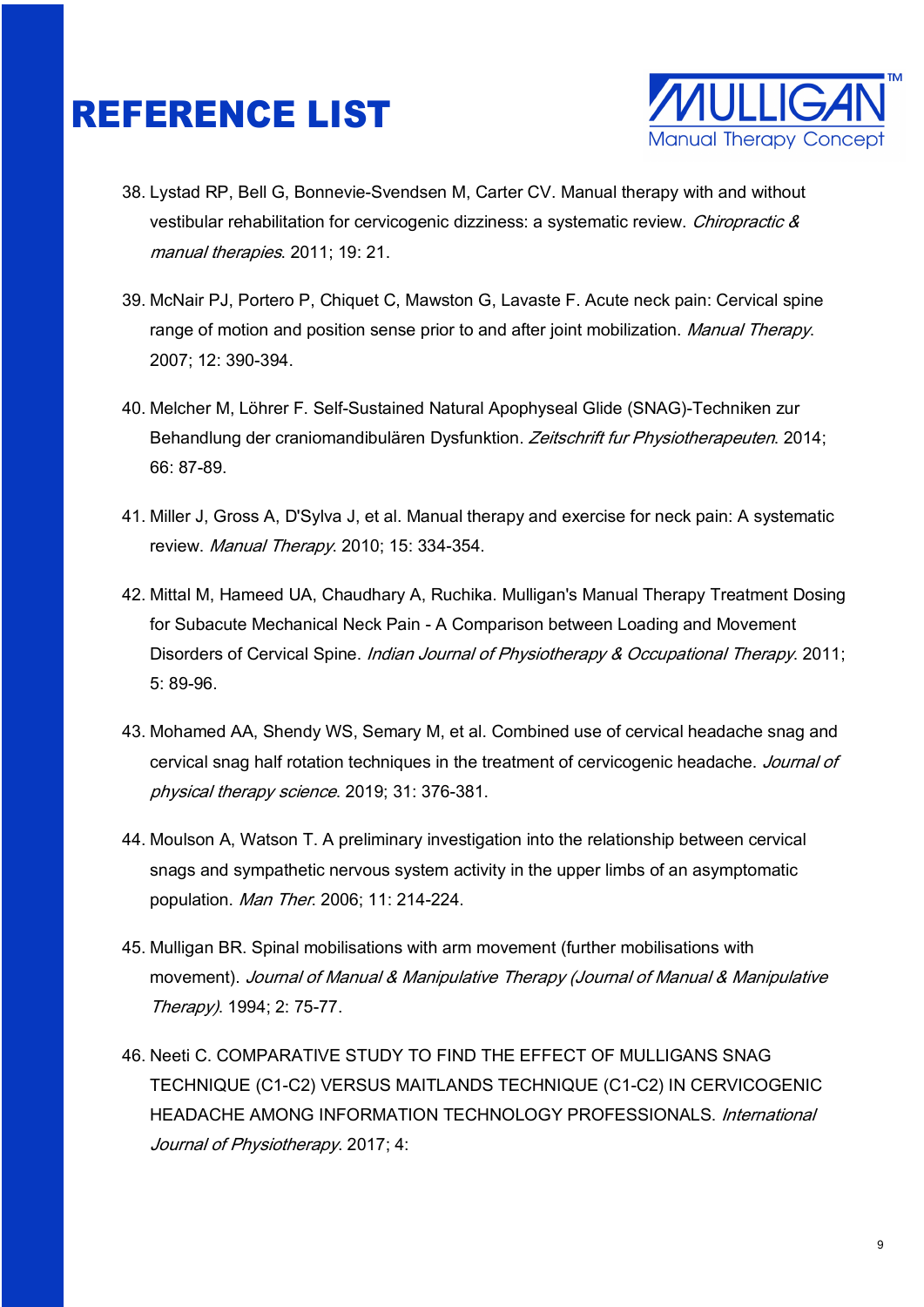# REFERENCE LIST

38. Lystad RP, Bell G, Bonnevie-Svendsen M, Carter CV. Manual therapy with and without vestibular rehabilitation for cervicogenic dizziness: a systematic review. *Chiropractic & manual therapies*. 2011; 19: 21.

39. McNair PJ, Portero P, Chiquet C, Mawston G, Lavaste F. Acute neck pain: Cervical spine range of motion and position sense prior to and after joint mobilization. *Manual Therapy*. 2007; 12: 390-394.

40. Melcher M, Löhrer F. Self-Sustained Natural Apophyseal Glide (SNAG)-Techniken zur Behandlung der craniomandibulären Dysfunktion. *Zeitschrift fur Physiotherapeuten*. 2014; 66: 87-89.

41. Miller J, Gross A, D'Sylva J, et al. Manual therapy and exercise for neck pain: A systematic review. *Manual Therapy*. 2010; 15: 334-354.

42. Mittal M, Hameed UA, Chaudhary A, Ruchika. Mulligan's Manual Therapy Treatment Dosing for Subacute Mechanical Neck Pain - A Comparison between Loading and Movement Disorders of Cervical Spine. *Indian Journal of Physiotherapy & Occupational Therapy*. 2011; 5: 89-96.

43. Mohamed AA, Shendy WS, Semary M, et al. Combined use of cervical headache snag and cervical snag half rotation techniques in the treatment of cervicogenic headache. *Journal of physical therapy science*. 2019; 31: 376-381.

44. Moulson A, Watson T. A preliminary investigation into the relationship between cervical snags and sympathetic nervous system activity in the upper limbs of an asymptomatic population. *Man Ther*. 2006; 11: 214-224.

45. Mulligan BR. Spinal mobilisations with arm movement (further mobilisations with movement). *Journal of Manual & Manipulative Therapy (Journal of Manual & Manipulative Therapy)*. 1994; 2: 75-77.

46. Neeti C. COMPARATIVE STUDY TO FIND THE EFFECT OF MULLIGANS SNAG TECHNIQUE (C1-C2) VERSUS MAITLANDS TECHNIQUE (C1-C2) IN CERVICOGENIC HEADACHE AMONG INFORMATION TECHNOLOGY PROFESSIONALS. *International Journal of Physiotherapy*. 2017; 4: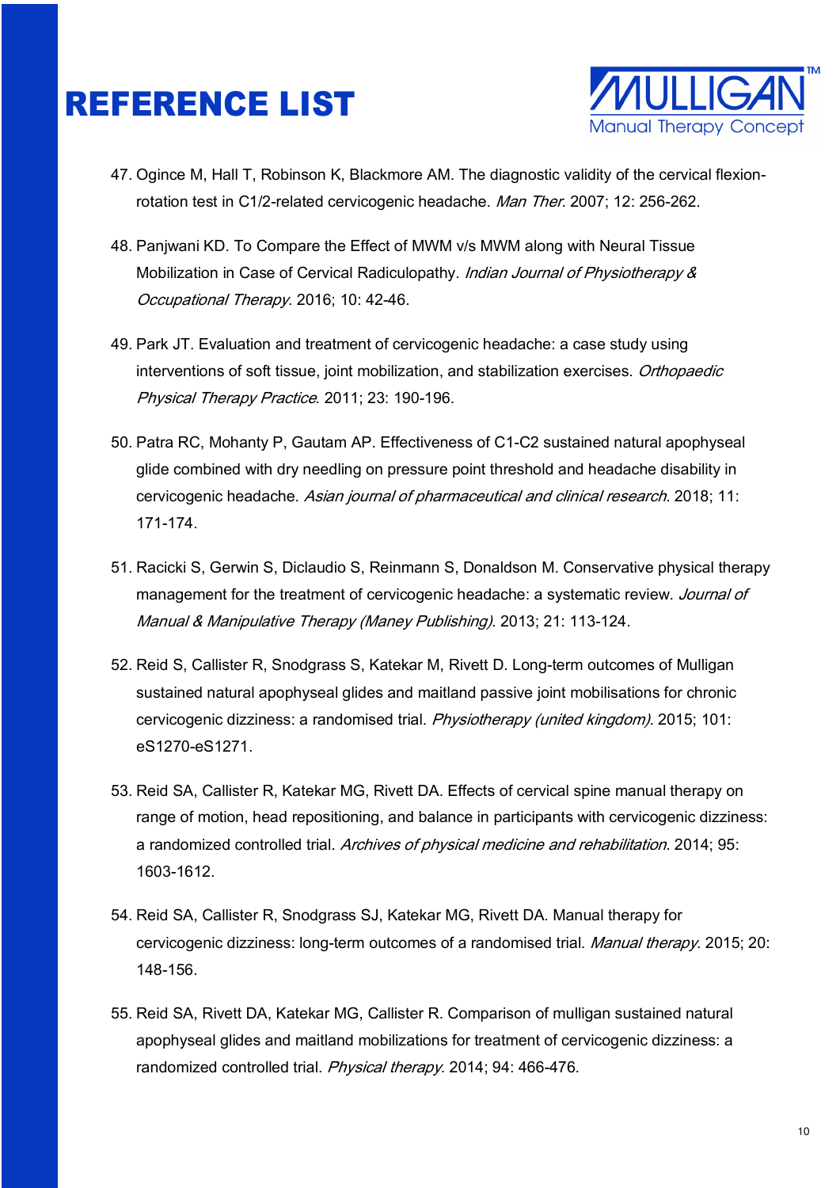# REFERENCE LIST

47. Ogince M, Hall T, Robinson K, Blackmore AM. The diagnostic validity of the cervical flexion-rotation test in C1/2-related cervicogenic headache. *Man Ther*. 2007; 12: 256-262.

48. Panjwani KD. To Compare the Effect of MWM v/s MWM along with Neural Tissue Mobilization in Case of Cervical Radiculopathy. *Indian Journal of Physiotherapy & Occupational Therapy*. 2016; 10: 42-46.

49. Park JT. Evaluation and treatment of cervicogenic headache: a case study using interventions of soft tissue, joint mobilization, and stabilization exercises. *Orthopaedic Physical Therapy Practice*. 2011; 23: 190-196.

50. Patra RC, Mohanty P, Gautam AP. Effectiveness of C1-C2 sustained natural apophyseal glide combined with dry needling on pressure point threshold and headache disability in cervicogenic headache. *Asian journal of pharmaceutical and clinical research*. 2018; 11: 171-174.

51. Racicki S, Gerwin S, Diclaudio S, Reinmann S, Donaldson M. Conservative physical therapy management for the treatment of cervicogenic headache: a systematic review. *Journal of Manual & Manipulative Therapy (Maney Publishing)*. 2013; 21: 113-124.

52. Reid S, Callister R, Snodgrass S, Katekar M, Rivett D. Long-term outcomes of Mulligan sustained natural apophyseal glides and maitland passive joint mobilisations for chronic cervicogenic dizziness: a randomised trial. *Physiotherapy (united kingdom)*. 2015; 101: eS1270-eS1271.

53. Reid SA, Callister R, Katekar MG, Rivett DA. Effects of cervical spine manual therapy on range of motion, head repositioning, and balance in participants with cervicogenic dizziness: a randomized controlled trial. *Archives of physical medicine and rehabilitation*. 2014; 95: 1603-1612.

54. Reid SA, Callister R, Snodgrass SJ, Katekar MG, Rivett DA. Manual therapy for cervicogenic dizziness: long-term outcomes of a randomised trial. *Manual therapy*. 2015; 20: 148-156.

55. Reid SA, Rivett DA, Katekar MG, Callister R. Comparison of mulligan sustained natural apophyseal glides and maitland mobilizations for treatment of cervicogenic dizziness: a randomized controlled trial. *Physical therapy*. 2014; 94: 466-476.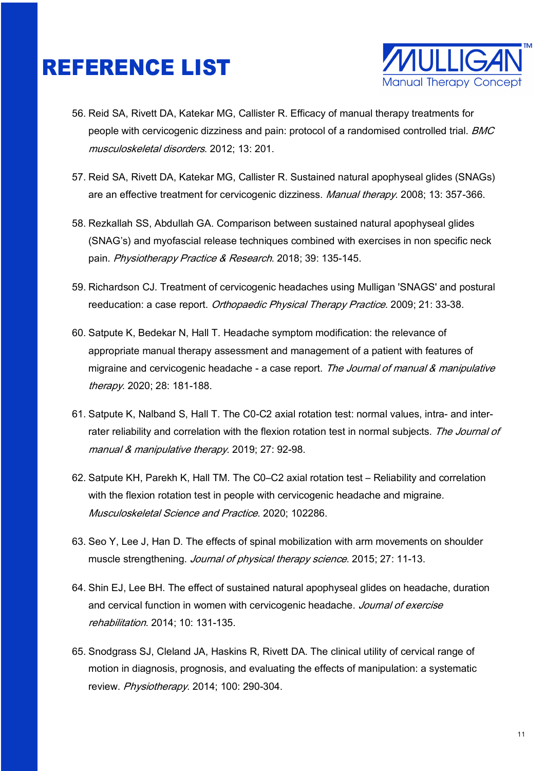# REFERENCE LIST

56. Reid SA, Rivett DA, Katekar MG, Callister R. Efficacy of manual therapy treatments for people with cervicogenic dizziness and pain: protocol of a randomised controlled trial. *BMC musculoskeletal disorders*. 2012; 13: 201.

57. Reid SA, Rivett DA, Katekar MG, Callister R. Sustained natural apophyseal glides (SNAGs) are an effective treatment for cervicogenic dizziness. *Manual therapy*. 2008; 13: 357-366.

58. Rezkallah SS, Abdullah GA. Comparison between sustained natural apophyseal glides (SNAG's) and myofascial release techniques combined with exercises in non specific neck pain. *Physiotherapy Practice & Research*. 2018; 39: 135-145.

59. Richardson CJ. Treatment of cervicogenic headaches using Mulligan 'SNAGS' and postural reeducation: a case report. *Orthopaedic Physical Therapy Practice*. 2009; 21: 33-38.

60. Satpute K, Bedekar N, Hall T. Headache symptom modification: the relevance of appropriate manual therapy assessment and management of a patient with features of migraine and cervicogenic headache - a case report. *The Journal of manual & manipulative therapy*. 2020; 28: 181-188.

61. Satpute K, Nalband S, Hall T. The C0-C2 axial rotation test: normal values, intra- and inter-rater reliability and correlation with the flexion rotation test in normal subjects. *The Journal of manual & manipulative therapy*. 2019; 27: 92-98.

62. Satpute KH, Parekh K, Hall TM. The C0–C2 axial rotation test – Reliability and correlation with the flexion rotation test in people with cervicogenic headache and migraine. *Musculoskeletal Science and Practice*. 2020; 102286.

63. Seo Y, Lee J, Han D. The effects of spinal mobilization with arm movements on shoulder muscle strengthening. *Journal of physical therapy science*. 2015; 27: 11-13.

64. Shin EJ, Lee BH. The effect of sustained natural apophyseal glides on headache, duration and cervical function in women with cervicogenic headache. *Journal of exercise rehabilitation*. 2014; 10: 131-135.

65. Snodgrass SJ, Cleland JA, Haskins R, Rivett DA. The clinical utility of cervical range of motion in diagnosis, prognosis, and evaluating the effects of manipulation: a systematic review. *Physiotherapy*. 2014; 100: 290-304.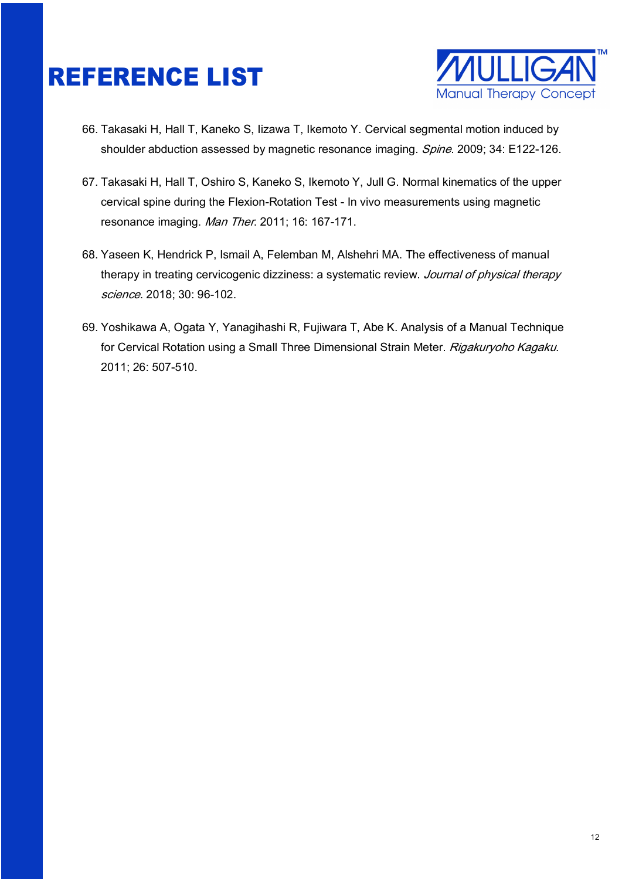# REFERENCE LIST

66. Takasaki H, Hall T, Kaneko S, Iizawa T, Ikemoto Y. Cervical segmental motion induced by shoulder abduction assessed by magnetic resonance imaging. *Spine*. 2009; 34: E122-126.

67. Takasaki H, Hall T, Oshiro S, Kaneko S, Ikemoto Y, Jull G. Normal kinematics of the upper cervical spine during the Flexion-Rotation Test - In vivo measurements using magnetic resonance imaging. *Man Ther*. 2011; 16: 167-171.

68. Yaseen K, Hendrick P, Ismail A, Felemban M, Alshehri MA. The effectiveness of manual therapy in treating cervicogenic dizziness: a systematic review. *Journal of physical therapy science*. 2018; 30: 96-102.

69. Yoshikawa A, Ogata Y, Yanagihashi R, Fujiwara T, Abe K. Analysis of a Manual Technique for Cervical Rotation using a Small Three Dimensional Strain Meter. *Rigakuryoho Kagaku*. 2011; 26: 507-510.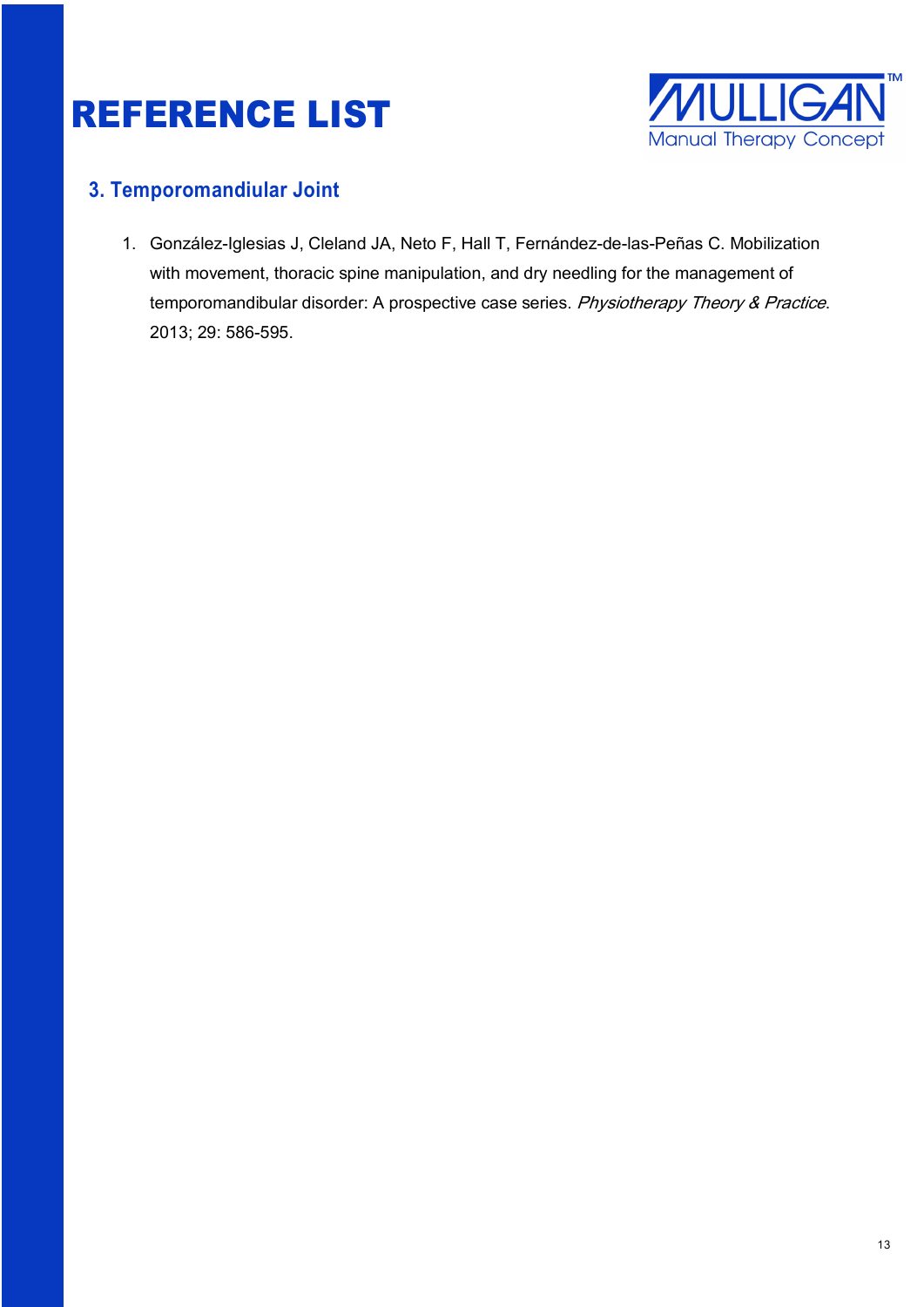# REFERENCE LIST

## 3. Temporomandiular Joint

1. González-Iglesias J, Cleland JA, Neto F, Hall T, Fernández-de-las-Peñas C. Mobilization with movement, thoracic spine manipulation, and dry needling for the management of temporomandibular disorder: A prospective case series. *Physiotherapy Theory & Practice*. 2013; 29: 586-595.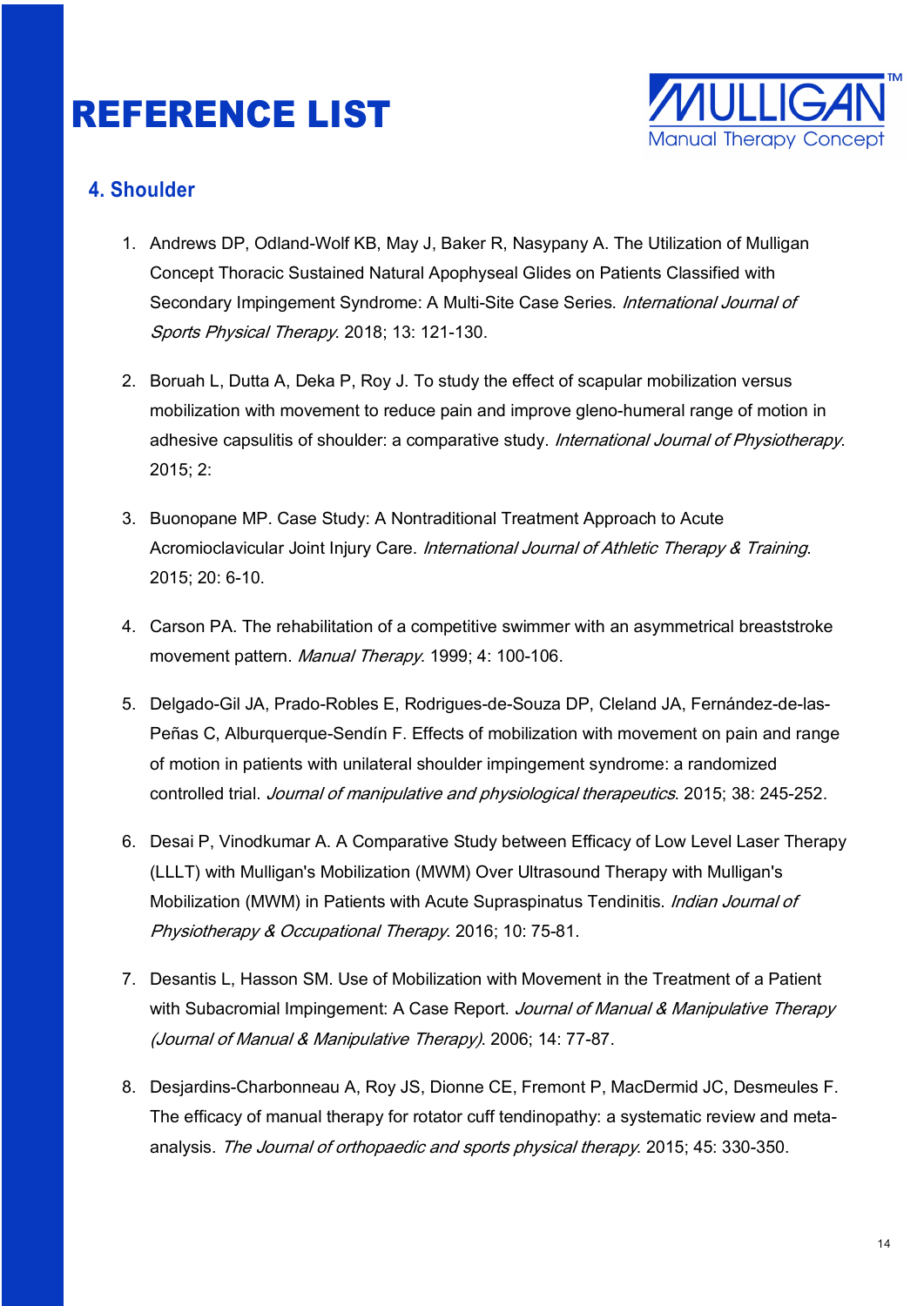# REFERENCE LIST

## 4. Shoulder

1. Andrews DP, Odland-Wolf KB, May J, Baker R, Nasypany A. The Utilization of Mulligan Concept Thoracic Sustained Natural Apophyseal Glides on Patients Classified with Secondary Impingement Syndrome: A Multi-Site Case Series. *International Journal of Sports Physical Therapy*. 2018; 13: 121-130.

2. Boruah L, Dutta A, Deka P, Roy J. To study the effect of scapular mobilization versus mobilization with movement to reduce pain and improve gleno-humeral range of motion in adhesive capsulitis of shoulder: a comparative study. *International Journal of Physiotherapy*. 2015; 2:

3. Buonopane MP. Case Study: A Nontraditional Treatment Approach to Acute Acromioclavicular Joint Injury Care. *International Journal of Athletic Therapy & Training*. 2015; 20: 6-10.

4. Carson PA. The rehabilitation of a competitive swimmer with an asymmetrical breaststroke movement pattern. *Manual Therapy*. 1999; 4: 100-106.

5. Delgado-Gil JA, Prado-Robles E, Rodrigues-de-Souza DP, Cleland JA, Fernández-de-las-Peñas C, Alburquerque-Sendín F. Effects of mobilization with movement on pain and range of motion in patients with unilateral shoulder impingement syndrome: a randomized controlled trial. *Journal of manipulative and physiological therapeutics*. 2015; 38: 245-252.

6. Desai P, Vinodkumar A. A Comparative Study between Efficacy of Low Level Laser Therapy (LLLT) with Mulligan's Mobilization (MWM) Over Ultrasound Therapy with Mulligan's Mobilization (MWM) in Patients with Acute Supraspinatus Tendinitis. *Indian Journal of Physiotherapy & Occupational Therapy*. 2016; 10: 75-81.

7. Desantis L, Hasson SM. Use of Mobilization with Movement in the Treatment of a Patient with Subacromial Impingement: A Case Report. *Journal of Manual & Manipulative Therapy (Journal of Manual & Manipulative Therapy)*. 2006; 14: 77-87.

8. Desjardins-Charbonneau A, Roy JS, Dionne CE, Fremont P, MacDermid JC, Desmeules F. The efficacy of manual therapy for rotator cuff tendinopathy: a systematic review and meta-analysis. *The Journal of orthopaedic and sports physical therapy*. 2015; 45: 330-350.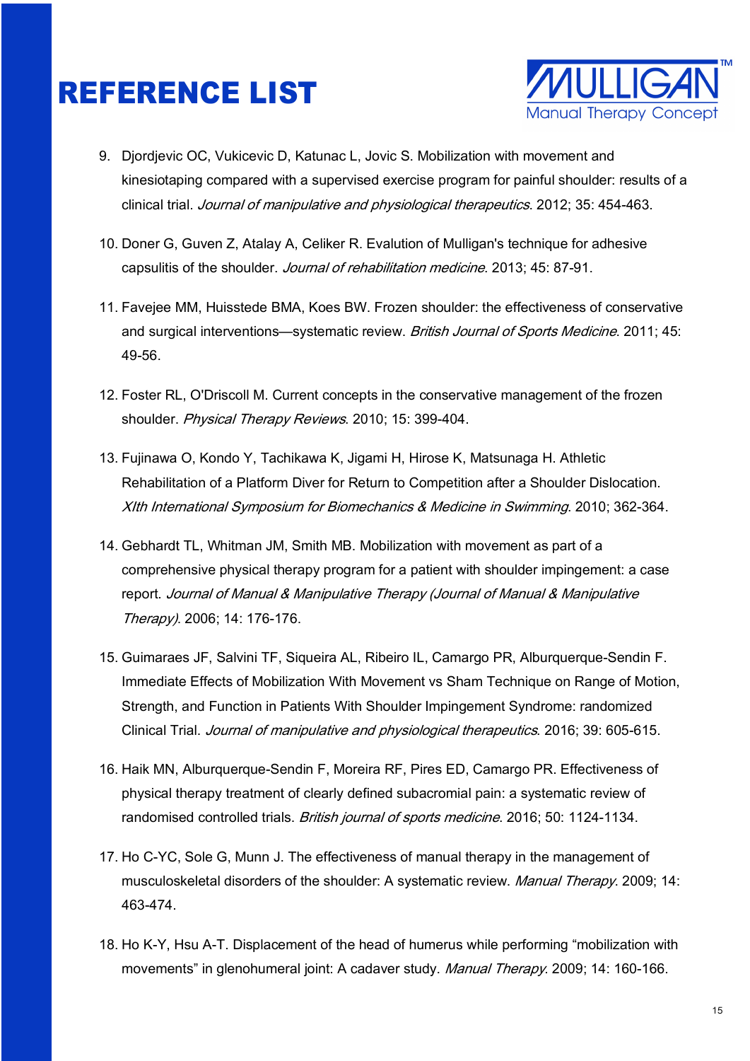# REFERENCE LIST

9. Djordjevic OC, Vukicevic D, Katunac L, Jovic S. Mobilization with movement and kinesiotaping compared with a supervised exercise program for painful shoulder: results of a clinical trial. *Journal of manipulative and physiological therapeutics*. 2012; 35: 454-463.

10. Doner G, Guven Z, Atalay A, Celiker R. Evalution of Mulligan's technique for adhesive capsulitis of the shoulder. *Journal of rehabilitation medicine*. 2013; 45: 87-91.

11. Favejee MM, Huisstede BMA, Koes BW. Frozen shoulder: the effectiveness of conservative and surgical interventions—systematic review. *British Journal of Sports Medicine*. 2011; 45: 49-56.

12. Foster RL, O'Driscoll M. Current concepts in the conservative management of the frozen shoulder. *Physical Therapy Reviews*. 2010; 15: 399-404.

13. Fujinawa O, Kondo Y, Tachikawa K, Jigami H, Hirose K, Matsunaga H. Athletic Rehabilitation of a Platform Diver for Return to Competition after a Shoulder Dislocation. *XIth International Symposium for Biomechanics & Medicine in Swimming*. 2010; 362-364.

14. Gebhardt TL, Whitman JM, Smith MB. Mobilization with movement as part of a comprehensive physical therapy program for a patient with shoulder impingement: a case report. *Journal of Manual & Manipulative Therapy (Journal of Manual & Manipulative Therapy)*. 2006; 14: 176-176.

15. Guimaraes JF, Salvini TF, Siqueira AL, Ribeiro IL, Camargo PR, Alburquerque-Sendin F. Immediate Effects of Mobilization With Movement vs Sham Technique on Range of Motion, Strength, and Function in Patients With Shoulder Impingement Syndrome: randomized Clinical Trial. *Journal of manipulative and physiological therapeutics*. 2016; 39: 605-615.

16. Haik MN, Alburquerque-Sendin F, Moreira RF, Pires ED, Camargo PR. Effectiveness of physical therapy treatment of clearly defined subacromial pain: a systematic review of randomised controlled trials. *British journal of sports medicine*. 2016; 50: 1124-1134.

17. Ho C-YC, Sole G, Munn J. The effectiveness of manual therapy in the management of musculoskeletal disorders of the shoulder: A systematic review. *Manual Therapy*. 2009; 14: 463-474.

18. Ho K-Y, Hsu A-T. Displacement of the head of humerus while performing "mobilization with movements" in glenohumeral joint: A cadaver study. *Manual Therapy*. 2009; 14: 160-166.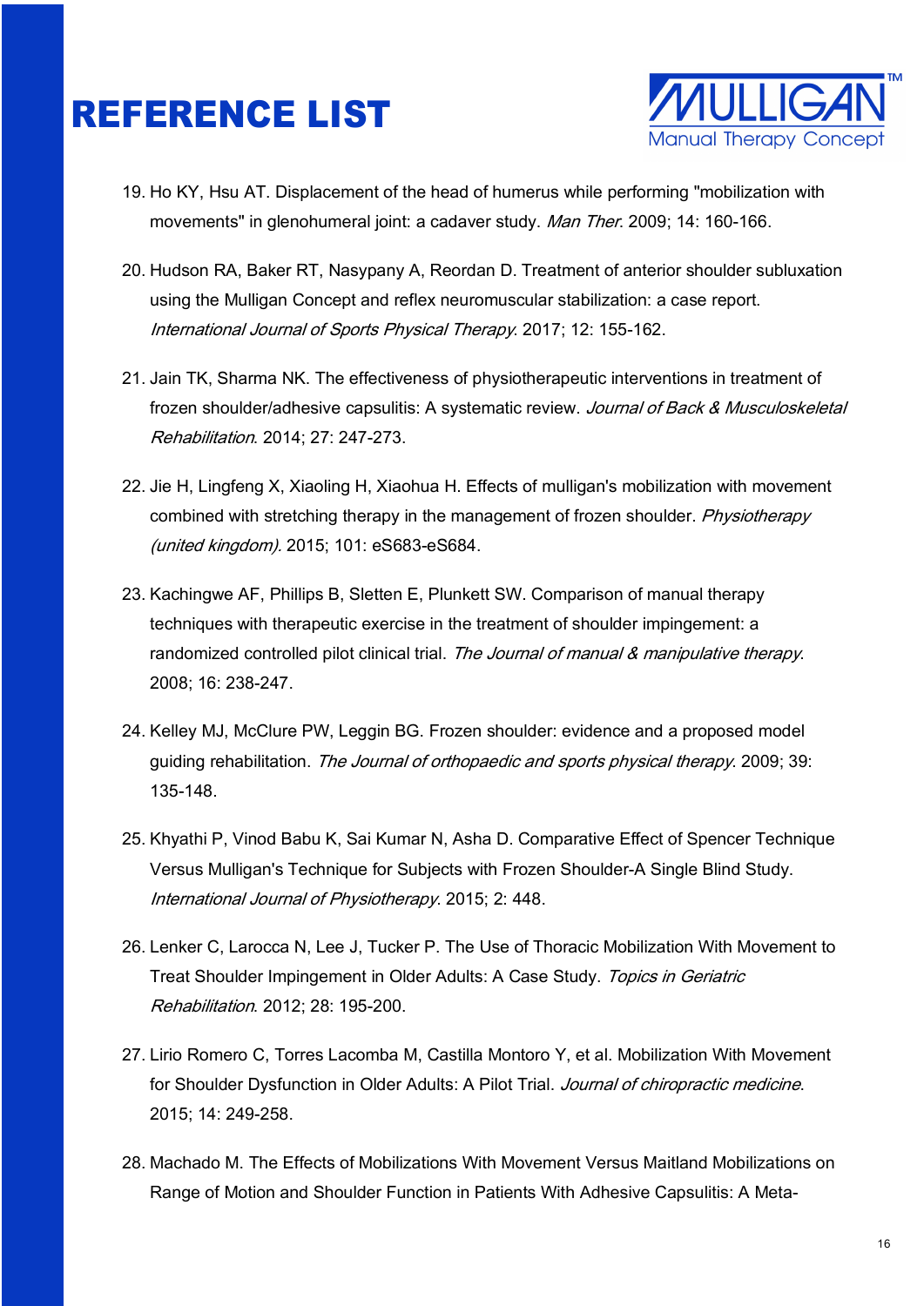# REFERENCE LIST

19. Ho KY, Hsu AT. Displacement of the head of humerus while performing "mobilization with movements" in glenohumeral joint: a cadaver study. *Man Ther*. 2009; 14: 160-166.

20. Hudson RA, Baker RT, Nasypany A, Reordan D. Treatment of anterior shoulder subluxation using the Mulligan Concept and reflex neuromuscular stabilization: a case report. *International Journal of Sports Physical Therapy*. 2017; 12: 155-162.

21. Jain TK, Sharma NK. The effectiveness of physiotherapeutic interventions in treatment of frozen shoulder/adhesive capsulitis: A systematic review. *Journal of Back & Musculoskeletal Rehabilitation*. 2014; 27: 247-273.

22. Jie H, Lingfeng X, Xiaoling H, Xiaohua H. Effects of mulligan's mobilization with movement combined with stretching therapy in the management of frozen shoulder. *Physiotherapy (united kingdom)*. 2015; 101: eS683-eS684.

23. Kachingwe AF, Phillips B, Sletten E, Plunkett SW. Comparison of manual therapy techniques with therapeutic exercise in the treatment of shoulder impingement: a randomized controlled pilot clinical trial. *The Journal of manual & manipulative therapy*. 2008; 16: 238-247.

24. Kelley MJ, McClure PW, Leggin BG. Frozen shoulder: evidence and a proposed model guiding rehabilitation. *The Journal of orthopaedic and sports physical therapy*. 2009; 39: 135-148.

25. Khyathi P, Vinod Babu K, Sai Kumar N, Asha D. Comparative Effect of Spencer Technique Versus Mulligan's Technique for Subjects with Frozen Shoulder-A Single Blind Study. *International Journal of Physiotherapy*. 2015; 2: 448.

26. Lenker C, Larocca N, Lee J, Tucker P. The Use of Thoracic Mobilization With Movement to Treat Shoulder Impingement in Older Adults: A Case Study. *Topics in Geriatric Rehabilitation*. 2012; 28: 195-200.

27. Lirio Romero C, Torres Lacomba M, Castilla Montoro Y, et al. Mobilization With Movement for Shoulder Dysfunction in Older Adults: A Pilot Trial. *Journal of chiropractic medicine*. 2015; 14: 249-258.

28. Machado M. The Effects of Mobilizations With Movement Versus Maitland Mobilizations on Range of Motion and Shoulder Function in Patients With Adhesive Capsulitis: A Meta-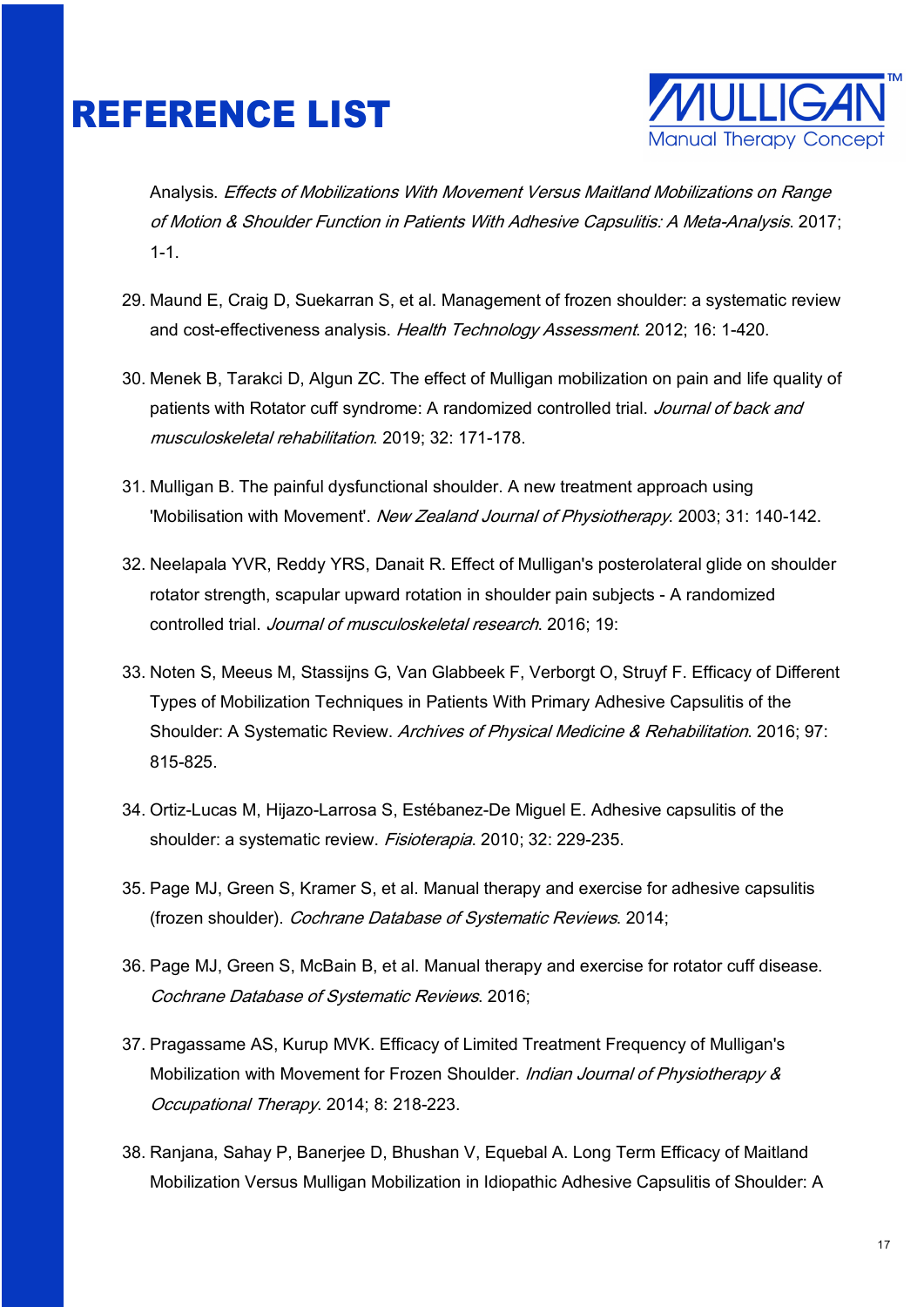# REFERENCE LIST

Analysis. *Effects of Mobilizations With Movement Versus Maitland Mobilizations on Range of Motion & Shoulder Function in Patients With Adhesive Capsulitis: A Meta-Analysis*. 2017; 1-1.

29. Maund E, Craig D, Suekarran S, et al. Management of frozen shoulder: a systematic review and cost-effectiveness analysis. *Health Technology Assessment*. 2012; 16: 1-420.

30. Menek B, Tarakci D, Algun ZC. The effect of Mulligan mobilization on pain and life quality of patients with Rotator cuff syndrome: A randomized controlled trial. *Journal of back and musculoskeletal rehabilitation*. 2019; 32: 171-178.

31. Mulligan B. The painful dysfunctional shoulder. A new treatment approach using 'Mobilisation with Movement'. *New Zealand Journal of Physiotherapy*. 2003; 31: 140-142.

32. Neelapala YVR, Reddy YRS, Danait R. Effect of Mulligan's posterolateral glide on shoulder rotator strength, scapular upward rotation in shoulder pain subjects - A randomized controlled trial. *Journal of musculoskeletal research*. 2016; 19:

33. Noten S, Meeus M, Stassijns G, Van Glabbeek F, Verborgt O, Struyf F. Efficacy of Different Types of Mobilization Techniques in Patients With Primary Adhesive Capsulitis of the Shoulder: A Systematic Review. *Archives of Physical Medicine & Rehabilitation*. 2016; 97: 815-825.

34. Ortiz-Lucas M, Hijazo-Larrosa S, Estébanez-De Miguel E. Adhesive capsulitis of the shoulder: a systematic review. *Fisioterapia*. 2010; 32: 229-235.

35. Page MJ, Green S, Kramer S, et al. Manual therapy and exercise for adhesive capsulitis (frozen shoulder). *Cochrane Database of Systematic Reviews*. 2014;

36. Page MJ, Green S, McBain B, et al. Manual therapy and exercise for rotator cuff disease. *Cochrane Database of Systematic Reviews*. 2016;

37. Pragassame AS, Kurup MVK. Efficacy of Limited Treatment Frequency of Mulligan's Mobilization with Movement for Frozen Shoulder. *Indian Journal of Physiotherapy & Occupational Therapy*. 2014; 8: 218-223.

38. Ranjana, Sahay P, Banerjee D, Bhushan V, Equebal A. Long Term Efficacy of Maitland Mobilization Versus Mulligan Mobilization in Idiopathic Adhesive Capsulitis of Shoulder: A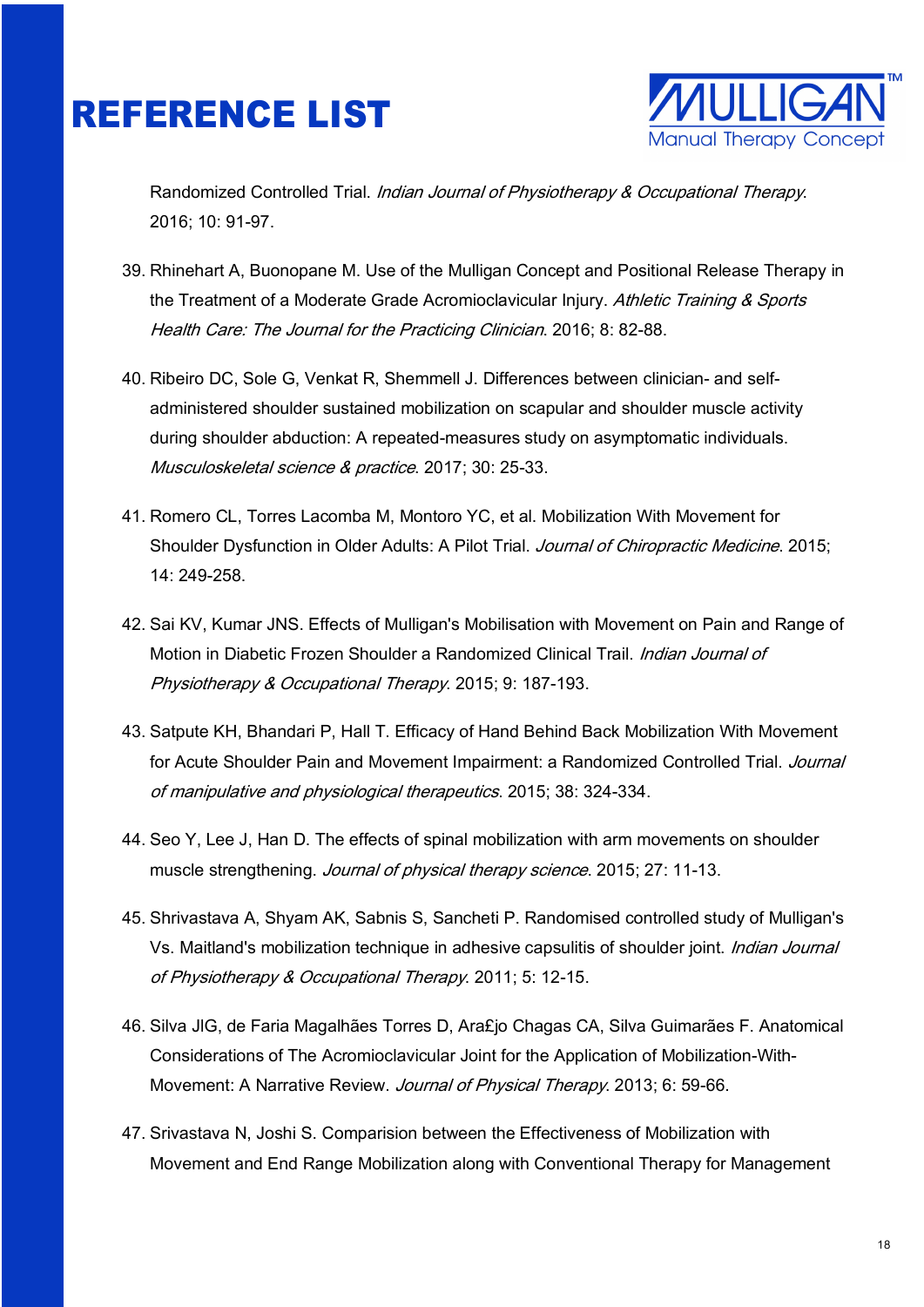# REFERENCE LIST

Randomized Controlled Trial. *Indian Journal of Physiotherapy & Occupational Therapy*. 2016; 10: 91-97.

39. Rhinehart A, Buonopane M. Use of the Mulligan Concept and Positional Release Therapy in the Treatment of a Moderate Grade Acromioclavicular Injury. *Athletic Training & Sports Health Care: The Journal for the Practicing Clinician*. 2016; 8: 82-88.

40. Ribeiro DC, Sole G, Venkat R, Shemmell J. Differences between clinician- and self-administered shoulder sustained mobilization on scapular and shoulder muscle activity during shoulder abduction: A repeated-measures study on asymptomatic individuals. *Musculoskeletal science & practice*. 2017; 30: 25-33.

41. Romero CL, Torres Lacomba M, Montoro YC, et al. Mobilization With Movement for Shoulder Dysfunction in Older Adults: A Pilot Trial. *Journal of Chiropractic Medicine*. 2015; 14: 249-258.

42. Sai KV, Kumar JNS. Effects of Mulligan's Mobilisation with Movement on Pain and Range of Motion in Diabetic Frozen Shoulder a Randomized Clinical Trail. *Indian Journal of Physiotherapy & Occupational Therapy*. 2015; 9: 187-193.

43. Satpute KH, Bhandari P, Hall T. Efficacy of Hand Behind Back Mobilization With Movement for Acute Shoulder Pain and Movement Impairment: a Randomized Controlled Trial. *Journal of manipulative and physiological therapeutics*. 2015; 38: 324-334.

44. Seo Y, Lee J, Han D. The effects of spinal mobilization with arm movements on shoulder muscle strengthening. *Journal of physical therapy science*. 2015; 27: 11-13.

45. Shrivastava A, Shyam AK, Sabnis S, Sancheti P. Randomised controlled study of Mulligan's Vs. Maitland's mobilization technique in adhesive capsulitis of shoulder joint. *Indian Journal of Physiotherapy & Occupational Therapy*. 2011; 5: 12-15.

46. Silva JIG, de Faria Magalhães Torres D, Ara£jo Chagas CA, Silva Guimarães F. Anatomical Considerations of The Acromioclavicular Joint for the Application of Mobilization-With-Movement: A Narrative Review. *Journal of Physical Therapy*. 2013; 6: 59-66.

47. Srivastava N, Joshi S. Comparision between the Effectiveness of Mobilization with Movement and End Range Mobilization along with Conventional Therapy for Management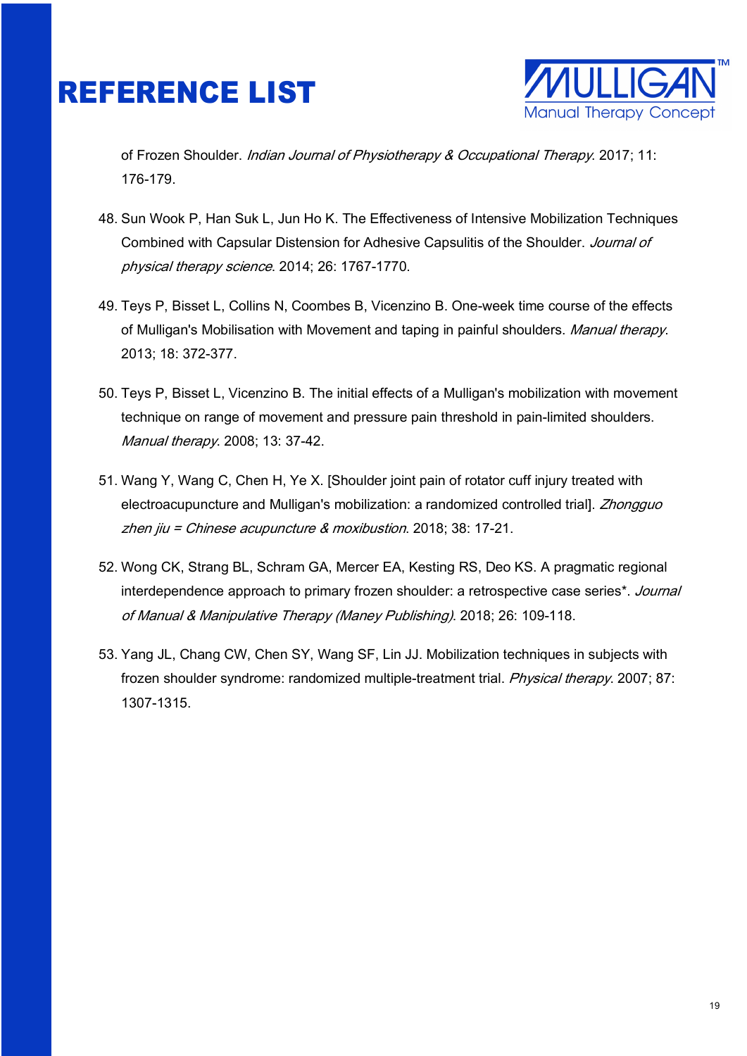# REFERENCE LIST

of Frozen Shoulder. *Indian Journal of Physiotherapy & Occupational Therapy*. 2017; 11: 176-179.

48. Sun Wook P, Han Suk L, Jun Ho K. The Effectiveness of Intensive Mobilization Techniques Combined with Capsular Distension for Adhesive Capsulitis of the Shoulder. *Journal of physical therapy science*. 2014; 26: 1767-1770.

49. Teys P, Bisset L, Collins N, Coombes B, Vicenzino B. One-week time course of the effects of Mulligan's Mobilisation with Movement and taping in painful shoulders. *Manual therapy*. 2013; 18: 372-377.

50. Teys P, Bisset L, Vicenzino B. The initial effects of a Mulligan's mobilization with movement technique on range of movement and pressure pain threshold in pain-limited shoulders. *Manual therapy*. 2008; 13: 37-42.

51. Wang Y, Wang C, Chen H, Ye X. [Shoulder joint pain of rotator cuff injury treated with electroacupuncture and Mulligan's mobilization: a randomized controlled trial]. *Zhongguo zhen jiu = Chinese acupuncture & moxibustion*. 2018; 38: 17-21.

52. Wong CK, Strang BL, Schram GA, Mercer EA, Kesting RS, Deo KS. A pragmatic regional interdependence approach to primary frozen shoulder: a retrospective case series*. *Journal of Manual & Manipulative Therapy (Maney Publishing)*. 2018; 26: 109-118.

53. Yang JL, Chang CW, Chen SY, Wang SF, Lin JJ. Mobilization techniques in subjects with frozen shoulder syndrome: randomized multiple-treatment trial. *Physical therapy*. 2007; 87: 1307-1315.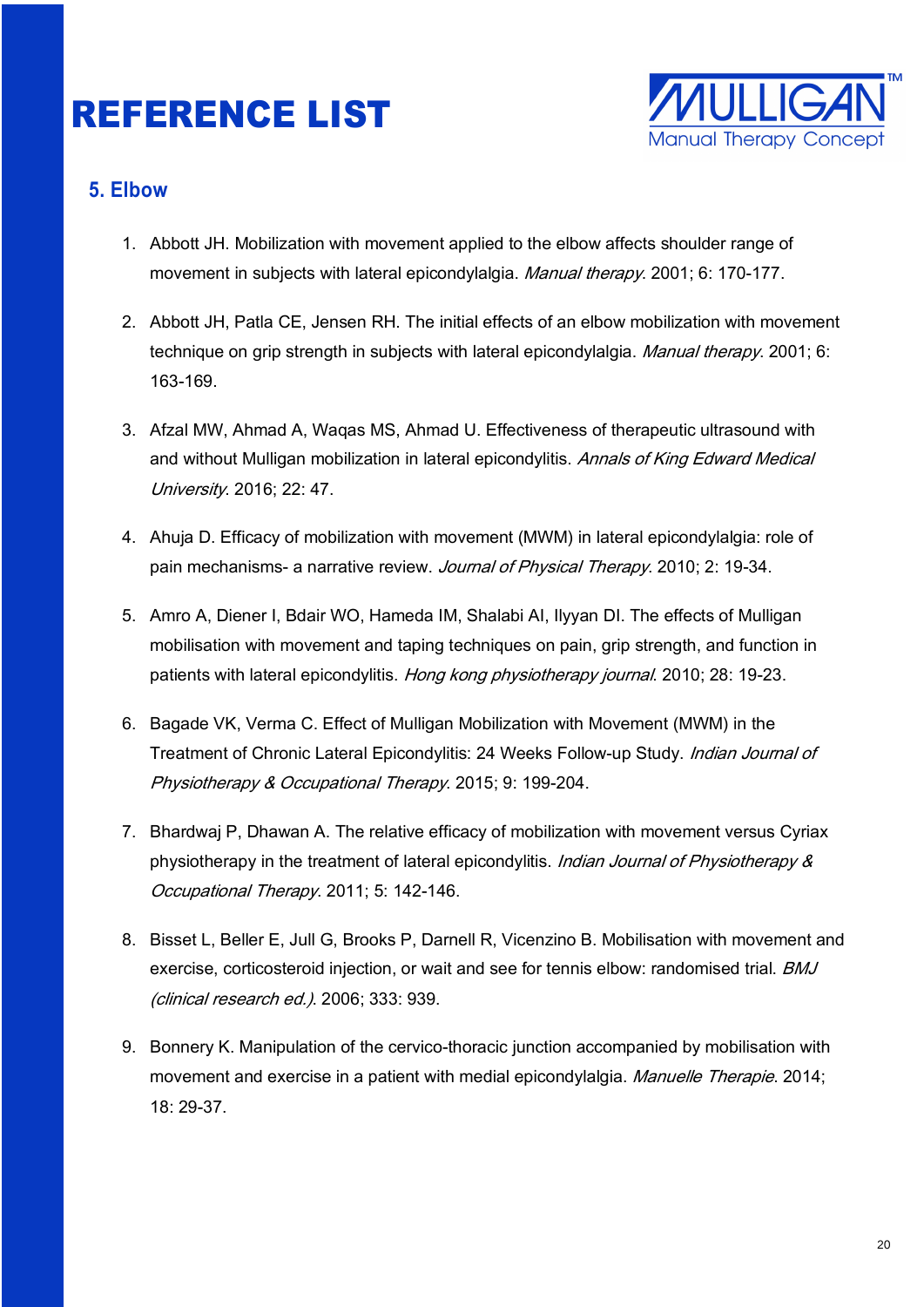# REFERENCE LIST

## 5. Elbow

1. Abbott JH. Mobilization with movement applied to the elbow affects shoulder range of movement in subjects with lateral epicondylalgia. *Manual therapy*. 2001; 6: 170-177.

2. Abbott JH, Patla CE, Jensen RH. The initial effects of an elbow mobilization with movement technique on grip strength in subjects with lateral epicondylalgia. *Manual therapy*. 2001; 6: 163-169.

3. Afzal MW, Ahmad A, Waqas MS, Ahmad U. Effectiveness of therapeutic ultrasound with and without Mulligan mobilization in lateral epicondylitis. *Annals of King Edward Medical University*. 2016; 22: 47.

4. Ahuja D. Efficacy of mobilization with movement (MWM) in lateral epicondylalgia: role of pain mechanisms- a narrative review. *Journal of Physical Therapy*. 2010; 2: 19-34.

5. Amro A, Diener I, Bdair WO, Hameda IM, Shalabi AI, Ilyyan DI. The effects of Mulligan mobilisation with movement and taping techniques on pain, grip strength, and function in patients with lateral epicondylitis. *Hong kong physiotherapy journal*. 2010; 28: 19-23.

6. Bagade VK, Verma C. Effect of Mulligan Mobilization with Movement (MWM) in the Treatment of Chronic Lateral Epicondylitis: 24 Weeks Follow-up Study. *Indian Journal of Physiotherapy & Occupational Therapy*. 2015; 9: 199-204.

7. Bhardwaj P, Dhawan A. The relative efficacy of mobilization with movement versus Cyriax physiotherapy in the treatment of lateral epicondylitis. *Indian Journal of Physiotherapy & Occupational Therapy*. 2011; 5: 142-146.

8. Bisset L, Beller E, Jull G, Brooks P, Darnell R, Vicenzino B. Mobilisation with movement and exercise, corticosteroid injection, or wait and see for tennis elbow: randomised trial. *BMJ (clinical research ed.)*. 2006; 333: 939.

9. Bonnery K. Manipulation of the cervico-thoracic junction accompanied by mobilisation with movement and exercise in a patient with medial epicondylalgia. *Manuelle Therapie*. 2014; 18: 29-37.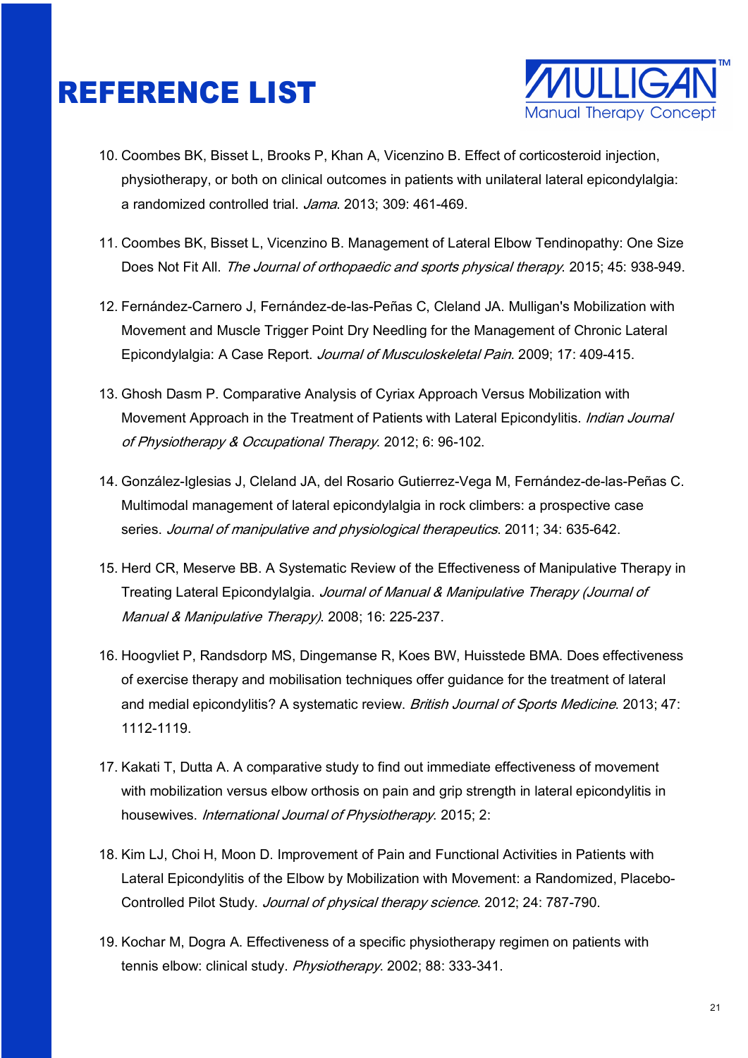# REFERENCE LIST

10. Coombes BK, Bisset L, Brooks P, Khan A, Vicenzino B. Effect of corticosteroid injection, physiotherapy, or both on clinical outcomes in patients with unilateral lateral epicondylalgia: a randomized controlled trial. *Jama*. 2013; 309: 461-469.

11. Coombes BK, Bisset L, Vicenzino B. Management of Lateral Elbow Tendinopathy: One Size Does Not Fit All. *The Journal of orthopaedic and sports physical therapy*. 2015; 45: 938-949.

12. Fernández-Carnero J, Fernández-de-las-Peñas C, Cleland JA. Mulligan's Mobilization with Movement and Muscle Trigger Point Dry Needling for the Management of Chronic Lateral Epicondylalgia: A Case Report. *Journal of Musculoskeletal Pain*. 2009; 17: 409-415.

13. Ghosh Dasm P. Comparative Analysis of Cyriax Approach Versus Mobilization with Movement Approach in the Treatment of Patients with Lateral Epicondylitis. *Indian Journal of Physiotherapy & Occupational Therapy*. 2012; 6: 96-102.

14. González-Iglesias J, Cleland JA, del Rosario Gutierrez-Vega M, Fernández-de-las-Peñas C. Multimodal management of lateral epicondylalgia in rock climbers: a prospective case series. *Journal of manipulative and physiological therapeutics*. 2011; 34: 635-642.

15. Herd CR, Meserve BB. A Systematic Review of the Effectiveness of Manipulative Therapy in Treating Lateral Epicondylalgia. *Journal of Manual & Manipulative Therapy (Journal of Manual & Manipulative Therapy)*. 2008; 16: 225-237.

16. Hoogvliet P, Randsdorp MS, Dingemanse R, Koes BW, Huisstede BMA. Does effectiveness of exercise therapy and mobilisation techniques offer guidance for the treatment of lateral and medial epicondylitis? A systematic review. *British Journal of Sports Medicine*. 2013; 47: 1112-1119.

17. Kakati T, Dutta A. A comparative study to find out immediate effectiveness of movement with mobilization versus elbow orthosis on pain and grip strength in lateral epicondylitis in housewives. *International Journal of Physiotherapy*. 2015; 2:

18. Kim LJ, Choi H, Moon D. Improvement of Pain and Functional Activities in Patients with Lateral Epicondylitis of the Elbow by Mobilization with Movement: a Randomized, Placebo-Controlled Pilot Study. *Journal of physical therapy science*. 2012; 24: 787-790.

19. Kochar M, Dogra A. Effectiveness of a specific physiotherapy regimen on patients with tennis elbow: clinical study. *Physiotherapy*. 2002; 88: 333-341.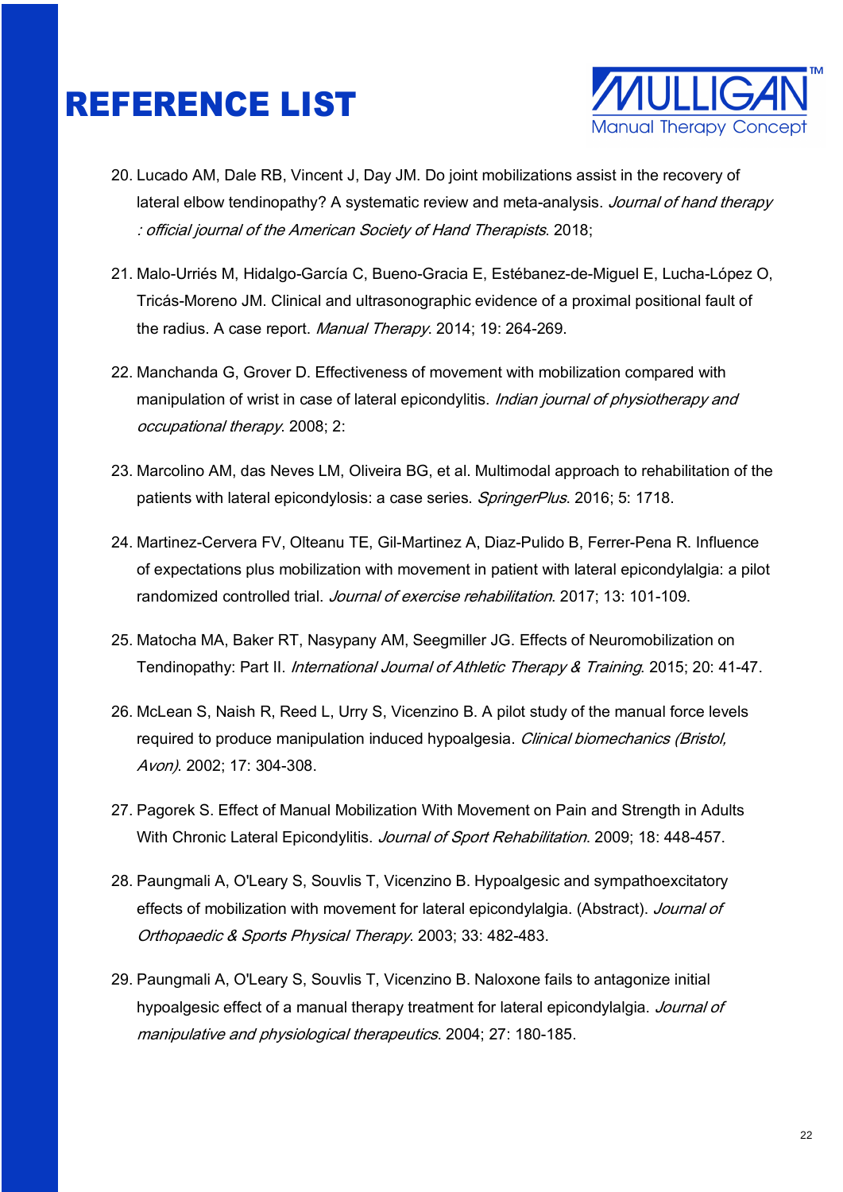# REFERENCE LIST

20. Lucado AM, Dale RB, Vincent J, Day JM. Do joint mobilizations assist in the recovery of lateral elbow tendinopathy? A systematic review and meta-analysis. *Journal of hand therapy : official journal of the American Society of Hand Therapists*. 2018;

21. Malo-Urriés M, Hidalgo-García C, Bueno-Gracia E, Estébanez-de-Miguel E, Lucha-López O, Tricás-Moreno JM. Clinical and ultrasonographic evidence of a proximal positional fault of the radius. A case report. *Manual Therapy*. 2014; 19: 264-269.

22. Manchanda G, Grover D. Effectiveness of movement with mobilization compared with manipulation of wrist in case of lateral epicondylitis. *Indian journal of physiotherapy and occupational therapy*. 2008; 2:

23. Marcolino AM, das Neves LM, Oliveira BG, et al. Multimodal approach to rehabilitation of the patients with lateral epicondylosis: a case series. *SpringerPlus*. 2016; 5: 1718.

24. Martinez-Cervera FV, Olteanu TE, Gil-Martinez A, Diaz-Pulido B, Ferrer-Pena R. Influence of expectations plus mobilization with movement in patient with lateral epicondylalgia: a pilot randomized controlled trial. *Journal of exercise rehabilitation*. 2017; 13: 101-109.

25. Matocha MA, Baker RT, Nasypany AM, Seegmiller JG. Effects of Neuromobilization on Tendinopathy: Part II. *International Journal of Athletic Therapy & Training*. 2015; 20: 41-47.

26. McLean S, Naish R, Reed L, Urry S, Vicenzino B. A pilot study of the manual force levels required to produce manipulation induced hypoalgesia. *Clinical biomechanics (Bristol, Avon)*. 2002; 17: 304-308.

27. Pagorek S. Effect of Manual Mobilization With Movement on Pain and Strength in Adults With Chronic Lateral Epicondylitis. *Journal of Sport Rehabilitation*. 2009; 18: 448-457.

28. Paungmali A, O'Leary S, Souvlis T, Vicenzino B. Hypoalgesic and sympathoexcitatory effects of mobilization with movement for lateral epicondylalgia. (Abstract). *Journal of Orthopaedic & Sports Physical Therapy*. 2003; 33: 482-483.

29. Paungmali A, O'Leary S, Souvlis T, Vicenzino B. Naloxone fails to antagonize initial hypoalgesic effect of a manual therapy treatment for lateral epicondylalgia. *Journal of manipulative and physiological therapeutics*. 2004; 27: 180-185.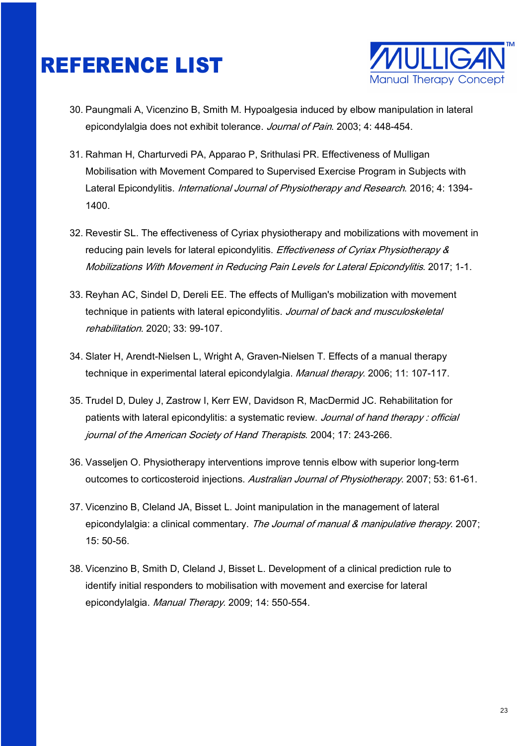# REFERENCE LIST

30. Paungmali A, Vicenzino B, Smith M. Hypoalgesia induced by elbow manipulation in lateral epicondylalgia does not exhibit tolerance. *Journal of Pain*. 2003; 4: 448-454.

31. Rahman H, Charturvedi PA, Apparao P, Srithulasi PR. Effectiveness of Mulligan Mobilisation with Movement Compared to Supervised Exercise Program in Subjects with Lateral Epicondylitis. *International Journal of Physiotherapy and Research*. 2016; 4: 1394-1400.

32. Revestir SL. The effectiveness of Cyriax physiotherapy and mobilizations with movement in reducing pain levels for lateral epicondylitis. *Effectiveness of Cyriax Physiotherapy & Mobilizations With Movement in Reducing Pain Levels for Lateral Epicondylitis*. 2017; 1-1.

33. Reyhan AC, Sindel D, Dereli EE. The effects of Mulligan's mobilization with movement technique in patients with lateral epicondylitis. *Journal of back and musculoskeletal rehabilitation*. 2020; 33: 99-107.

34. Slater H, Arendt-Nielsen L, Wright A, Graven-Nielsen T. Effects of a manual therapy technique in experimental lateral epicondylalgia. *Manual therapy*. 2006; 11: 107-117.

35. Trudel D, Duley J, Zastrow I, Kerr EW, Davidson R, MacDermid JC. Rehabilitation for patients with lateral epicondylitis: a systematic review. *Journal of hand therapy : official journal of the American Society of Hand Therapists*. 2004; 17: 243-266.

36. Vasseljen O. Physiotherapy interventions improve tennis elbow with superior long-term outcomes to corticosteroid injections. *Australian Journal of Physiotherapy*. 2007; 53: 61-61.

37. Vicenzino B, Cleland JA, Bisset L. Joint manipulation in the management of lateral epicondylalgia: a clinical commentary. *The Journal of manual & manipulative therapy*. 2007; 15: 50-56.

38. Vicenzino B, Smith D, Cleland J, Bisset L. Development of a clinical prediction rule to identify initial responders to mobilisation with movement and exercise for lateral epicondylalgia. *Manual Therapy*. 2009; 14: 550-554.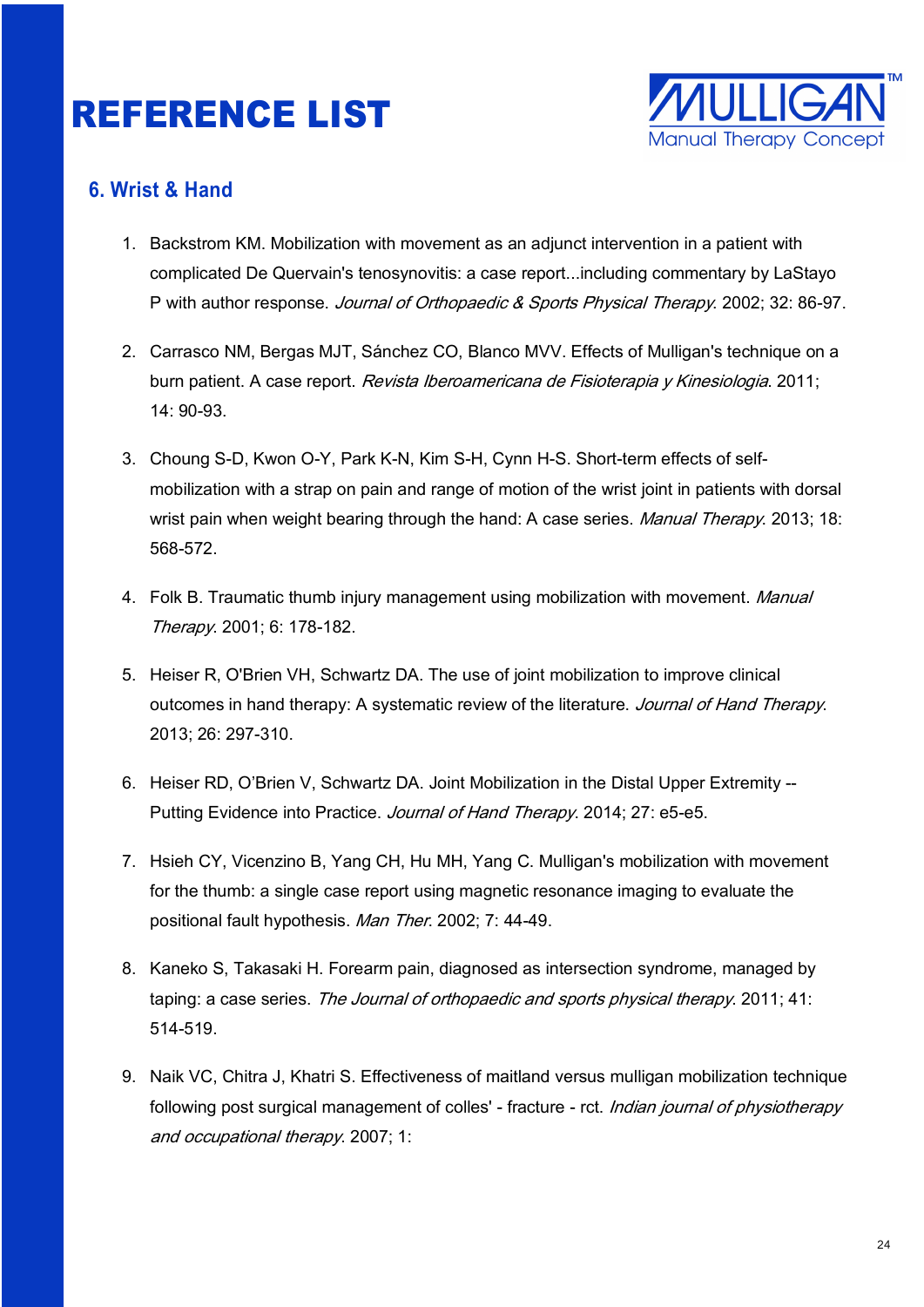# REFERENCE LIST

MULLIGAN™
Manual Therapy Concept

## 6. Wrist & Hand

1. Backstrom KM. Mobilization with movement as an adjunct intervention in a patient with complicated De Quervain's tenosynovitis: a case report...including commentary by LaStayo P with author response. *Journal of Orthopaedic & Sports Physical Therapy*. 2002; 32: 86-97.

2. Carrasco NM, Bergas MJT, Sánchez CO, Blanco MVV. Effects of Mulligan's technique on a burn patient. A case report. *Revista Iberoamericana de Fisioterapia y Kinesiologia*. 2011; 14: 90-93.

3. Choung S-D, Kwon O-Y, Park K-N, Kim S-H, Cynn H-S. Short-term effects of self-mobilization with a strap on pain and range of motion of the wrist joint in patients with dorsal wrist pain when weight bearing through the hand: A case series. *Manual Therapy*. 2013; 18: 568-572.

4. Folk B. Traumatic thumb injury management using mobilization with movement. *Manual Therapy*. 2001; 6: 178-182.

5. Heiser R, O'Brien VH, Schwartz DA. The use of joint mobilization to improve clinical outcomes in hand therapy: A systematic review of the literature. *Journal of Hand Therapy*. 2013; 26: 297-310.

6. Heiser RD, O'Brien V, Schwartz DA. Joint Mobilization in the Distal Upper Extremity -- Putting Evidence into Practice. *Journal of Hand Therapy*. 2014; 27: e5-e5.

7. Hsieh CY, Vicenzino B, Yang CH, Hu MH, Yang C. Mulligan's mobilization with movement for the thumb: a single case report using magnetic resonance imaging to evaluate the positional fault hypothesis. *Man Ther.* 2002; 7: 44-49.

8. Kaneko S, Takasaki H. Forearm pain, diagnosed as intersection syndrome, managed by taping: a case series. *The Journal of orthopaedic and sports physical therapy*. 2011; 41: 514-519.

9. Naik VC, Chitra J, Khatri S. Effectiveness of maitland versus mulligan mobilization technique following post surgical management of colles' - fracture - rct. *Indian journal of physiotherapy and occupational therapy*. 2007; 1: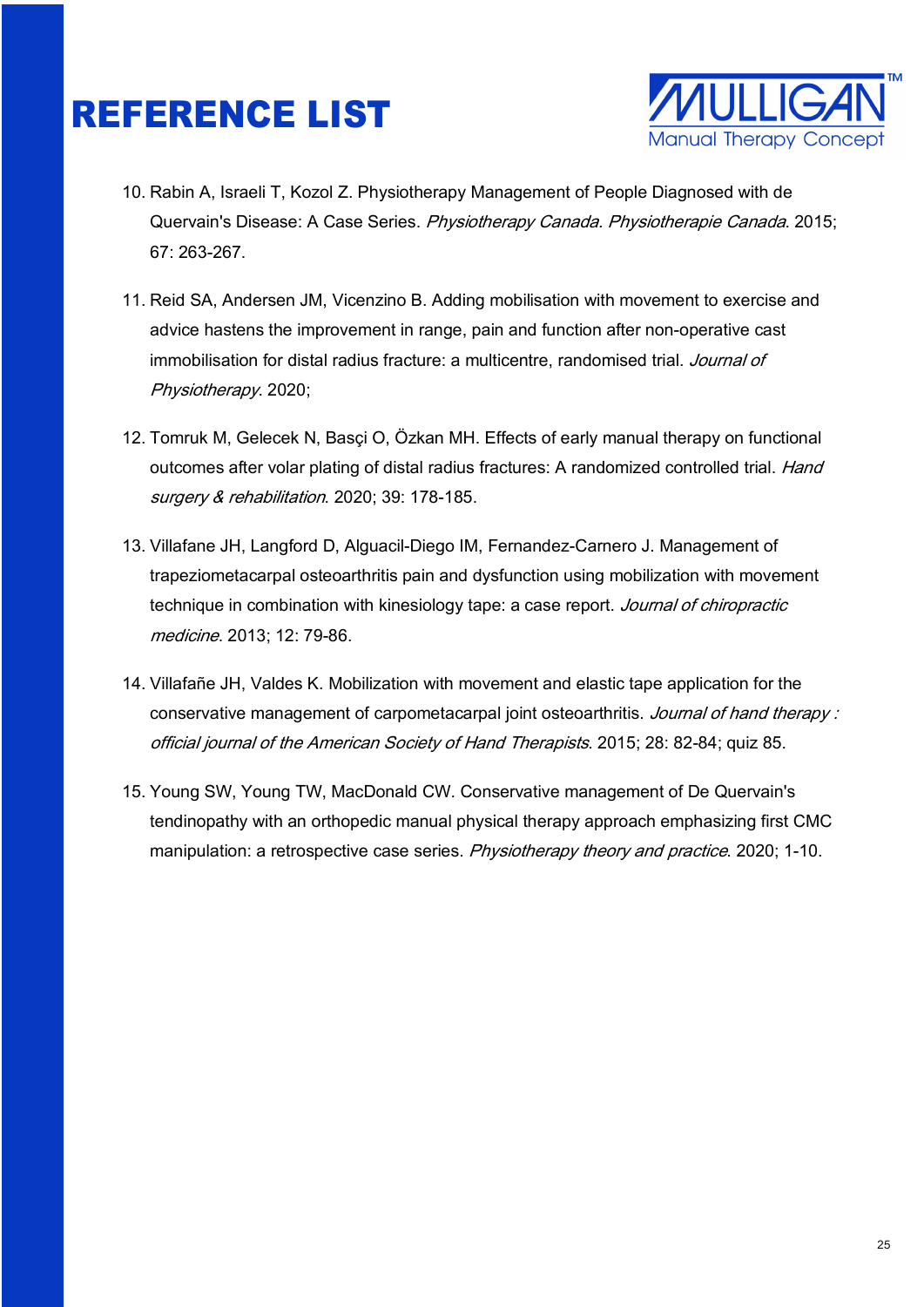# REFERENCE LIST

10. Rabin A, Israeli T, Kozol Z. Physiotherapy Management of People Diagnosed with de Quervain's Disease: A Case Series. *Physiotherapy Canada. Physiotherapie Canada*. 2015; 67: 263-267.

11. Reid SA, Andersen JM, Vicenzino B. Adding mobilisation with movement to exercise and advice hastens the improvement in range, pain and function after non-operative cast immobilisation for distal radius fracture: a multicentre, randomised trial. *Journal of Physiotherapy*. 2020;

12. Tomruk M, Gelecek N, Basçi O, Özkan MH. Effects of early manual therapy on functional outcomes after volar plating of distal radius fractures: A randomized controlled trial. *Hand surgery & rehabilitation*. 2020; 39: 178-185.

13. Villafane JH, Langford D, Alguacil-Diego IM, Fernandez-Carnero J. Management of trapeziometacarpal osteoarthritis pain and dysfunction using mobilization with movement technique in combination with kinesiology tape: a case report. *Journal of chiropractic medicine*. 2013; 12: 79-86.

14. Villafañe JH, Valdes K. Mobilization with movement and elastic tape application for the conservative management of carpometacarpal joint osteoarthritis. *Journal of hand therapy : official journal of the American Society of Hand Therapists*. 2015; 28: 82-84; quiz 85.

15. Young SW, Young TW, MacDonald CW. Conservative management of De Quervain's tendinopathy with an orthopedic manual physical therapy approach emphasizing first CMC manipulation: a retrospective case series. *Physiotherapy theory and practice*. 2020; 1-10.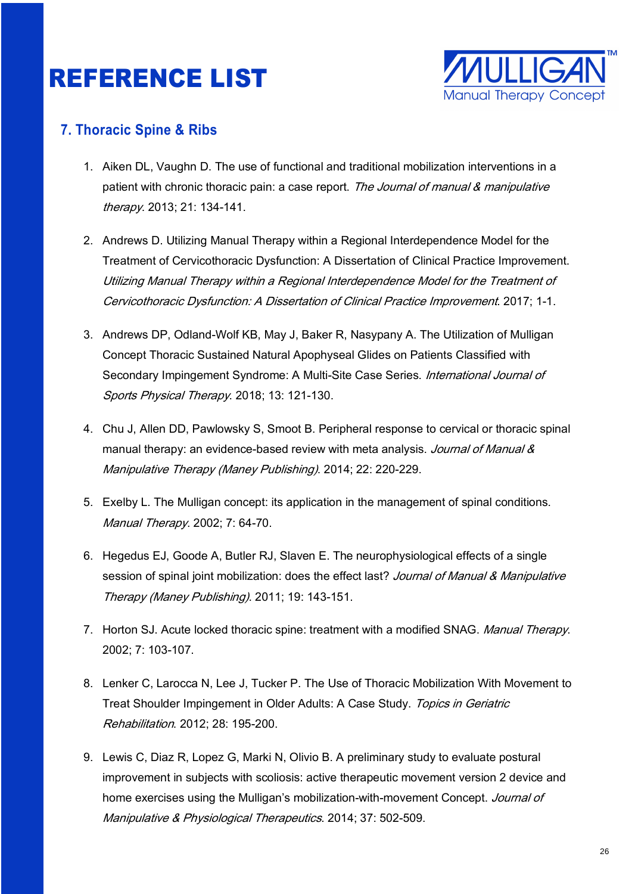# REFERENCE LIST

## 7. Thoracic Spine & Ribs

1. Aiken DL, Vaughn D. The use of functional and traditional mobilization interventions in a patient with chronic thoracic pain: a case report. *The Journal of manual & manipulative therapy*. 2013; 21: 134-141.

2. Andrews D. Utilizing Manual Therapy within a Regional Interdependence Model for the Treatment of Cervicothoracic Dysfunction: A Dissertation of Clinical Practice Improvement. *Utilizing Manual Therapy within a Regional Interdependence Model for the Treatment of Cervicothoracic Dysfunction: A Dissertation of Clinical Practice Improvement*. 2017; 1-1.

3. Andrews DP, Odland-Wolf KB, May J, Baker R, Nasypany A. The Utilization of Mulligan Concept Thoracic Sustained Natural Apophyseal Glides on Patients Classified with Secondary Impingement Syndrome: A Multi-Site Case Series. *International Journal of Sports Physical Therapy*. 2018; 13: 121-130.

4. Chu J, Allen DD, Pawlowsky S, Smoot B. Peripheral response to cervical or thoracic spinal manual therapy: an evidence-based review with meta analysis. *Journal of Manual & Manipulative Therapy (Maney Publishing)*. 2014; 22: 220-229.

5. Exelby L. The Mulligan concept: its application in the management of spinal conditions. *Manual Therapy*. 2002; 7: 64-70.

6. Hegedus EJ, Goode A, Butler RJ, Slaven E. The neurophysiological effects of a single session of spinal joint mobilization: does the effect last? *Journal of Manual & Manipulative Therapy (Maney Publishing)*. 2011; 19: 143-151.

7. Horton SJ. Acute locked thoracic spine: treatment with a modified SNAG. *Manual Therapy*. 2002; 7: 103-107.

8. Lenker C, Larocca N, Lee J, Tucker P. The Use of Thoracic Mobilization With Movement to Treat Shoulder Impingement in Older Adults: A Case Study. *Topics in Geriatric Rehabilitation*. 2012; 28: 195-200.

9. Lewis C, Diaz R, Lopez G, Marki N, Olivio B. A preliminary study to evaluate postural improvement in subjects with scoliosis: active therapeutic movement version 2 device and home exercises using the Mulligan's mobilization-with-movement Concept. *Journal of Manipulative & Physiological Therapeutics*. 2014; 37: 502-509.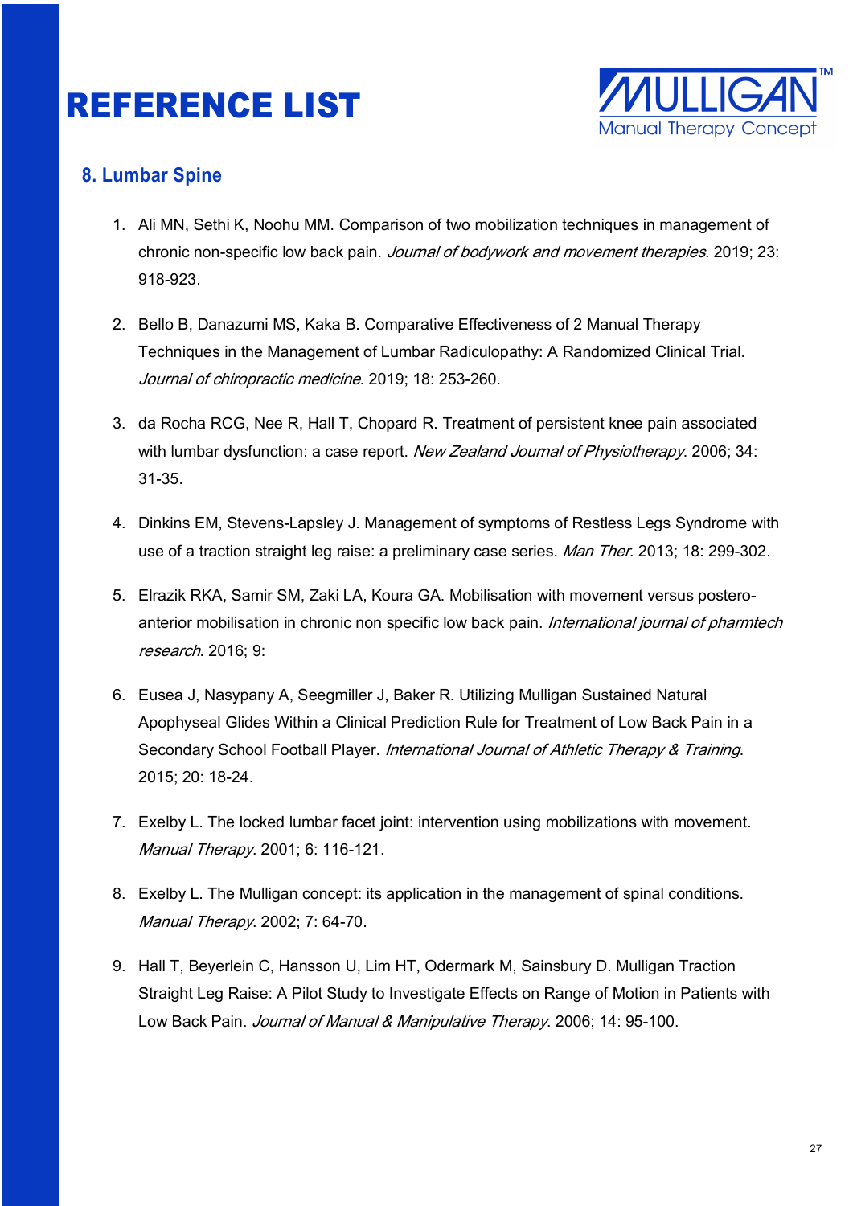# REFERENCE LIST

## 8. Lumbar Spine

1. Ali MN, Sethi K, Noohu MM. Comparison of two mobilization techniques in management of chronic non-specific low back pain. *Journal of bodywork and movement therapies*. 2019; 23: 918-923.

2. Bello B, Danazumi MS, Kaka B. Comparative Effectiveness of 2 Manual Therapy Techniques in the Management of Lumbar Radiculopathy: A Randomized Clinical Trial. *Journal of chiropractic medicine*. 2019; 18: 253-260.

3. da Rocha RCG, Nee R, Hall T, Chopard R. Treatment of persistent knee pain associated with lumbar dysfunction: a case report. *New Zealand Journal of Physiotherapy*. 2006; 34: 31-35.

4. Dinkins EM, Stevens-Lapsley J. Management of symptoms of Restless Legs Syndrome with use of a traction straight leg raise: a preliminary case series. *Man Ther*. 2013; 18: 299-302.

5. Elrazik RKA, Samir SM, Zaki LA, Koura GA. Mobilisation with movement versus postero-anterior mobilisation in chronic non specific low back pain. *International journal of pharmtech research*. 2016; 9:

6. Eusea J, Nasypany A, Seegmiller J, Baker R. Utilizing Mulligan Sustained Natural Apophyseal Glides Within a Clinical Prediction Rule for Treatment of Low Back Pain in a Secondary School Football Player. *International Journal of Athletic Therapy & Training*. 2015; 20: 18-24.

7. Exelby L. The locked lumbar facet joint: intervention using mobilizations with movement. *Manual Therapy*. 2001; 6: 116-121.

8. Exelby L. The Mulligan concept: its application in the management of spinal conditions. *Manual Therapy*. 2002; 7: 64-70.

9. Hall T, Beyerlein C, Hansson U, Lim HT, Odermark M, Sainsbury D. Mulligan Traction Straight Leg Raise: A Pilot Study to Investigate Effects on Range of Motion in Patients with Low Back Pain. *Journal of Manual & Manipulative Therapy*. 2006; 14: 95-100.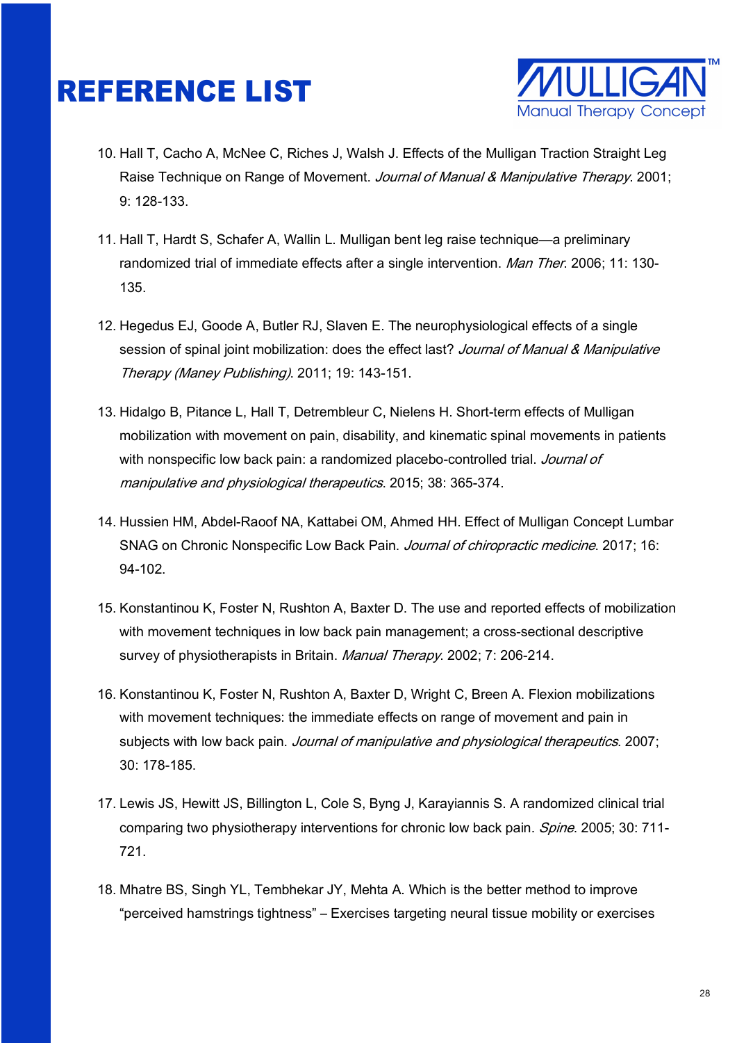# REFERENCE LIST

10. Hall T, Cacho A, McNee C, Riches J, Walsh J. Effects of the Mulligan Traction Straight Leg Raise Technique on Range of Movement. *Journal of Manual & Manipulative Therapy*. 2001; 9: 128-133.

11. Hall T, Hardt S, Schafer A, Wallin L. Mulligan bent leg raise technique—a preliminary randomized trial of immediate effects after a single intervention. *Man Ther*. 2006; 11: 130-135.

12. Hegedus EJ, Goode A, Butler RJ, Slaven E. The neurophysiological effects of a single session of spinal joint mobilization: does the effect last? *Journal of Manual & Manipulative Therapy (Maney Publishing)*. 2011; 19: 143-151.

13. Hidalgo B, Pitance L, Hall T, Detrembleur C, Nielens H. Short-term effects of Mulligan mobilization with movement on pain, disability, and kinematic spinal movements in patients with nonspecific low back pain: a randomized placebo-controlled trial. *Journal of manipulative and physiological therapeutics*. 2015; 38: 365-374.

14. Hussien HM, Abdel-Raoof NA, Kattabei OM, Ahmed HH. Effect of Mulligan Concept Lumbar SNAG on Chronic Nonspecific Low Back Pain. *Journal of chiropractic medicine*. 2017; 16: 94-102.

15. Konstantinou K, Foster N, Rushton A, Baxter D. The use and reported effects of mobilization with movement techniques in low back pain management; a cross-sectional descriptive survey of physiotherapists in Britain. *Manual Therapy*. 2002; 7: 206-214.

16. Konstantinou K, Foster N, Rushton A, Baxter D, Wright C, Breen A. Flexion mobilizations with movement techniques: the immediate effects on range of movement and pain in subjects with low back pain. *Journal of manipulative and physiological therapeutics*. 2007; 30: 178-185.

17. Lewis JS, Hewitt JS, Billington L, Cole S, Byng J, Karayiannis S. A randomized clinical trial comparing two physiotherapy interventions for chronic low back pain. *Spine*. 2005; 30: 711-721.

18. Mhatre BS, Singh YL, Tembhekar JY, Mehta A. Which is the better method to improve "perceived hamstrings tightness" – Exercises targeting neural tissue mobility or exercises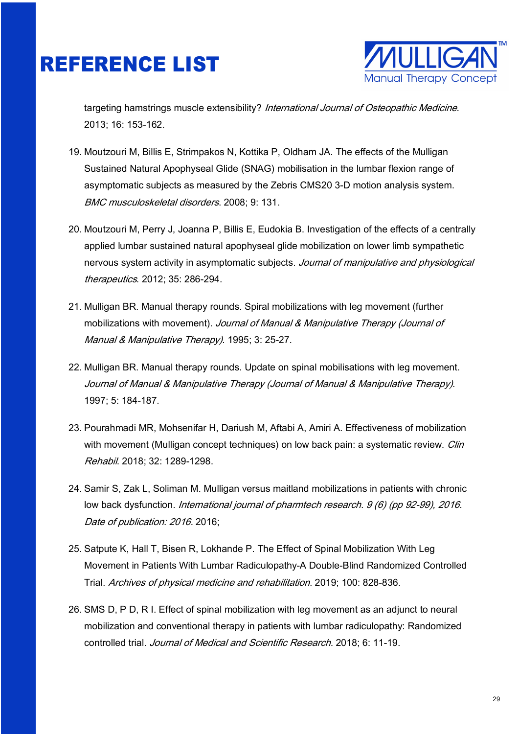# REFERENCE LIST

targeting hamstrings muscle extensibility? *International Journal of Osteopathic Medicine*. 2013; 16: 153-162.

19. Moutzouri M, Billis E, Strimpakos N, Kottika P, Oldham JA. The effects of the Mulligan Sustained Natural Apophyseal Glide (SNAG) mobilisation in the lumbar flexion range of asymptomatic subjects as measured by the Zebris CMS20 3-D motion analysis system. *BMC musculoskeletal disorders*. 2008; 9: 131.

20. Moutzouri M, Perry J, Joanna P, Billis E, Eudokia B. Investigation of the effects of a centrally applied lumbar sustained natural apophyseal glide mobilization on lower limb sympathetic nervous system activity in asymptomatic subjects. *Journal of manipulative and physiological therapeutics*. 2012; 35: 286-294.

21. Mulligan BR. Manual therapy rounds. Spiral mobilizations with leg movement (further mobilizations with movement). *Journal of Manual & Manipulative Therapy (Journal of Manual & Manipulative Therapy)*. 1995; 3: 25-27.

22. Mulligan BR. Manual therapy rounds. Update on spinal mobilisations with leg movement. *Journal of Manual & Manipulative Therapy (Journal of Manual & Manipulative Therapy)*. 1997; 5: 184-187.

23. Pourahmadi MR, Mohsenifar H, Dariush M, Aftabi A, Amiri A. Effectiveness of mobilization with movement (Mulligan concept techniques) on low back pain: a systematic review. *Clin Rehabil*. 2018; 32: 1289-1298.

24. Samir S, Zak L, Soliman M. Mulligan versus maitland mobilizations in patients with chronic low back dysfunction. *International journal of pharmtech research. 9 (6) (pp 92-99), 2016. Date of publication: 2016*. 2016;

25. Satpute K, Hall T, Bisen R, Lokhande P. The Effect of Spinal Mobilization With Leg Movement in Patients With Lumbar Radiculopathy-A Double-Blind Randomized Controlled Trial. *Archives of physical medicine and rehabilitation*. 2019; 100: 828-836.

26. SMS D, P D, R I. Effect of spinal mobilization with leg movement as an adjunct to neural mobilization and conventional therapy in patients with lumbar radiculopathy: Randomized controlled trial. *Journal of Medical and Scientific Research*. 2018; 6: 11-19.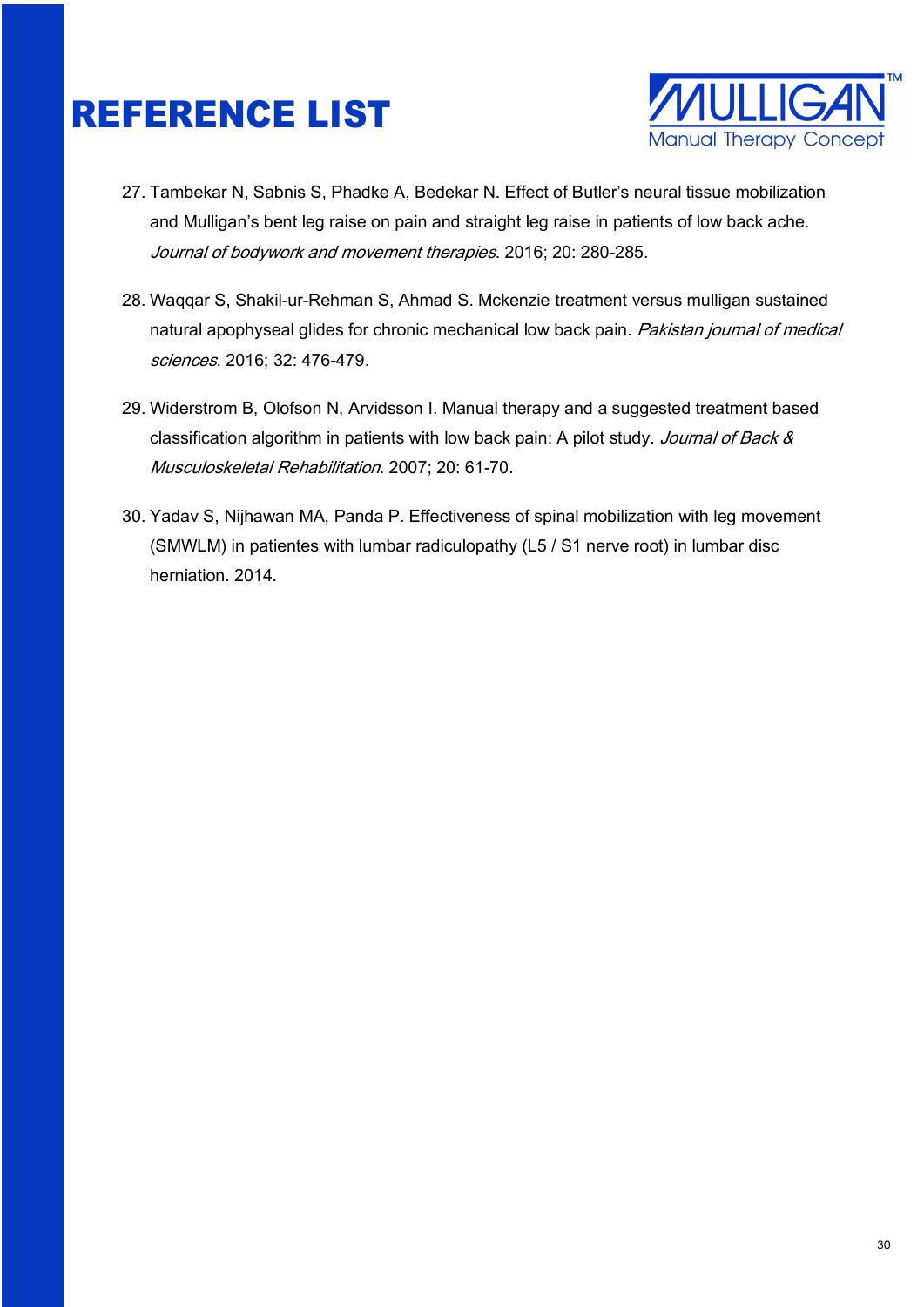# REFERENCE LIST

27. Tambekar N, Sabnis S, Phadke A, Bedekar N. Effect of Butler's neural tissue mobilization and Mulligan's bent leg raise on pain and straight leg raise in patients of low back ache. *Journal of bodywork and movement therapies*. 2016; 20: 280-285.

28. Waqqar S, Shakil-ur-Rehman S, Ahmad S. Mckenzie treatment versus mulligan sustained natural apophyseal glides for chronic mechanical low back pain. *Pakistan journal of medical sciences*. 2016; 32: 476-479.

29. Widerstrom B, Olofson N, Arvidsson I. Manual therapy and a suggested treatment based classification algorithm in patients with low back pain: A pilot study. *Journal of Back & Musculoskeletal Rehabilitation*. 2007; 20: 61-70.

30. Yadav S, Nijhawan MA, Panda P. Effectiveness of spinal mobilization with leg movement (SMWLM) in patientes with lumbar radiculopathy (L5 / S1 nerve root) in lumbar disc herniation. 2014.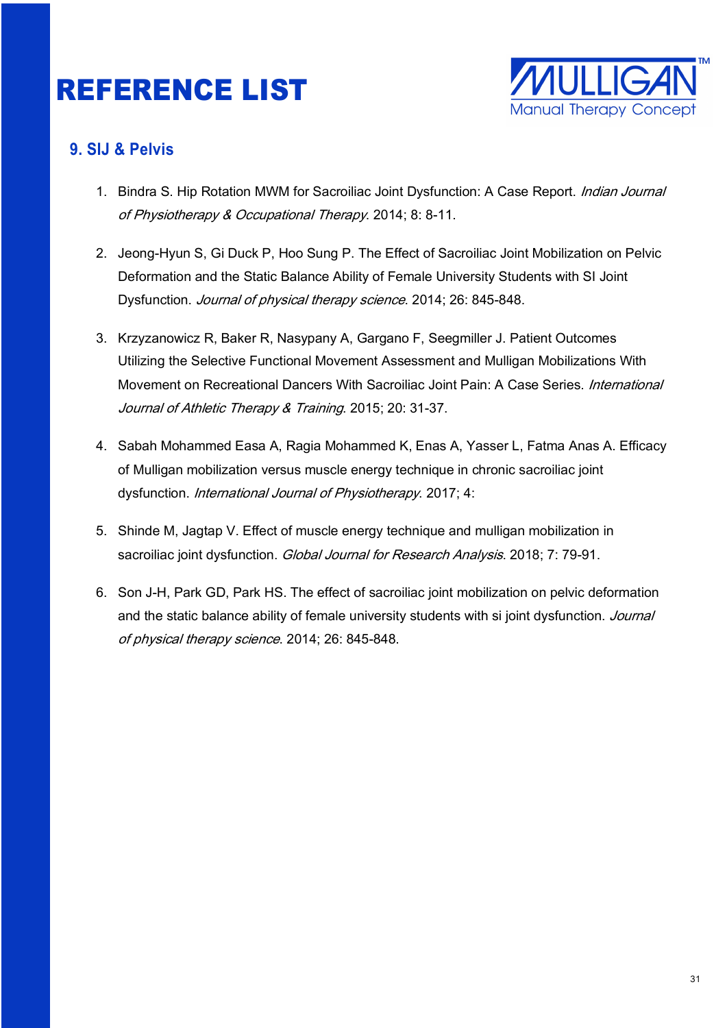# REFERENCE LIST

## 9. SIJ & Pelvis

1. Bindra S. Hip Rotation MWM for Sacroiliac Joint Dysfunction: A Case Report. *Indian Journal of Physiotherapy & Occupational Therapy*. 2014; 8: 8-11.

2. Jeong-Hyun S, Gi Duck P, Hoo Sung P. The Effect of Sacroiliac Joint Mobilization on Pelvic Deformation and the Static Balance Ability of Female University Students with SI Joint Dysfunction. *Journal of physical therapy science*. 2014; 26: 845-848.

3. Krzyzanowicz R, Baker R, Nasypany A, Gargano F, Seegmiller J. Patient Outcomes Utilizing the Selective Functional Movement Assessment and Mulligan Mobilizations With Movement on Recreational Dancers With Sacroiliac Joint Pain: A Case Series. *International Journal of Athletic Therapy & Training*. 2015; 20: 31-37.

4. Sabah Mohammed Easa A, Ragia Mohammed K, Enas A, Yasser L, Fatma Anas A. Efficacy of Mulligan mobilization versus muscle energy technique in chronic sacroiliac joint dysfunction. *International Journal of Physiotherapy*. 2017; 4:

5. Shinde M, Jagtap V. Effect of muscle energy technique and mulligan mobilization in sacroiliac joint dysfunction. *Global Journal for Research Analysis*. 2018; 7: 79-91.

6. Son J-H, Park GD, Park HS. The effect of sacroiliac joint mobilization on pelvic deformation and the static balance ability of female university students with si joint dysfunction. *Journal of physical therapy science*. 2014; 26: 845-848.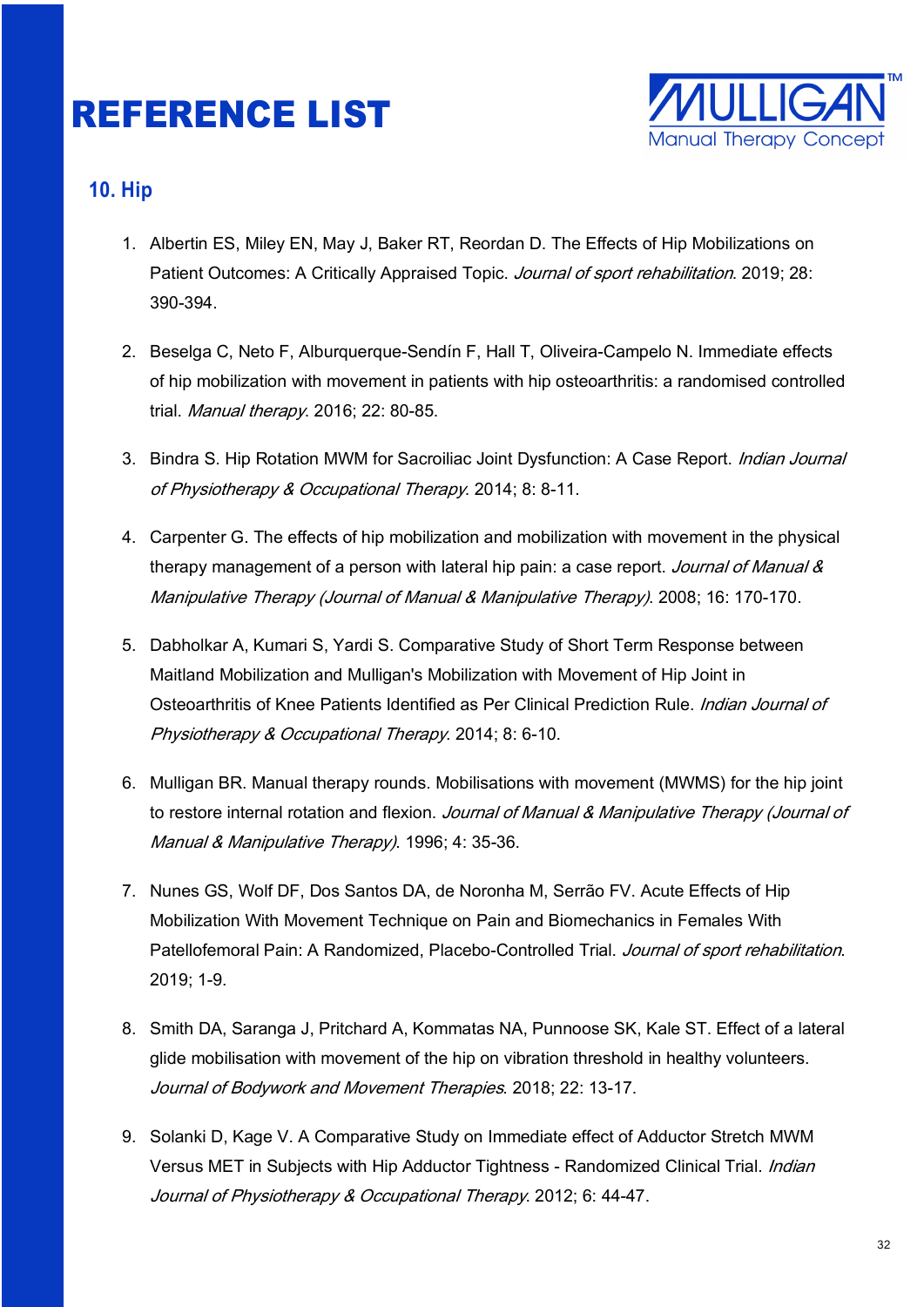# REFERENCE LIST

## 10. Hip

1. Albertin ES, Miley EN, May J, Baker RT, Reordan D. The Effects of Hip Mobilizations on Patient Outcomes: A Critically Appraised Topic. *Journal of sport rehabilitation*. 2019; 28: 390-394.

2. Beselga C, Neto F, Alburquerque-Sendín F, Hall T, Oliveira-Campelo N. Immediate effects of hip mobilization with movement in patients with hip osteoarthritis: a randomised controlled trial. *Manual therapy*. 2016; 22: 80-85.

3. Bindra S. Hip Rotation MWM for Sacroiliac Joint Dysfunction: A Case Report. *Indian Journal of Physiotherapy & Occupational Therapy*. 2014; 8: 8-11.

4. Carpenter G. The effects of hip mobilization and mobilization with movement in the physical therapy management of a person with lateral hip pain: a case report. *Journal of Manual & Manipulative Therapy (Journal of Manual & Manipulative Therapy)*. 2008; 16: 170-170.

5. Dabholkar A, Kumari S, Yardi S. Comparative Study of Short Term Response between Maitland Mobilization and Mulligan's Mobilization with Movement of Hip Joint in Osteoarthritis of Knee Patients Identified as Per Clinical Prediction Rule. *Indian Journal of Physiotherapy & Occupational Therapy*. 2014; 8: 6-10.

6. Mulligan BR. Manual therapy rounds. Mobilisations with movement (MWMS) for the hip joint to restore internal rotation and flexion. *Journal of Manual & Manipulative Therapy (Journal of Manual & Manipulative Therapy)*. 1996; 4: 35-36.

7. Nunes GS, Wolf DF, Dos Santos DA, de Noronha M, Serrão FV. Acute Effects of Hip Mobilization With Movement Technique on Pain and Biomechanics in Females With Patellofemoral Pain: A Randomized, Placebo-Controlled Trial. *Journal of sport rehabilitation*. 2019; 1-9.

8. Smith DA, Saranga J, Pritchard A, Kommatas NA, Punnoose SK, Kale ST. Effect of a lateral glide mobilisation with movement of the hip on vibration threshold in healthy volunteers. *Journal of Bodywork and Movement Therapies*. 2018; 22: 13-17.

9. Solanki D, Kage V. A Comparative Study on Immediate effect of Adductor Stretch MWM Versus MET in Subjects with Hip Adductor Tightness - Randomized Clinical Trial. *Indian Journal of Physiotherapy & Occupational Therapy*. 2012; 6: 44-47.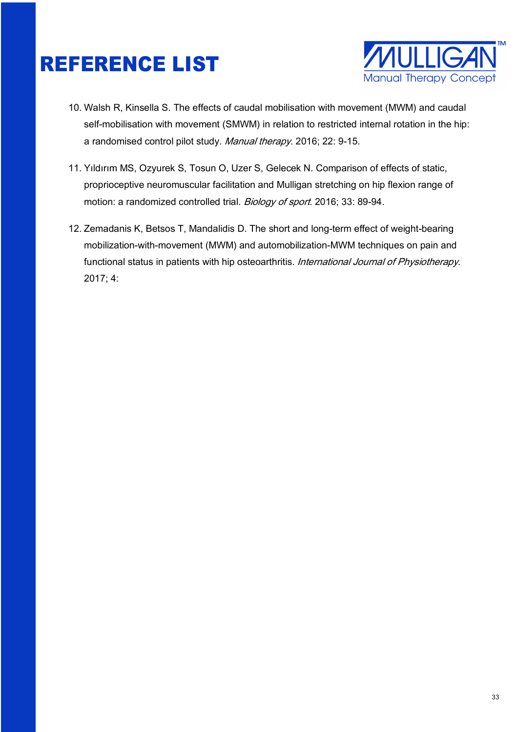# REFERENCE LIST

10. Walsh R, Kinsella S. The effects of caudal mobilisation with movement (MWM) and caudal self-mobilisation with movement (SMWM) in relation to restricted internal rotation in the hip: a randomised control pilot study. *Manual therapy*. 2016; 22: 9-15.

11. Yıldırım MS, Ozyurek S, Tosun O, Uzer S, Gelecek N. Comparison of effects of static, proprioceptive neuromuscular facilitation and Mulligan stretching on hip flexion range of motion: a randomized controlled trial. *Biology of sport*. 2016; 33: 89-94.

12. Zemadanis K, Betsos T, Mandalidis D. The short and long-term effect of weight-bearing mobilization-with-movement (MWM) and automobilization-MWM techniques on pain and functional status in patients with hip osteoarthritis. *International Journal of Physiotherapy*. 2017; 4: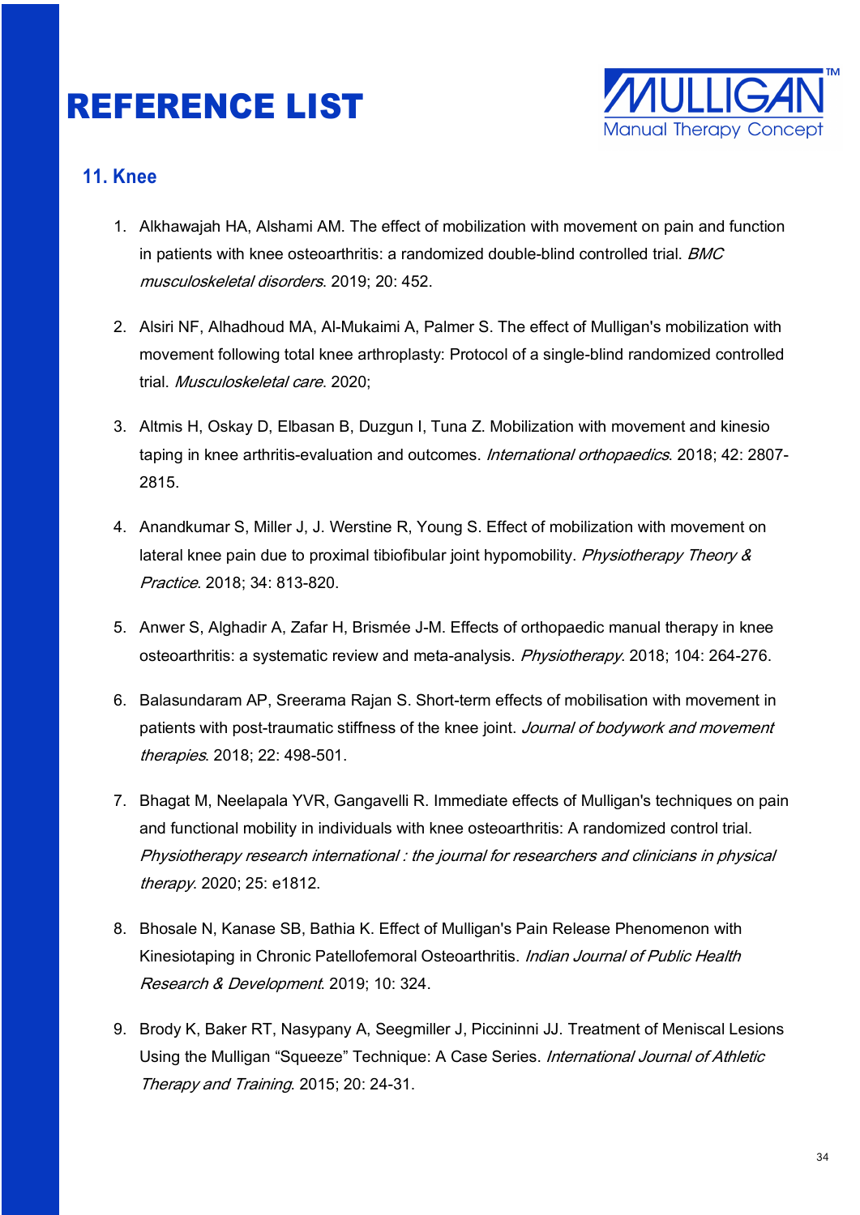# REFERENCE LIST

## 11. Knee

1. Alkhawajah HA, Alshami AM. The effect of mobilization with movement on pain and function in patients with knee osteoarthritis: a randomized double-blind controlled trial. *BMC musculoskeletal disorders*. 2019; 20: 452.

2. Alsiri NF, Alhadhoud MA, Al-Mukaimi A, Palmer S. The effect of Mulligan's mobilization with movement following total knee arthroplasty: Protocol of a single-blind randomized controlled trial. *Musculoskeletal care*. 2020;

3. Altmis H, Oskay D, Elbasan B, Duzgun I, Tuna Z. Mobilization with movement and kinesio taping in knee arthritis-evaluation and outcomes. *International orthopaedics*. 2018; 42: 2807-2815.

4. Anandkumar S, Miller J, J. Werstine R, Young S. Effect of mobilization with movement on lateral knee pain due to proximal tibiofibular joint hypomobility. *Physiotherapy Theory & Practice*. 2018; 34: 813-820.

5. Anwer S, Alghadir A, Zafar H, Brismée J-M. Effects of orthopaedic manual therapy in knee osteoarthritis: a systematic review and meta-analysis. *Physiotherapy*. 2018; 104: 264-276.

6. Balasundaram AP, Sreerama Rajan S. Short-term effects of mobilisation with movement in patients with post-traumatic stiffness of the knee joint. *Journal of bodywork and movement therapies*. 2018; 22: 498-501.

7. Bhagat M, Neelapala YVR, Gangavelli R. Immediate effects of Mulligan's techniques on pain and functional mobility in individuals with knee osteoarthritis: A randomized control trial. *Physiotherapy research international : the journal for researchers and clinicians in physical therapy*. 2020; 25: e1812.

8. Bhosale N, Kanase SB, Bathia K. Effect of Mulligan's Pain Release Phenomenon with Kinesiotaping in Chronic Patellofemoral Osteoarthritis. *Indian Journal of Public Health Research & Development*. 2019; 10: 324.

9. Brody K, Baker RT, Nasypany A, Seegmiller J, Piccininni JJ. Treatment of Meniscal Lesions Using the Mulligan "Squeeze" Technique: A Case Series. *International Journal of Athletic Therapy and Training*. 2015; 20: 24-31.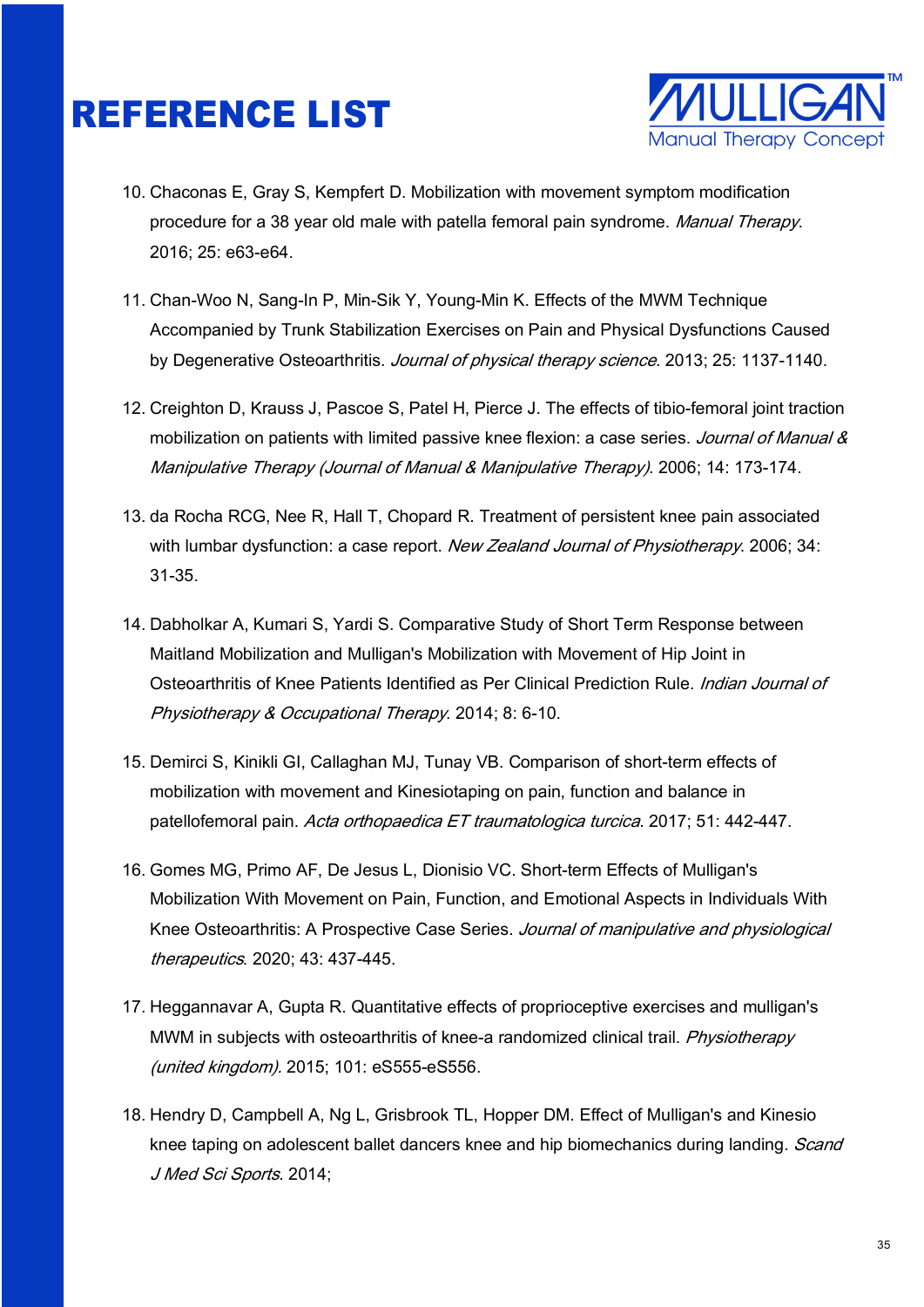# REFERENCE LIST

10. Chaconas E, Gray S, Kempfert D. Mobilization with movement symptom modification procedure for a 38 year old male with patella femoral pain syndrome. *Manual Therapy*. 2016; 25: e63-e64.

11. Chan-Woo N, Sang-In P, Min-Sik Y, Young-Min K. Effects of the MWM Technique Accompanied by Trunk Stabilization Exercises on Pain and Physical Dysfunctions Caused by Degenerative Osteoarthritis. *Journal of physical therapy science*. 2013; 25: 1137-1140.

12. Creighton D, Krauss J, Pascoe S, Patel H, Pierce J. The effects of tibio-femoral joint traction mobilization on patients with limited passive knee flexion: a case series. *Journal of Manual & Manipulative Therapy (Journal of Manual & Manipulative Therapy)*. 2006; 14: 173-174.

13. da Rocha RCG, Nee R, Hall T, Chopard R. Treatment of persistent knee pain associated with lumbar dysfunction: a case report. *New Zealand Journal of Physiotherapy*. 2006; 34: 31-35.

14. Dabholkar A, Kumari S, Yardi S. Comparative Study of Short Term Response between Maitland Mobilization and Mulligan's Mobilization with Movement of Hip Joint in Osteoarthritis of Knee Patients Identified as Per Clinical Prediction Rule. *Indian Journal of Physiotherapy & Occupational Therapy*. 2014; 8: 6-10.

15. Demirci S, Kinikli GI, Callaghan MJ, Tunay VB. Comparison of short-term effects of mobilization with movement and Kinesiotaping on pain, function and balance in patellofemoral pain. *Acta orthopaedica ET traumatologica turcica*. 2017; 51: 442-447.

16. Gomes MG, Primo AF, De Jesus L, Dionisio VC. Short-term Effects of Mulligan's Mobilization With Movement on Pain, Function, and Emotional Aspects in Individuals With Knee Osteoarthritis: A Prospective Case Series. *Journal of manipulative and physiological therapeutics*. 2020; 43: 437-445.

17. Heggannavar A, Gupta R. Quantitative effects of proprioceptive exercises and mulligan's MWM in subjects with osteoarthritis of knee-a randomized clinical trail. *Physiotherapy (united kingdom)*. 2015; 101: eS555-eS556.

18. Hendry D, Campbell A, Ng L, Grisbrook TL, Hopper DM. Effect of Mulligan's and Kinesio knee taping on adolescent ballet dancers knee and hip biomechanics during landing. *Scand J Med Sci Sports*. 2014;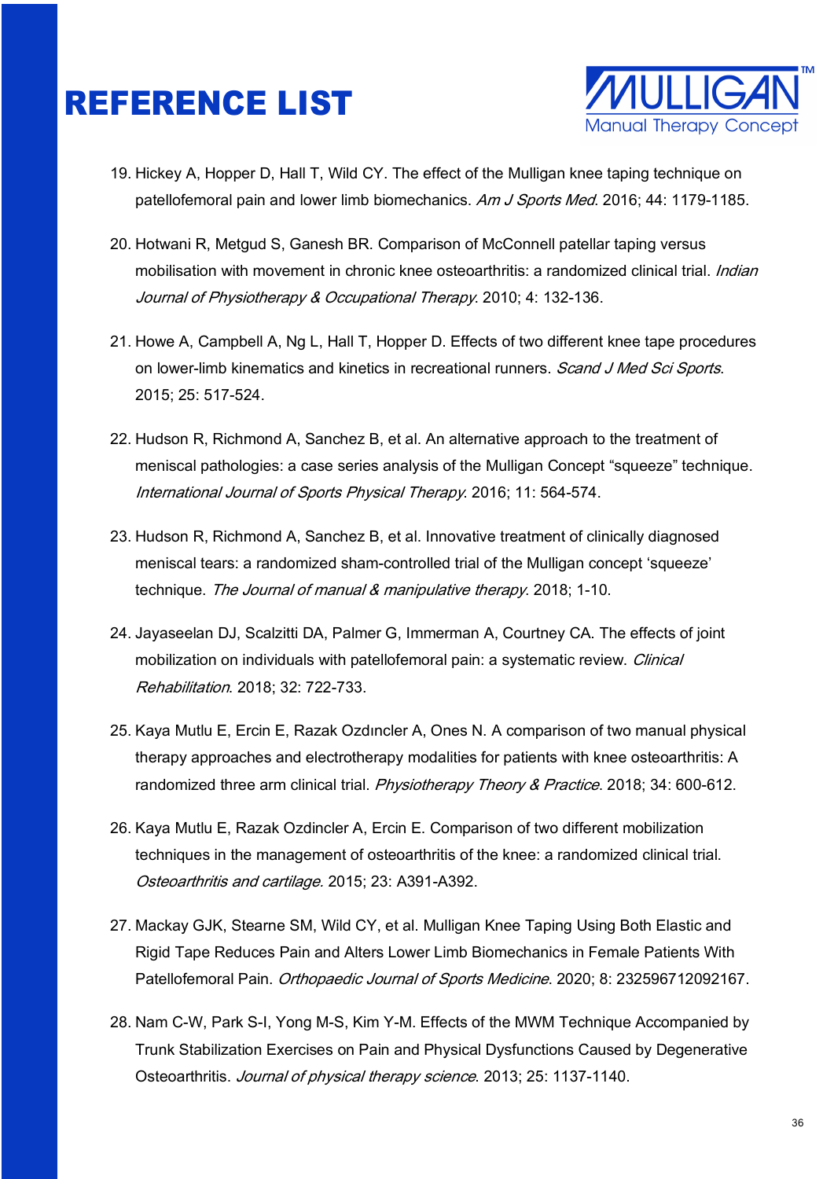# REFERENCE LIST

19. Hickey A, Hopper D, Hall T, Wild CY. The effect of the Mulligan knee taping technique on patellofemoral pain and lower limb biomechanics. *Am J Sports Med*. 2016; 44: 1179-1185.

20. Hotwani R, Metgud S, Ganesh BR. Comparison of McConnell patellar taping versus mobilisation with movement in chronic knee osteoarthritis: a randomized clinical trial. *Indian Journal of Physiotherapy & Occupational Therapy*. 2010; 4: 132-136.

21. Howe A, Campbell A, Ng L, Hall T, Hopper D. Effects of two different knee tape procedures on lower-limb kinematics and kinetics in recreational runners. *Scand J Med Sci Sports*. 2015; 25: 517-524.

22. Hudson R, Richmond A, Sanchez B, et al. An alternative approach to the treatment of meniscal pathologies: a case series analysis of the Mulligan Concept "squeeze" technique. *International Journal of Sports Physical Therapy*. 2016; 11: 564-574.

23. Hudson R, Richmond A, Sanchez B, et al. Innovative treatment of clinically diagnosed meniscal tears: a randomized sham-controlled trial of the Mulligan concept 'squeeze' technique. *The Journal of manual & manipulative therapy*. 2018; 1-10.

24. Jayaseelan DJ, Scalzitti DA, Palmer G, Immerman A, Courtney CA. The effects of joint mobilization on individuals with patellofemoral pain: a systematic review. *Clinical Rehabilitation*. 2018; 32: 722-733.

25. Kaya Mutlu E, Ercin E, Razak Ozdıncler A, Ones N. A comparison of two manual physical therapy approaches and electrotherapy modalities for patients with knee osteoarthritis: A randomized three arm clinical trial. *Physiotherapy Theory & Practice*. 2018; 34: 600-612.

26. Kaya Mutlu E, Razak Ozdincler A, Ercin E. Comparison of two different mobilization techniques in the management of osteoarthritis of the knee: a randomized clinical trial. *Osteoarthritis and cartilage.* 2015; 23: A391-A392.

27. Mackay GJK, Stearne SM, Wild CY, et al. Mulligan Knee Taping Using Both Elastic and Rigid Tape Reduces Pain and Alters Lower Limb Biomechanics in Female Patients With Patellofemoral Pain. *Orthopaedic Journal of Sports Medicine*. 2020; 8: 232596712092167.

28. Nam C-W, Park S-I, Yong M-S, Kim Y-M. Effects of the MWM Technique Accompanied by Trunk Stabilization Exercises on Pain and Physical Dysfunctions Caused by Degenerative Osteoarthritis. *Journal of physical therapy science*. 2013; 25: 1137-1140.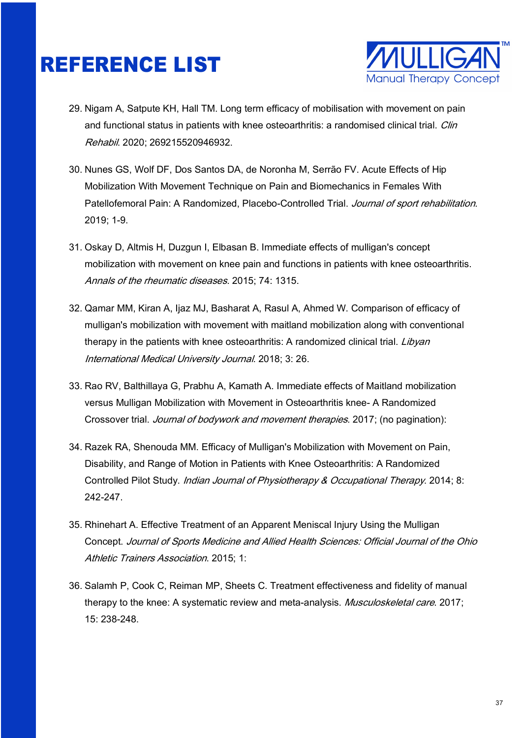# REFERENCE LIST

29. Nigam A, Satpute KH, Hall TM. Long term efficacy of mobilisation with movement on pain and functional status in patients with knee osteoarthritis: a randomised clinical trial. *Clin Rehabil*. 2020; 269215520946932.

30. Nunes GS, Wolf DF, Dos Santos DA, de Noronha M, Serrão FV. Acute Effects of Hip Mobilization With Movement Technique on Pain and Biomechanics in Females With Patellofemoral Pain: A Randomized, Placebo-Controlled Trial. *Journal of sport rehabilitation*. 2019; 1-9.

31. Oskay D, Altmis H, Duzgun I, Elbasan B. Immediate effects of mulligan's concept mobilization with movement on knee pain and functions in patients with knee osteoarthritis. *Annals of the rheumatic diseases.* 2015; 74: 1315.

32. Qamar MM, Kiran A, Ijaz MJ, Basharat A, Rasul A, Ahmed W. Comparison of efficacy of mulligan's mobilization with movement with maitland mobilization along with conventional therapy in the patients with knee osteoarthritis: A randomized clinical trial. *Libyan International Medical University Journal*. 2018; 3: 26.

33. Rao RV, Balthillaya G, Prabhu A, Kamath A. Immediate effects of Maitland mobilization versus Mulligan Mobilization with Movement in Osteoarthritis knee- A Randomized Crossover trial. *Journal of bodywork and movement therapies*. 2017; (no pagination):

34. Razek RA, Shenouda MM. Efficacy of Mulligan's Mobilization with Movement on Pain, Disability, and Range of Motion in Patients with Knee Osteoarthritis: A Randomized Controlled Pilot Study. *Indian Journal of Physiotherapy & Occupational Therapy*. 2014; 8: 242-247.

35. Rhinehart A. Effective Treatment of an Apparent Meniscal Injury Using the Mulligan Concept. *Journal of Sports Medicine and Allied Health Sciences: Official Journal of the Ohio Athletic Trainers Association*. 2015; 1:

36. Salamh P, Cook C, Reiman MP, Sheets C. Treatment effectiveness and fidelity of manual therapy to the knee: A systematic review and meta-analysis. *Musculoskeletal care*. 2017; 15: 238-248.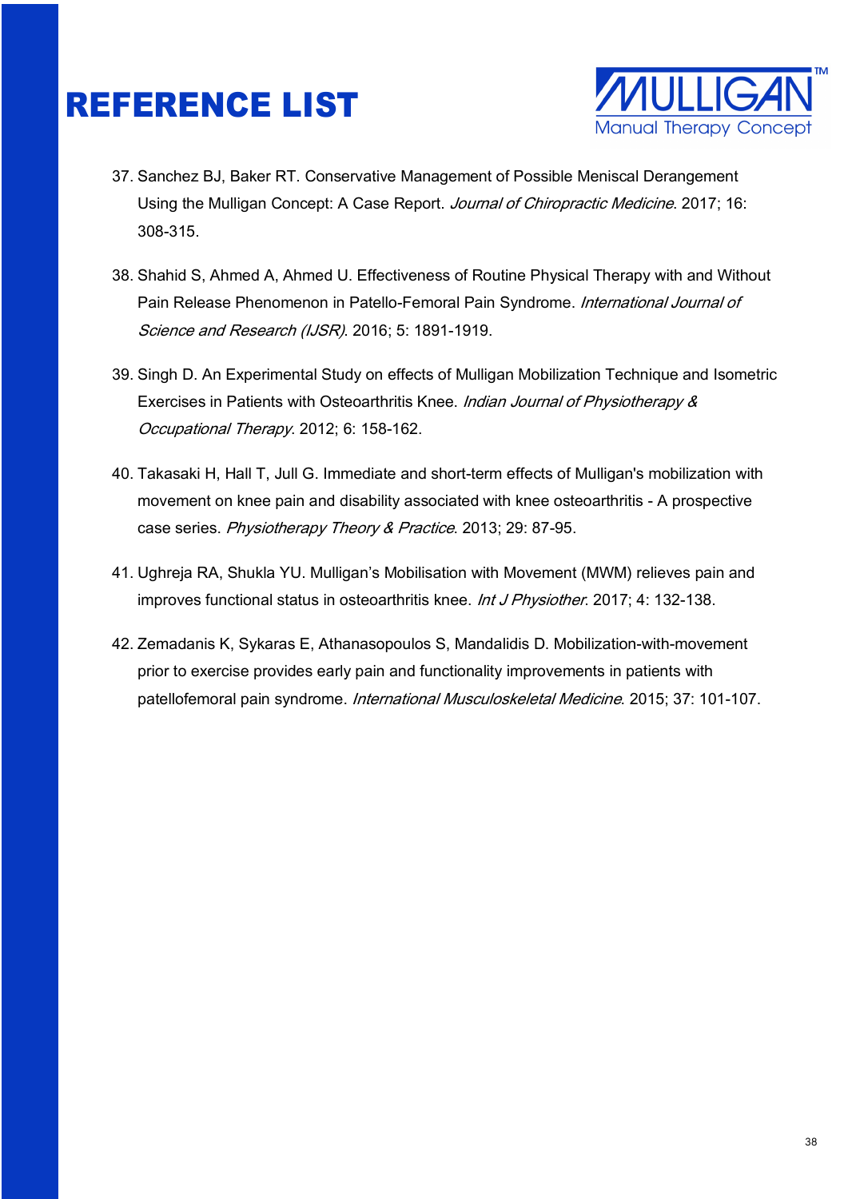# REFERENCE LIST

37. Sanchez BJ, Baker RT. Conservative Management of Possible Meniscal Derangement Using the Mulligan Concept: A Case Report. *Journal of Chiropractic Medicine*. 2017; 16: 308-315.

38. Shahid S, Ahmed A, Ahmed U. Effectiveness of Routine Physical Therapy with and Without Pain Release Phenomenon in Patello-Femoral Pain Syndrome. *International Journal of Science and Research (IJSR)*. 2016; 5: 1891-1919.

39. Singh D. An Experimental Study on effects of Mulligan Mobilization Technique and Isometric Exercises in Patients with Osteoarthritis Knee. *Indian Journal of Physiotherapy & Occupational Therapy*. 2012; 6: 158-162.

40. Takasaki H, Hall T, Jull G. Immediate and short-term effects of Mulligan's mobilization with movement on knee pain and disability associated with knee osteoarthritis - A prospective case series. *Physiotherapy Theory & Practice*. 2013; 29: 87-95.

41. Ughreja RA, Shukla YU. Mulligan's Mobilisation with Movement (MWM) relieves pain and improves functional status in osteoarthritis knee. *Int J Physiother*. 2017; 4: 132-138.

42. Zemadanis K, Sykaras E, Athanasopoulos S, Mandalidis D. Mobilization-with-movement prior to exercise provides early pain and functionality improvements in patients with patellofemoral pain syndrome. *International Musculoskeletal Medicine*. 2015; 37: 101-107.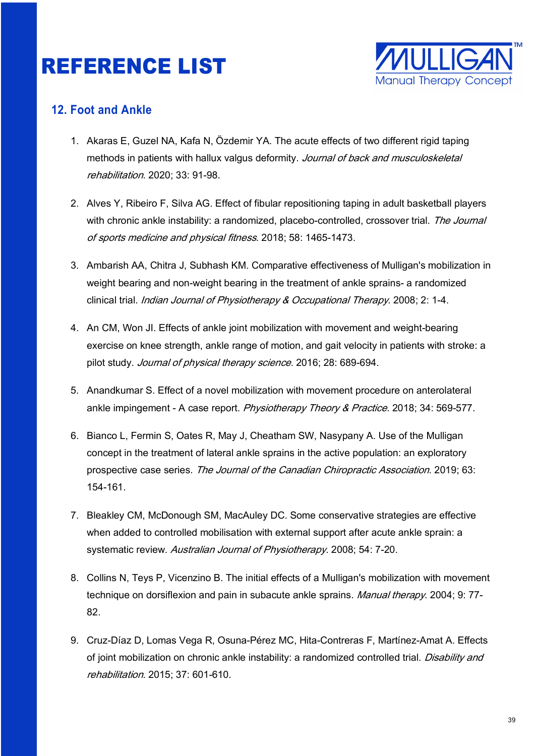# REFERENCE LIST

## 12. Foot and Ankle

1. Akaras E, Guzel NA, Kafa N, Özdemir YA. The acute effects of two different rigid taping methods in patients with hallux valgus deformity. *Journal of back and musculoskeletal rehabilitation*. 2020; 33: 91-98.

2. Alves Y, Ribeiro F, Silva AG. Effect of fibular repositioning taping in adult basketball players with chronic ankle instability: a randomized, placebo-controlled, crossover trial. *The Journal of sports medicine and physical fitness*. 2018; 58: 1465-1473.

3. Ambarish AA, Chitra J, Subhash KM. Comparative effectiveness of Mulligan's mobilization in weight bearing and non-weight bearing in the treatment of ankle sprains- a randomized clinical trial. *Indian Journal of Physiotherapy & Occupational Therapy*. 2008; 2: 1-4.

4. An CM, Won JI. Effects of ankle joint mobilization with movement and weight-bearing exercise on knee strength, ankle range of motion, and gait velocity in patients with stroke: a pilot study. *Journal of physical therapy science*. 2016; 28: 689-694.

5. Anandkumar S. Effect of a novel mobilization with movement procedure on anterolateral ankle impingement - A case report. *Physiotherapy Theory & Practice*. 2018; 34: 569-577.

6. Bianco L, Fermin S, Oates R, May J, Cheatham SW, Nasypany A. Use of the Mulligan concept in the treatment of lateral ankle sprains in the active population: an exploratory prospective case series. *The Journal of the Canadian Chiropractic Association*. 2019; 63: 154-161.

7. Bleakley CM, McDonough SM, MacAuley DC. Some conservative strategies are effective when added to controlled mobilisation with external support after acute ankle sprain: a systematic review. *Australian Journal of Physiotherapy*. 2008; 54: 7-20.

8. Collins N, Teys P, Vicenzino B. The initial effects of a Mulligan's mobilization with movement technique on dorsiflexion and pain in subacute ankle sprains. *Manual therapy*. 2004; 9: 77-82.

9. Cruz-Díaz D, Lomas Vega R, Osuna-Pérez MC, Hita-Contreras F, Martínez-Amat A. Effects of joint mobilization on chronic ankle instability: a randomized controlled trial. *Disability and rehabilitation*. 2015; 37: 601-610.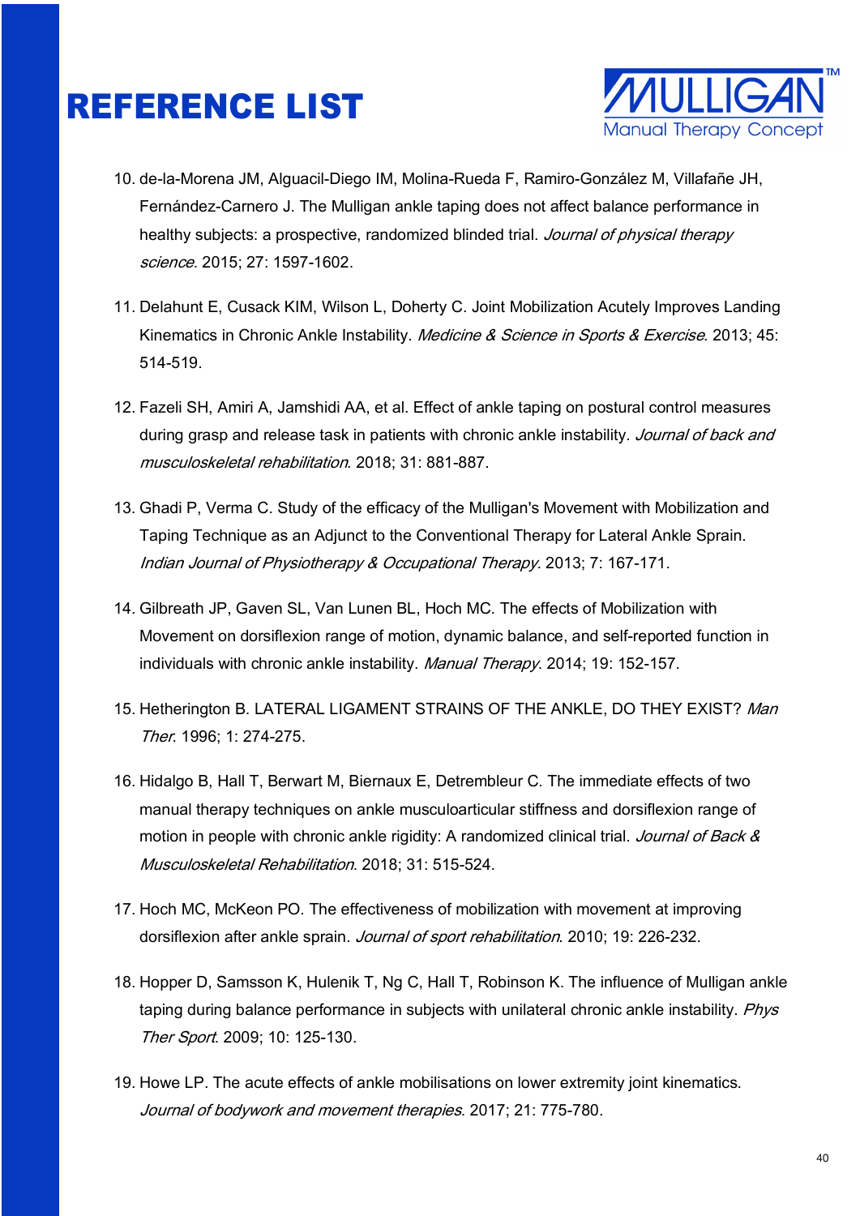# REFERENCE LIST

10. de-la-Morena JM, Alguacil-Diego IM, Molina-Rueda F, Ramiro-González M, Villafañe JH, Fernández-Carnero J. The Mulligan ankle taping does not affect balance performance in healthy subjects: a prospective, randomized blinded trial. *Journal of physical therapy science*. 2015; 27: 1597-1602.

11. Delahunt E, Cusack KIM, Wilson L, Doherty C. Joint Mobilization Acutely Improves Landing Kinematics in Chronic Ankle Instability. *Medicine & Science in Sports & Exercise*. 2013; 45: 514-519.

12. Fazeli SH, Amiri A, Jamshidi AA, et al. Effect of ankle taping on postural control measures during grasp and release task in patients with chronic ankle instability. *Journal of back and musculoskeletal rehabilitation*. 2018; 31: 881-887.

13. Ghadi P, Verma C. Study of the efficacy of the Mulligan's Movement with Mobilization and Taping Technique as an Adjunct to the Conventional Therapy for Lateral Ankle Sprain. *Indian Journal of Physiotherapy & Occupational Therapy*. 2013; 7: 167-171.

14. Gilbreath JP, Gaven SL, Van Lunen BL, Hoch MC. The effects of Mobilization with Movement on dorsiflexion range of motion, dynamic balance, and self-reported function in individuals with chronic ankle instability. *Manual Therapy*. 2014; 19: 152-157.

15. Hetherington B. LATERAL LIGAMENT STRAINS OF THE ANKLE, DO THEY EXIST? *Man Ther*. 1996; 1: 274-275.

16. Hidalgo B, Hall T, Berwart M, Biernaux E, Detrembleur C. The immediate effects of two manual therapy techniques on ankle musculoarticular stiffness and dorsiflexion range of motion in people with chronic ankle rigidity: A randomized clinical trial. *Journal of Back & Musculoskeletal Rehabilitation*. 2018; 31: 515-524.

17. Hoch MC, McKeon PO. The effectiveness of mobilization with movement at improving dorsiflexion after ankle sprain. *Journal of sport rehabilitation*. 2010; 19: 226-232.

18. Hopper D, Samsson K, Hulenik T, Ng C, Hall T, Robinson K. The influence of Mulligan ankle taping during balance performance in subjects with unilateral chronic ankle instability. *Phys Ther Sport*. 2009; 10: 125-130.

19. Howe LP. The acute effects of ankle mobilisations on lower extremity joint kinematics. *Journal of bodywork and movement therapies*. 2017; 21: 775-780.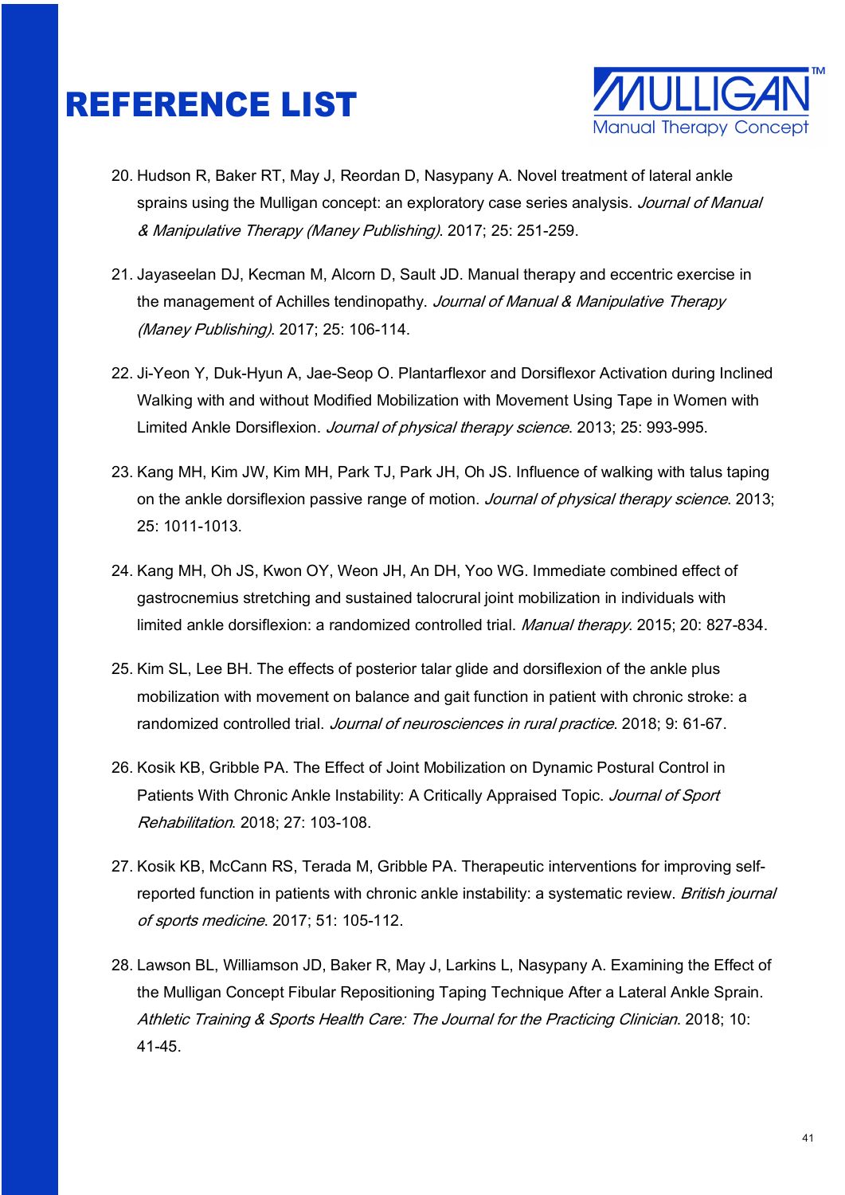# REFERENCE LIST

20. Hudson R, Baker RT, May J, Reordan D, Nasypany A. Novel treatment of lateral ankle sprains using the Mulligan concept: an exploratory case series analysis. *Journal of Manual & Manipulative Therapy (Maney Publishing)*. 2017; 25: 251-259.

21. Jayaseelan DJ, Kecman M, Alcorn D, Sault JD. Manual therapy and eccentric exercise in the management of Achilles tendinopathy. *Journal of Manual & Manipulative Therapy (Maney Publishing)*. 2017; 25: 106-114.

22. Ji-Yeon Y, Duk-Hyun A, Jae-Seop O. Plantarflexor and Dorsiflexor Activation during Inclined Walking with and without Modified Mobilization with Movement Using Tape in Women with Limited Ankle Dorsiflexion. *Journal of physical therapy science*. 2013; 25: 993-995.

23. Kang MH, Kim JW, Kim MH, Park TJ, Park JH, Oh JS. Influence of walking with talus taping on the ankle dorsiflexion passive range of motion. *Journal of physical therapy science*. 2013; 25: 1011-1013.

24. Kang MH, Oh JS, Kwon OY, Weon JH, An DH, Yoo WG. Immediate combined effect of gastrocnemius stretching and sustained talocrural joint mobilization in individuals with limited ankle dorsiflexion: a randomized controlled trial. *Manual therapy*. 2015; 20: 827-834.

25. Kim SL, Lee BH. The effects of posterior talar glide and dorsiflexion of the ankle plus mobilization with movement on balance and gait function in patient with chronic stroke: a randomized controlled trial. *Journal of neurosciences in rural practice*. 2018; 9: 61-67.

26. Kosik KB, Gribble PA. The Effect of Joint Mobilization on Dynamic Postural Control in Patients With Chronic Ankle Instability: A Critically Appraised Topic. *Journal of Sport Rehabilitation*. 2018; 27: 103-108.

27. Kosik KB, McCann RS, Terada M, Gribble PA. Therapeutic interventions for improving self-reported function in patients with chronic ankle instability: a systematic review. *British journal of sports medicine*. 2017; 51: 105-112.

28. Lawson BL, Williamson JD, Baker R, May J, Larkins L, Nasypany A. Examining the Effect of the Mulligan Concept Fibular Repositioning Taping Technique After a Lateral Ankle Sprain. *Athletic Training & Sports Health Care: The Journal for the Practicing Clinician*. 2018; 10: 41-45.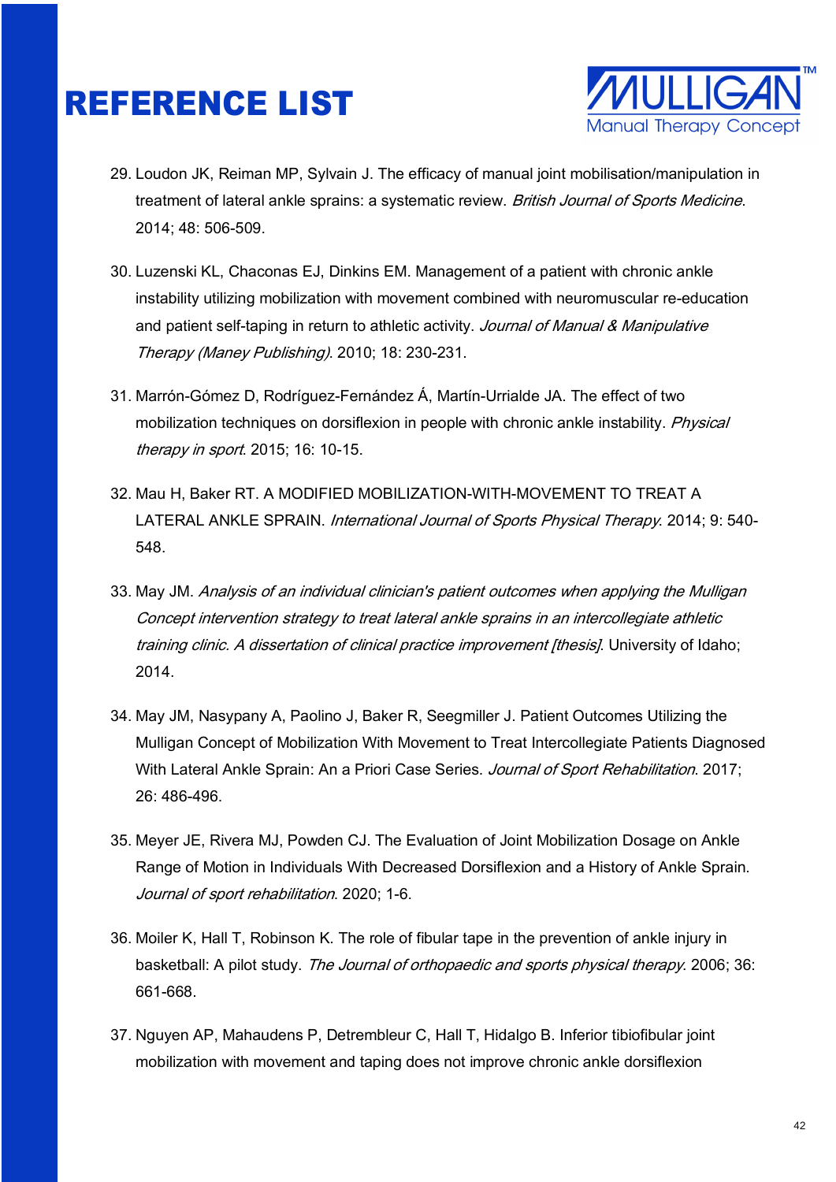# REFERENCE LIST

29. Loudon JK, Reiman MP, Sylvain J. The efficacy of manual joint mobilisation/manipulation in treatment of lateral ankle sprains: a systematic review. *British Journal of Sports Medicine*. 2014; 48: 506-509.

30. Luzenski KL, Chaconas EJ, Dinkins EM. Management of a patient with chronic ankle instability utilizing mobilization with movement combined with neuromuscular re-education and patient self-taping in return to athletic activity. *Journal of Manual & Manipulative Therapy (Maney Publishing)*. 2010; 18: 230-231.

31. Marrón-Gómez D, Rodríguez-Fernández Á, Martín-Urrialde JA. The effect of two mobilization techniques on dorsiflexion in people with chronic ankle instability. *Physical therapy in sport*. 2015; 16: 10-15.

32. Mau H, Baker RT. A MODIFIED MOBILIZATION-WITH-MOVEMENT TO TREAT A LATERAL ANKLE SPRAIN. *International Journal of Sports Physical Therapy*. 2014; 9: 540-548.

33. May JM. *Analysis of an individual clinician's patient outcomes when applying the Mulligan Concept intervention strategy to treat lateral ankle sprains in an intercollegiate athletic training clinic. A dissertation of clinical practice improvement [thesis]*. University of Idaho; 2014.

34. May JM, Nasypany A, Paolino J, Baker R, Seegmiller J. Patient Outcomes Utilizing the Mulligan Concept of Mobilization With Movement to Treat Intercollegiate Patients Diagnosed With Lateral Ankle Sprain: An a Priori Case Series. *Journal of Sport Rehabilitation*. 2017; 26: 486-496.

35. Meyer JE, Rivera MJ, Powden CJ. The Evaluation of Joint Mobilization Dosage on Ankle Range of Motion in Individuals With Decreased Dorsiflexion and a History of Ankle Sprain. *Journal of sport rehabilitation*. 2020; 1-6.

36. Moiler K, Hall T, Robinson K. The role of fibular tape in the prevention of ankle injury in basketball: A pilot study. *The Journal of orthopaedic and sports physical therapy*. 2006; 36: 661-668.

37. Nguyen AP, Mahaudens P, Detrembleur C, Hall T, Hidalgo B. Inferior tibiofibular joint mobilization with movement and taping does not improve chronic ankle dorsiflexion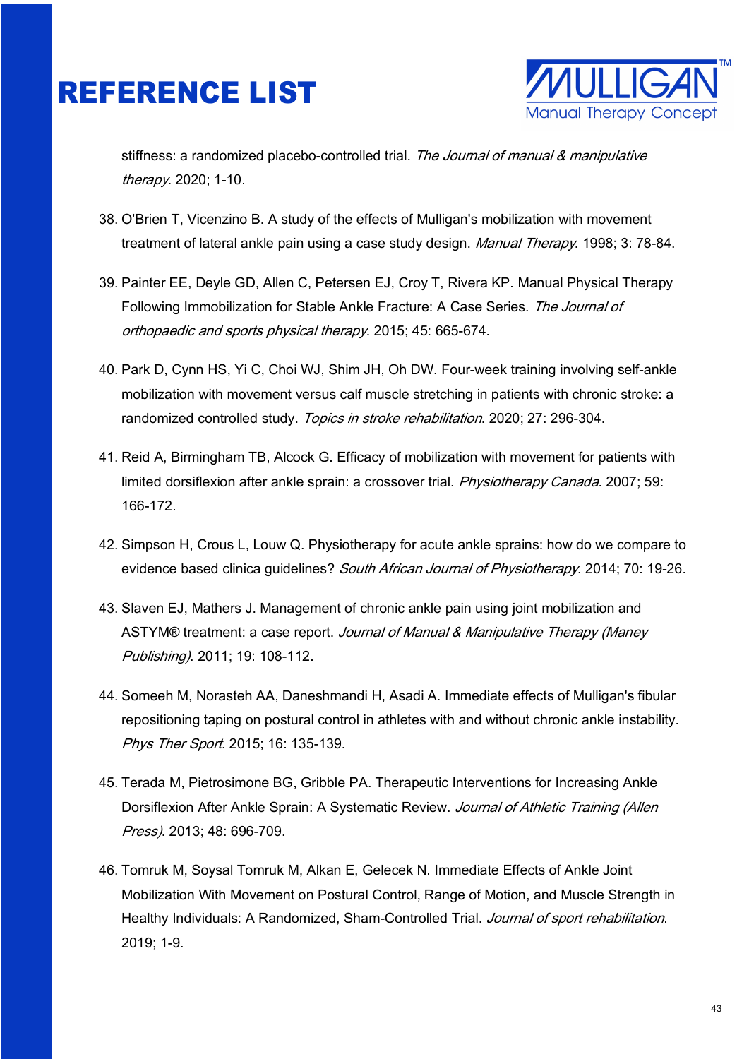# REFERENCE LIST

stiffness: a randomized placebo-controlled trial. *The Journal of manual & manipulative therapy*. 2020; 1-10.

38. O'Brien T, Vicenzino B. A study of the effects of Mulligan's mobilization with movement treatment of lateral ankle pain using a case study design. *Manual Therapy*. 1998; 3: 78-84.

39. Painter EE, Deyle GD, Allen C, Petersen EJ, Croy T, Rivera KP. Manual Physical Therapy Following Immobilization for Stable Ankle Fracture: A Case Series. *The Journal of orthopaedic and sports physical therapy*. 2015; 45: 665-674.

40. Park D, Cynn HS, Yi C, Choi WJ, Shim JH, Oh DW. Four-week training involving self-ankle mobilization with movement versus calf muscle stretching in patients with chronic stroke: a randomized controlled study. *Topics in stroke rehabilitation*. 2020; 27: 296-304.

41. Reid A, Birmingham TB, Alcock G. Efficacy of mobilization with movement for patients with limited dorsiflexion after ankle sprain: a crossover trial. *Physiotherapy Canada*. 2007; 59: 166-172.

42. Simpson H, Crous L, Louw Q. Physiotherapy for acute ankle sprains: how do we compare to evidence based clinica guidelines? *South African Journal of Physiotherapy*. 2014; 70: 19-26.

43. Slaven EJ, Mathers J. Management of chronic ankle pain using joint mobilization and ASTYM® treatment: a case report. *Journal of Manual & Manipulative Therapy (Maney Publishing)*. 2011; 19: 108-112.

44. Someeh M, Norasteh AA, Daneshmandi H, Asadi A. Immediate effects of Mulligan's fibular repositioning taping on postural control in athletes with and without chronic ankle instability. *Phys Ther Sport*. 2015; 16: 135-139.

45. Terada M, Pietrosimone BG, Gribble PA. Therapeutic Interventions for Increasing Ankle Dorsiflexion After Ankle Sprain: A Systematic Review. *Journal of Athletic Training (Allen Press)*. 2013; 48: 696-709.

46. Tomruk M, Soysal Tomruk M, Alkan E, Gelecek N. Immediate Effects of Ankle Joint Mobilization With Movement on Postural Control, Range of Motion, and Muscle Strength in Healthy Individuals: A Randomized, Sham-Controlled Trial. *Journal of sport rehabilitation*. 2019; 1-9.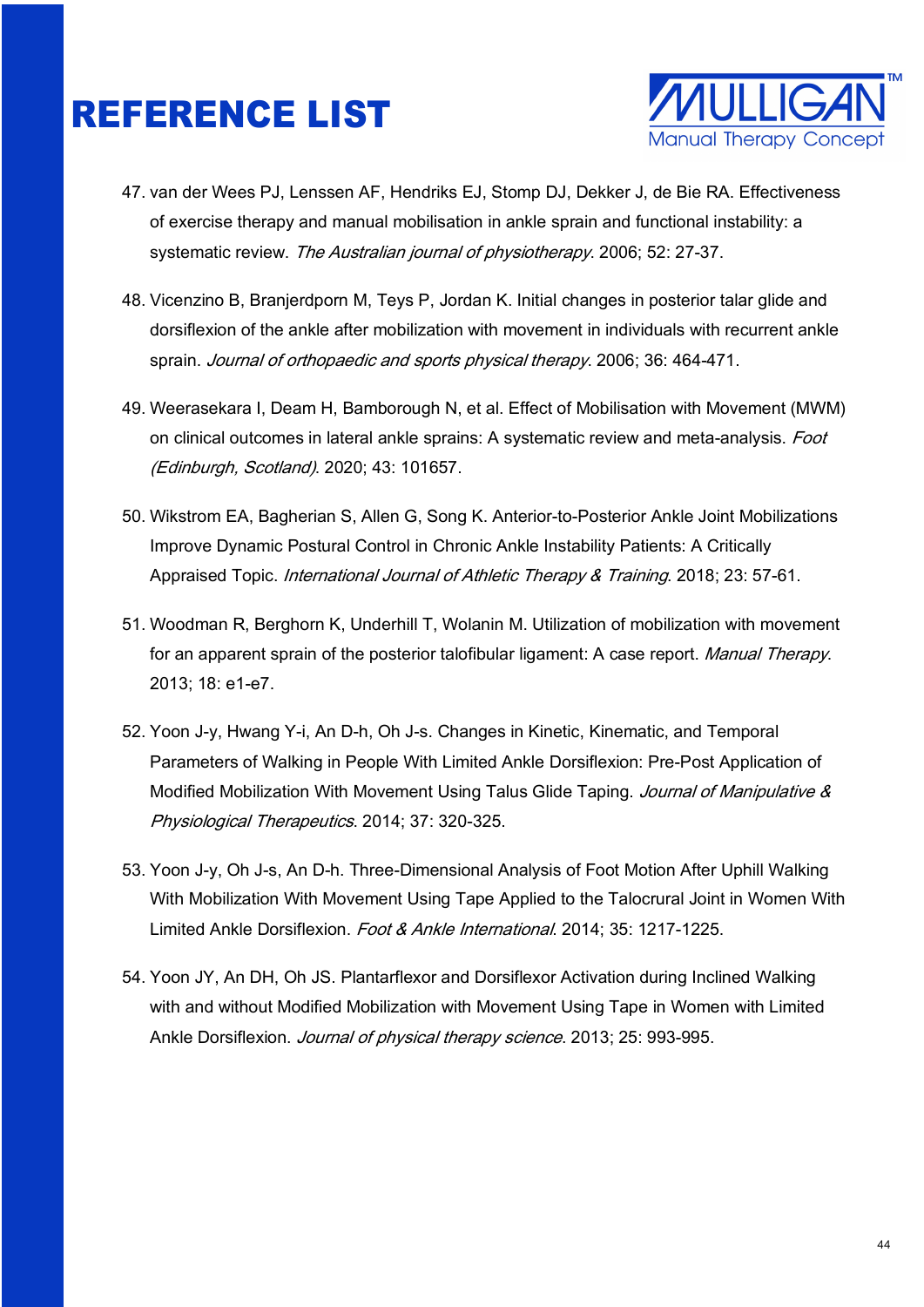# REFERENCE LIST

47. van der Wees PJ, Lenssen AF, Hendriks EJ, Stomp DJ, Dekker J, de Bie RA. Effectiveness of exercise therapy and manual mobilisation in ankle sprain and functional instability: a systematic review. *The Australian journal of physiotherapy*. 2006; 52: 27-37.

48. Vicenzino B, Branjerdporn M, Teys P, Jordan K. Initial changes in posterior talar glide and dorsiflexion of the ankle after mobilization with movement in individuals with recurrent ankle sprain. *Journal of orthopaedic and sports physical therapy*. 2006; 36: 464-471.

49. Weerasekara I, Deam H, Bamborough N, et al. Effect of Mobilisation with Movement (MWM) on clinical outcomes in lateral ankle sprains: A systematic review and meta-analysis. *Foot (Edinburgh, Scotland)*. 2020; 43: 101657.

50. Wikstrom EA, Bagherian S, Allen G, Song K. Anterior-to-Posterior Ankle Joint Mobilizations Improve Dynamic Postural Control in Chronic Ankle Instability Patients: A Critically Appraised Topic. *International Journal of Athletic Therapy & Training*. 2018; 23: 57-61.

51. Woodman R, Berghorn K, Underhill T, Wolanin M. Utilization of mobilization with movement for an apparent sprain of the posterior talofibular ligament: A case report. *Manual Therapy*. 2013; 18: e1-e7.

52. Yoon J-y, Hwang Y-i, An D-h, Oh J-s. Changes in Kinetic, Kinematic, and Temporal Parameters of Walking in People With Limited Ankle Dorsiflexion: Pre-Post Application of Modified Mobilization With Movement Using Talus Glide Taping. *Journal of Manipulative & Physiological Therapeutics*. 2014; 37: 320-325.

53. Yoon J-y, Oh J-s, An D-h. Three-Dimensional Analysis of Foot Motion After Uphill Walking With Mobilization With Movement Using Tape Applied to the Talocrural Joint in Women With Limited Ankle Dorsiflexion. *Foot & Ankle International*. 2014; 35: 1217-1225.

54. Yoon JY, An DH, Oh JS. Plantarflexor and Dorsiflexor Activation during Inclined Walking with and without Modified Mobilization with Movement Using Tape in Women with Limited Ankle Dorsiflexion. *Journal of physical therapy science*. 2013; 25: 993-995.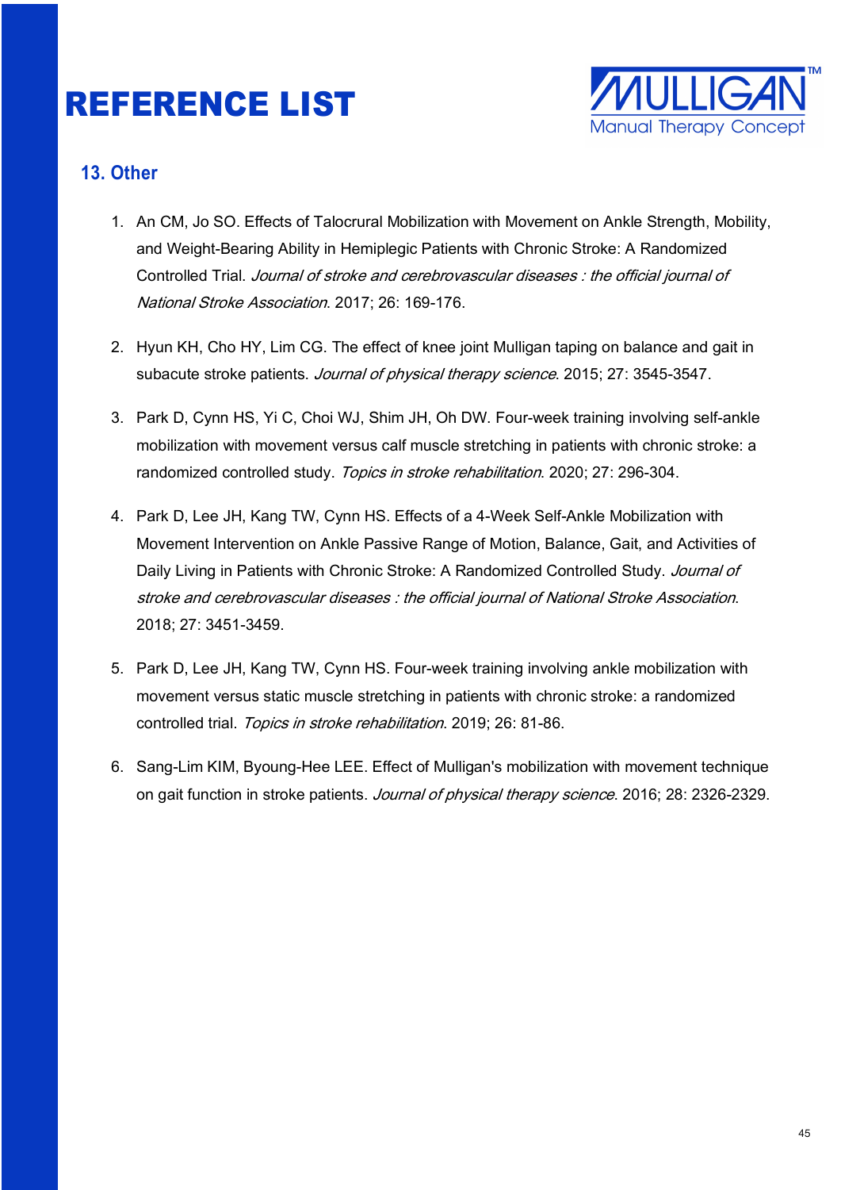# REFERENCE LIST

## 13. Other

1. An CM, Jo SO. Effects of Talocrural Mobilization with Movement on Ankle Strength, Mobility, and Weight-Bearing Ability in Hemiplegic Patients with Chronic Stroke: A Randomized Controlled Trial. *Journal of stroke and cerebrovascular diseases : the official journal of National Stroke Association*. 2017; 26: 169-176.

2. Hyun KH, Cho HY, Lim CG. The effect of knee joint Mulligan taping on balance and gait in subacute stroke patients. *Journal of physical therapy science*. 2015; 27: 3545-3547.

3. Park D, Cynn HS, Yi C, Choi WJ, Shim JH, Oh DW. Four-week training involving self-ankle mobilization with movement versus calf muscle stretching in patients with chronic stroke: a randomized controlled study. *Topics in stroke rehabilitation*. 2020; 27: 296-304.

4. Park D, Lee JH, Kang TW, Cynn HS. Effects of a 4-Week Self-Ankle Mobilization with Movement Intervention on Ankle Passive Range of Motion, Balance, Gait, and Activities of Daily Living in Patients with Chronic Stroke: A Randomized Controlled Study. *Journal of stroke and cerebrovascular diseases : the official journal of National Stroke Association*. 2018; 27: 3451-3459.

5. Park D, Lee JH, Kang TW, Cynn HS. Four-week training involving ankle mobilization with movement versus static muscle stretching in patients with chronic stroke: a randomized controlled trial. *Topics in stroke rehabilitation*. 2019; 26: 81-86.

6. Sang-Lim KIM, Byoung-Hee LEE. Effect of Mulligan's mobilization with movement technique on gait function in stroke patients. *Journal of physical therapy science*. 2016; 28: 2326-2329.